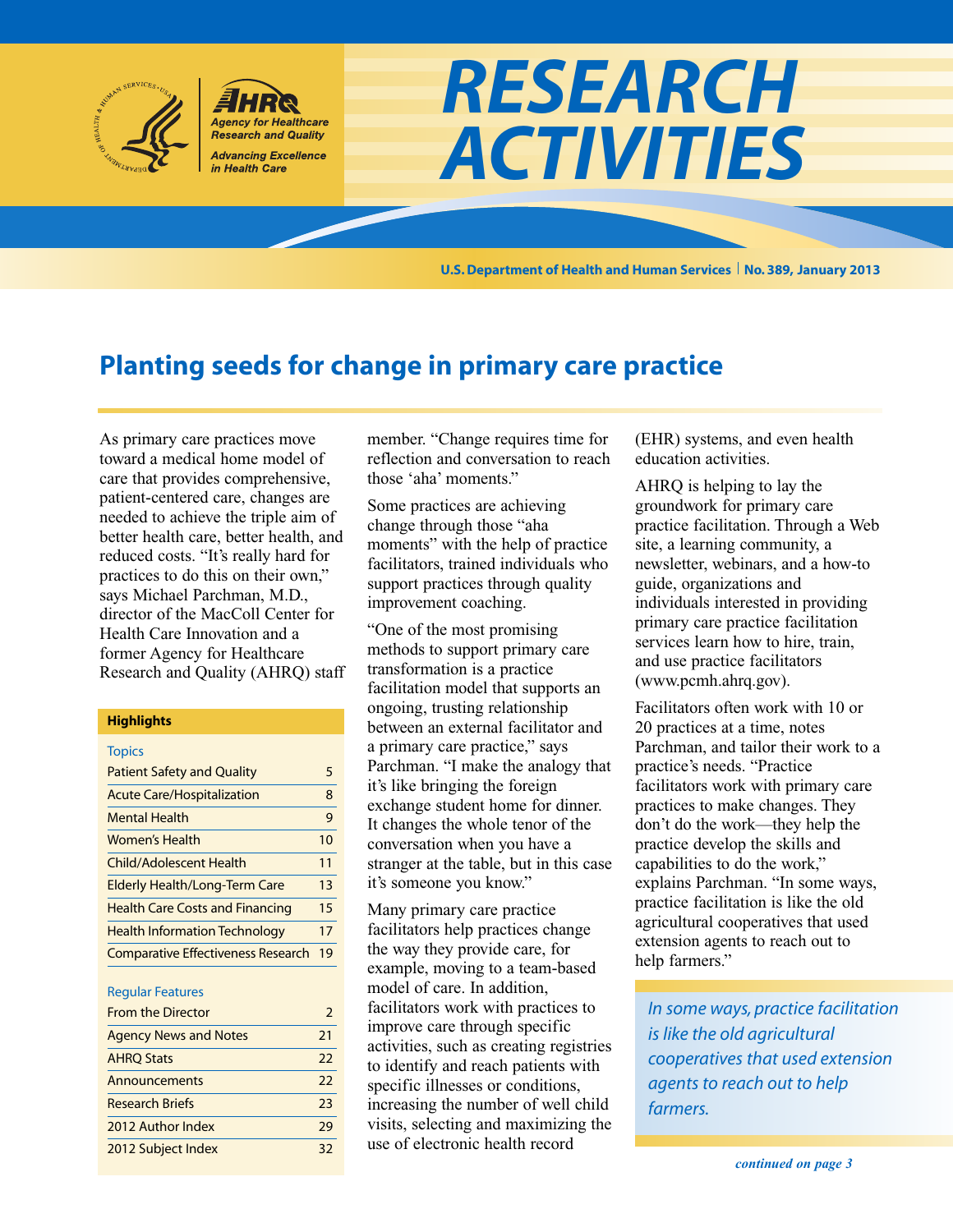# RESEARCH ACTIVITIES

U.S. Department of Health and Human Services | No. 389, January 2013

## Planting seeds for change in primary care practice

As primary care practices move toward a medical home model of care that provides comprehensive, patient-centered care, changes are needed to achieve the triple aim of better health care, better health, and reduced costs. "It's really hard for practices to do this on their own," says Michael Parchman, M.D., director of the MacColl Center for Health Care Innovation and a former Agency for Healthcare Research and Quality (AHRQ) staff member. "Change requires time for reflection and conversation to reach those 'aha' moments."

Some practices are achieving change through those "aha moments" with the help of practice facilitators, trained individuals who support practices through quality improvement coaching.

"One of the most promising methods to support primary care transformation is a practice facilitation model that supports an ongoing, trusting relationship between an external facilitator and a primary care practice," says Parchman. "I make the analogy that it's like bringing the foreign exchange student home for dinner. It changes the whole tenor of the conversation when you have a stranger at the table, but in this case it's someone you know."

Many primary care practice facilitators help practices change the way they provide care, for example, moving to a team-based model of care. In addition, facilitators work with practices to improve care through specific activities, such as creating registries to identify and reach patients with specific illnesses or conditions, increasing the number of well child visits, selecting and maximizing the use of electronic health record (EHR) systems, and even health education activities.

AHRQ is helping to lay the groundwork for primary care practice facilitation. Through a Web site, a learning community, a newsletter, webinars, and a how-to guide, organizations and individuals interested in providing primary care practice facilitation services learn how to hire, train, and use practice facilitators (www.pcmh.ahrq.gov).

Facilitators often work with 10 or 20 practices at a time, notes Parchman, and tailor their work to a practice's needs. "Practice facilitators work with primary care practices to make changes. They don't do the work—they help the practice develop the skills and capabilities to do the work," explains Parchman. "In some ways, practice facilitation is like the old agricultural cooperatives that used extension agents to reach out to help farmers."

> *In some ways, practice facilitation is like the old agricultural cooperatives that used extension agents to reach out to help farmers.*

*continued on page 3*

### Highlights

| Topics | |
|---|---|
| Patient Safety and Quality | 5 |
| Acute Care/Hospitalization | 8 |
| Mental Health | 9 |
| Women's Health | 10 |
| Child/Adolescent Health | 11 |
| Elderly Health/Long-Term Care | 13 |
| Health Care Costs and Financing | 15 |
| Health Information Technology | 17 |
| Comparative Effectiveness Research | 19 |

| Regular Features | |
|---|---|
| From the Director | 2 |
| Agency News and Notes | 21 |
| AHRQ Stats | 22 |
| Announcements | 22 |
| Research Briefs | 23 |
| 2012 Author Index | 29 |
| 2012 Subject Index | 32 |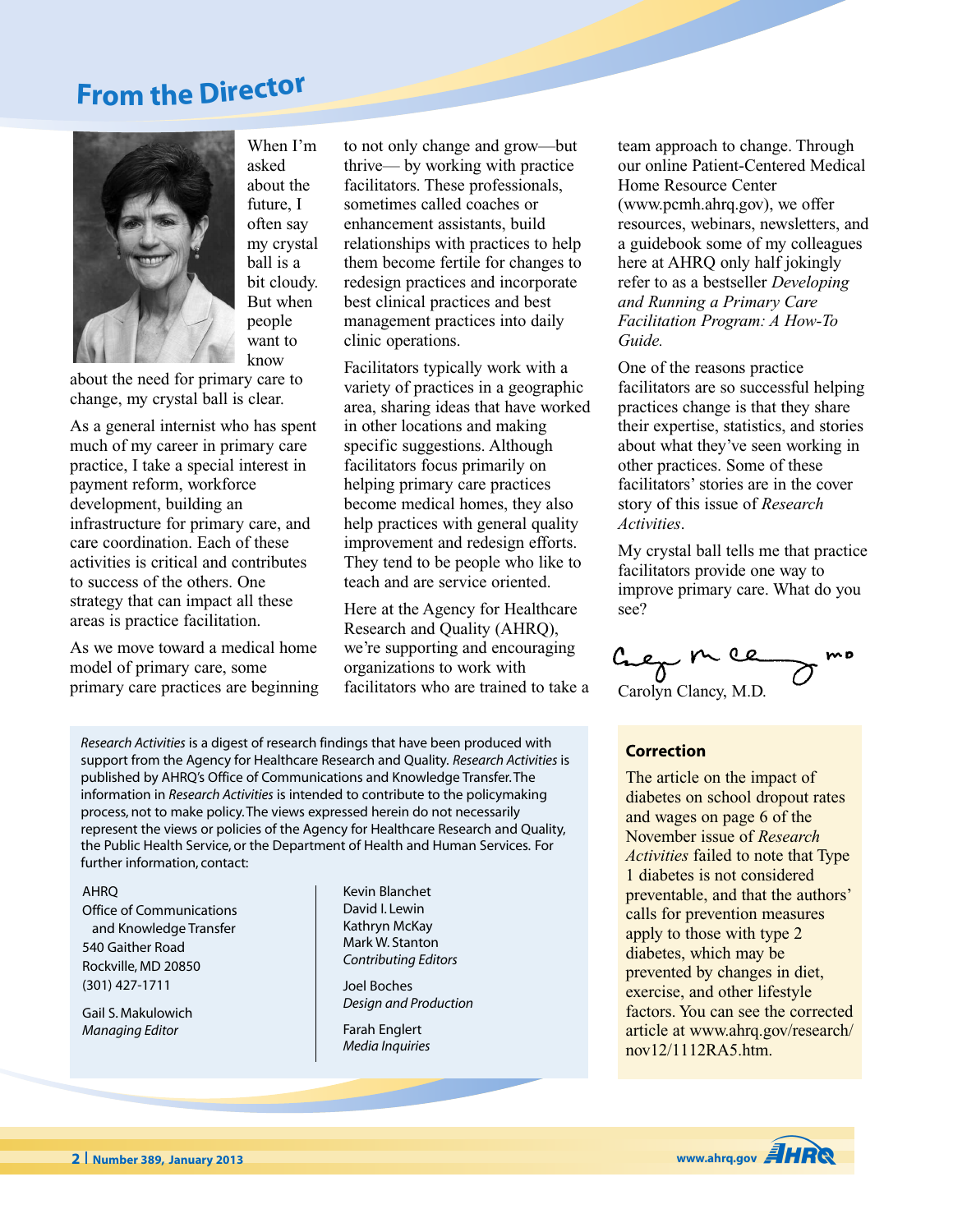## From the Director

When I'm asked about the future, I often say my crystal ball is a bit cloudy. But when people want to know about the need for primary care to change, my crystal ball is clear.

As a general internist who has spent much of my career in primary care practice, I take a special interest in payment reform, workforce development, building an infrastructure for primary care, and care coordination. Each of these activities is critical and contributes to success of the others. One strategy that can impact all these areas is practice facilitation.

As we move toward a medical home model of primary care, some primary care practices are beginning to not only change and grow—but thrive— by working with practice facilitators. These professionals, sometimes called coaches or enhancement assistants, build relationships with practices to help them become fertile for changes to redesign practices and incorporate best clinical practices and best management practices into daily clinic operations.

Facilitators typically work with a variety of practices in a geographic area, sharing ideas that have worked in other locations and making specific suggestions. Although facilitators focus primarily on helping primary care practices become medical homes, they also help practices with general quality improvement and redesign efforts. They tend to be people who like to teach and are service oriented.

Here at the Agency for Healthcare Research and Quality (AHRQ), we're supporting and encouraging organizations to work with facilitators who are trained to take a team approach to change. Through our online Patient-Centered Medical Home Resource Center (www.pcmh.ahrq.gov), we offer resources, webinars, newsletters, and a guidebook some of my colleagues here at AHRQ only half jokingly refer to as a bestseller *Developing and Running a Primary Care Facilitation Program: A How-To Guide.*

One of the reasons practice facilitators are so successful helping practices change is that they share their expertise, statistics, and stories about what they've seen working in other practices. Some of these facilitators' stories are in the cover story of this issue of *Research Activities*.

My crystal ball tells me that practice facilitators provide one way to improve primary care. What do you see?

Carolyn Clancy, M.D.

---

*Research Activities* is a digest of research findings that have been produced with support from the Agency for Healthcare Research and Quality. *Research Activities* is published by AHRQ's Office of Communications and Knowledge Transfer. The information in *Research Activities* is intended to contribute to the policymaking process, not to make policy. The views expressed herein do not necessarily represent the views or policies of the Agency for Healthcare Research and Quality, the Public Health Service, or the Department of Health and Human Services. For further information, contact:

AHRQ
Office of Communications and Knowledge Transfer
540 Gaither Road
Rockville, MD 20850
(301) 427-1711

Gail S. Makulowich
*Managing Editor*

Kevin Blanchet
David I. Lewin
Kathryn McKay
Mark W. Stanton
*Contributing Editors*

Joel Boches
*Design and Production*

Farah Englert
*Media Inquiries*

---

### Correction

The article on the impact of diabetes on school dropout rates and wages on page 6 of the November issue of *Research Activities* failed to note that Type 1 diabetes is not considered preventable, and that the authors' calls for prevention measures apply to those with type 2 diabetes, which may be prevented by changes in diet, exercise, and other lifestyle factors. You can see the corrected article at www.ahrq.gov/research/nov12/1112RA5.htm.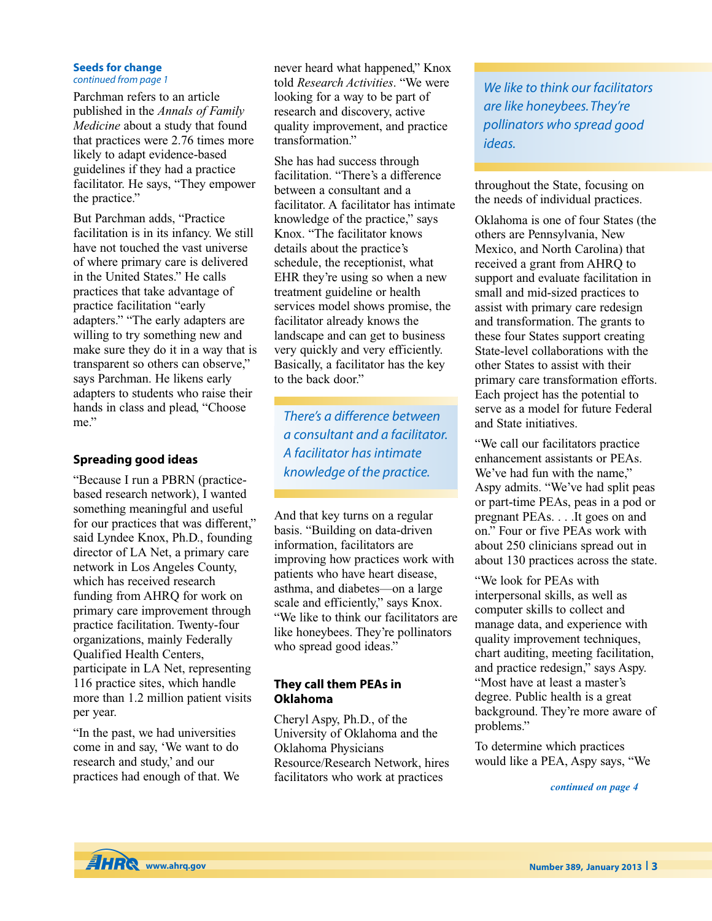**Seeds for change**
*continued from page 1*

Parchman refers to an article published in the *Annals of Family Medicine* about a study that found that practices were 2.76 times more likely to adapt evidence-based guidelines if they had a practice facilitator. He says, "They empower the practice."

But Parchman adds, "Practice facilitation is in its infancy. We still have not touched the vast universe of where primary care is delivered in the United States." He calls practices that take advantage of practice facilitation "early adapters." "The early adapters are willing to try something new and make sure they do it in a way that is transparent so others can observe," says Parchman. He likens early adapters to students who raise their hands in class and plead, "Choose me."

## Spreading good ideas

"Because I run a PBRN (practice-based research network), I wanted something meaningful and useful for our practices that was different," said Lyndee Knox, Ph.D., founding director of LA Net, a primary care network in Los Angeles County, which has received research funding from AHRQ for work on primary care improvement through practice facilitation. Twenty-four organizations, mainly Federally Qualified Health Centers, participate in LA Net, representing 116 practice sites, which handle more than 1.2 million patient visits per year.

"In the past, we had universities come in and say, 'We want to do research and study,' and our practices had enough of that. We never heard what happened," Knox told *Research Activities*. "We were looking for a way to be part of research and discovery, active quality improvement, and practice transformation."

She has had success through facilitation. "There's a difference between a consultant and a facilitator. A facilitator has intimate knowledge of the practice," says Knox. "The facilitator knows details about the practice's schedule, the receptionist, what EHR they're using so when a new treatment guideline or health services model shows promise, the facilitator already knows the landscape and can get to business very quickly and very efficiently. Basically, a facilitator has the key to the back door."

> *There's a difference between a consultant and a facilitator. A facilitator has intimate knowledge of the practice.*

And that key turns on a regular basis. "Building on data-driven information, facilitators are improving how practices work with patients who have heart disease, asthma, and diabetes—on a large scale and efficiently," says Knox. "We like to think our facilitators are like honeybees. They're pollinators who spread good ideas."

> *We like to think our facilitators are like honeybees. They're pollinators who spread good ideas.*

## They call them PEAs in Oklahoma

Cheryl Aspy, Ph.D., of the University of Oklahoma and the Oklahoma Physicians Resource/Research Network, hires facilitators who work at practices throughout the State, focusing on the needs of individual practices.

Oklahoma is one of four States (the others are Pennsylvania, New Mexico, and North Carolina) that received a grant from AHRQ to support and evaluate facilitation in small and mid-sized practices to assist with primary care redesign and transformation. The grants to these four States support creating State-level collaborations with the other States to assist with their primary care transformation efforts. Each project has the potential to serve as a model for future Federal and State initiatives.

"We call our facilitators practice enhancement assistants or PEAs. We've had fun with the name," Aspy admits. "We've had split peas or part-time PEAs, peas in a pod or pregnant PEAs. . . .It goes on and on." Four or five PEAs work with about 250 clinicians spread out in about 130 practices across the state.

"We look for PEAs with interpersonal skills, as well as computer skills to collect and manage data, and experience with quality improvement techniques, chart auditing, meeting facilitation, and practice redesign," says Aspy. "Most have at least a master's degree. Public health is a great background. They're more aware of problems."

To determine which practices would like a PEA, Aspy says, "We

*continued on page 4*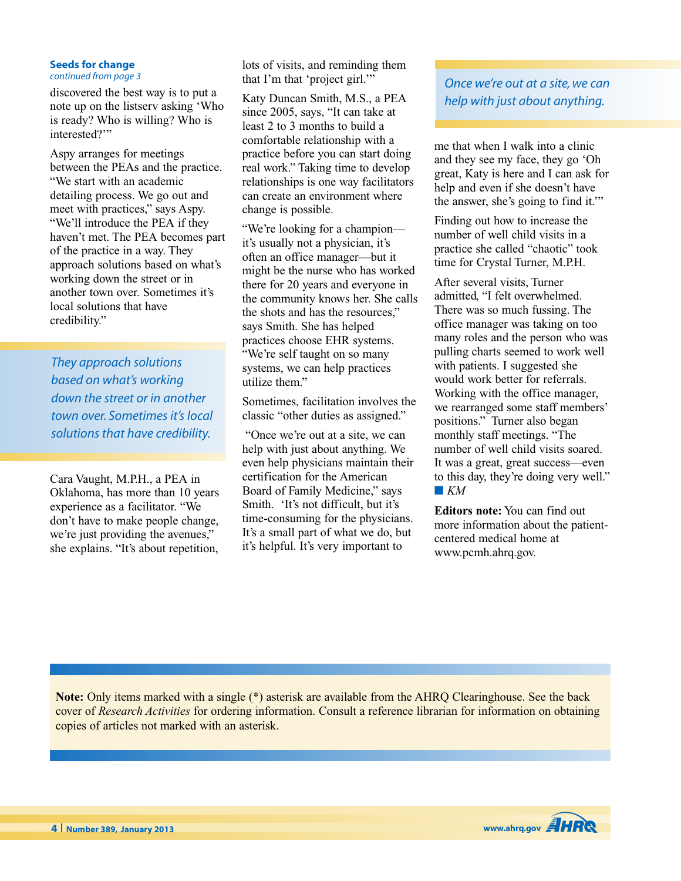**Seeds for change**
*continued from page 3*

discovered the best way is to put a note up on the listserv asking 'Who is ready? Who is willing? Who is interested?'"

Aspy arranges for meetings between the PEAs and the practice. "We start with an academic detailing process. We go out and meet with practices," says Aspy. "We'll introduce the PEA if they haven't met. The PEA becomes part of the practice in a way. They approach solutions based on what's working down the street or in another town over. Sometimes it's local solutions that have credibility."

*They approach solutions based on what's working down the street or in another town over. Sometimes it's local solutions that have credibility.*

Cara Vaught, M.P.H., a PEA in Oklahoma, has more than 10 years experience as a facilitator. "We don't have to make people change, we're just providing the avenues," she explains. "It's about repetition, lots of visits, and reminding them that I'm that 'project girl.'"

Katy Duncan Smith, M.S., a PEA since 2005, says, "It can take at least 2 to 3 months to build a comfortable relationship with a practice before you can start doing real work." Taking time to develop relationships is one way facilitators can create an environment where change is possible.

"We're looking for a champion—it's usually not a physician, it's often an office manager—but it might be the nurse who has worked there for 20 years and everyone in the community knows her. She calls the shots and has the resources," says Smith. She has helped practices choose EHR systems. "We're self taught on so many systems, we can help practices utilize them."

Sometimes, facilitation involves the classic "other duties as assigned."

"Once we're out at a site, we can help with just about anything. We even help physicians maintain their certification for the American Board of Family Medicine," says Smith. 'It's not difficult, but it's time-consuming for the physicians. It's a small part of what we do, but it's helpful. It's very important to me that when I walk into a clinic and they see my face, they go 'Oh great, Katy is here and I can ask for help and even if she doesn't have the answer, she's going to find it.'"

*Once we're out at a site, we can help with just about anything.*

Finding out how to increase the number of well child visits in a practice she called "chaotic" took time for Crystal Turner, M.P.H.

After several visits, Turner admitted, "I felt overwhelmed. There was so much fussing. The office manager was taking on too many roles and the person who was pulling charts seemed to work well with patients. I suggested she would work better for referrals. Working with the office manager, we rearranged some staff members' positions." Turner also began monthly staff meetings. "The number of well child visits soared. It was a great, great success—even to this day, they're doing very well." ■ *KM*

**Editors note:** You can find out more information about the patient-centered medical home at www.pcmh.ahrq.gov.

**Note:** Only items marked with a single (*) asterisk are available from the AHRQ Clearinghouse. See the back cover of *Research Activities* for ordering information. Consult a reference librarian for information on obtaining copies of articles not marked with an asterisk.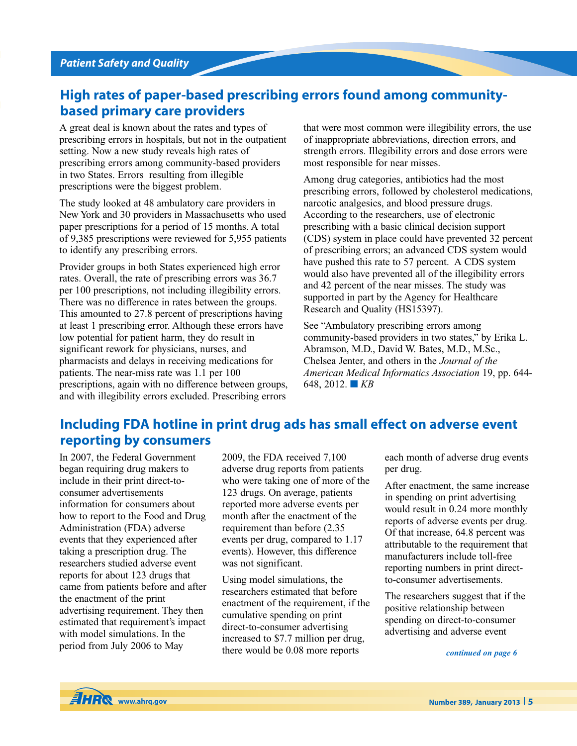## Patient Safety and Quality

## High rates of paper-based prescribing errors found among community-based primary care providers

A great deal is known about the rates and types of prescribing errors in hospitals, but not in the outpatient setting. Now a new study reveals high rates of prescribing errors among community-based providers in two States. Errors resulting from illegible prescriptions were the biggest problem.

The study looked at 48 ambulatory care providers in New York and 30 providers in Massachusetts who used paper prescriptions for a period of 15 months. A total of 9,385 prescriptions were reviewed for 5,955 patients to identify any prescribing errors.

Provider groups in both States experienced high error rates. Overall, the rate of prescribing errors was 36.7 per 100 prescriptions, not including illegibility errors. There was no difference in rates between the groups. This amounted to 27.8 percent of prescriptions having at least 1 prescribing error. Although these errors have low potential for patient harm, they do result in significant rework for physicians, nurses, and pharmacists and delays in receiving medications for patients. The near-miss rate was 1.1 per 100 prescriptions, again with no difference between groups, and with illegibility errors excluded. Prescribing errors that were most common were illegibility errors, the use of inappropriate abbreviations, direction errors, and strength errors. Illegibility errors and dose errors were most responsible for near misses.

Among drug categories, antibiotics had the most prescribing errors, followed by cholesterol medications, narcotic analgesics, and blood pressure drugs. According to the researchers, use of electronic prescribing with a basic clinical decision support (CDS) system in place could have prevented 32 percent of prescribing errors; an advanced CDS system would have pushed this rate to 57 percent. A CDS system would also have prevented all of the illegibility errors and 42 percent of the near misses. The study was supported in part by the Agency for Healthcare Research and Quality (HS15397).

See "Ambulatory prescribing errors among community-based providers in two states," by Erika L. Abramson, M.D., David W. Bates, M.D., M.Sc., Chelsea Jenter, and others in the *Journal of the American Medical Informatics Association* 19, pp. 644-648, 2012. ■ *KB*

## Including FDA hotline in print drug ads has small effect on adverse event reporting by consumers

In 2007, the Federal Government began requiring drug makers to include in their print direct-to-consumer advertisements information for consumers about how to report to the Food and Drug Administration (FDA) adverse events that they experienced after taking a prescription drug. The researchers studied adverse event reports for about 123 drugs that came from patients before and after the enactment of the print advertising requirement. They then estimated that requirement's impact with model simulations. In the period from July 2006 to May 2009, the FDA received 7,100 adverse drug reports from patients who were taking one of more of the 123 drugs. On average, patients reported more adverse events per month after the enactment of the requirement than before (2.35 events per drug, compared to 1.17 events). However, this difference was not significant.

Using model simulations, the researchers estimated that before enactment of the requirement, if the cumulative spending on print direct-to-consumer advertising increased to $7.7 million per drug, there would be 0.08 more reports each month of adverse drug events per drug.

After enactment, the same increase in spending on print advertising would result in 0.24 more monthly reports of adverse events per drug. Of that increase, 64.8 percent was attributable to the requirement that manufacturers include toll-free reporting numbers in print direct-to-consumer advertisements.

The researchers suggest that if the positive relationship between spending on direct-to-consumer advertising and adverse event

*continued on page 6*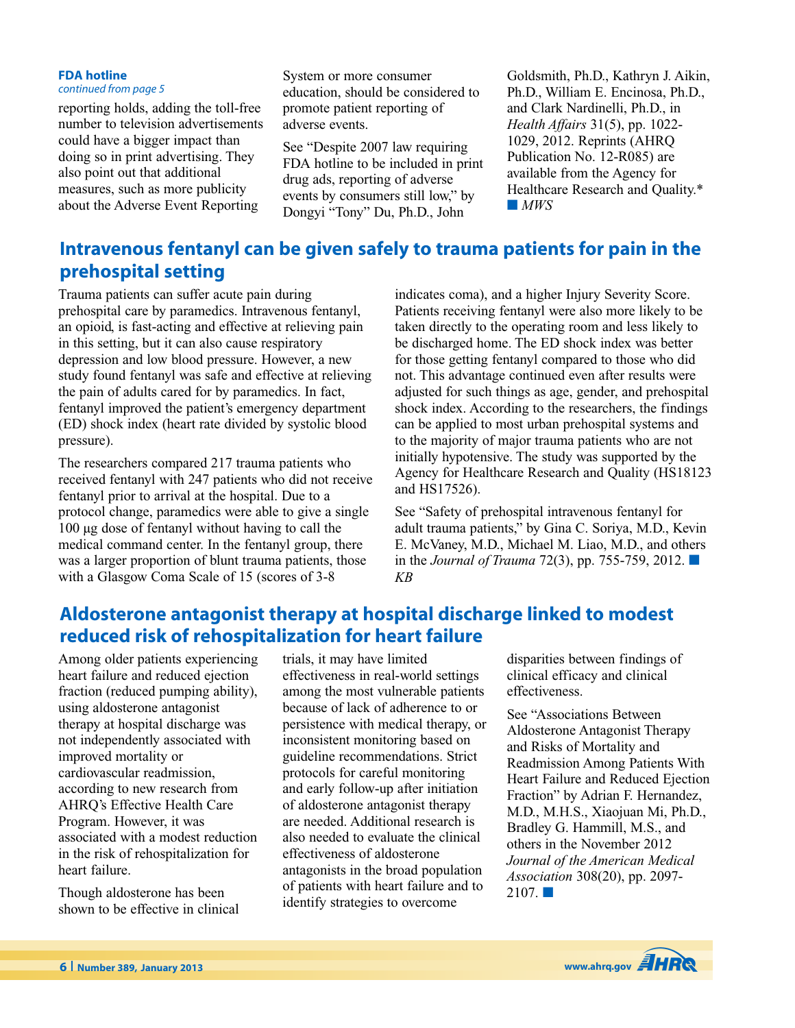**FDA hotline**
*continued from page 5*

reporting holds, adding the toll-free number to television advertisements could have a bigger impact than doing so in print advertising. They also point out that additional measures, such as more publicity about the Adverse Event Reporting System or more consumer education, should be considered to promote patient reporting of adverse events.

See "Despite 2007 law requiring FDA hotline to be included in print drug ads, reporting of adverse events by consumers still low," by Dongyi "Tony" Du, Ph.D., John Goldsmith, Ph.D., Kathryn J. Aikin, Ph.D., William E. Encinosa, Ph.D., and Clark Nardinelli, Ph.D., in *Health Affairs* 31(5), pp. 1022-1029, 2012. Reprints (AHRQ Publication No. 12-R085) are available from the Agency for Healthcare Research and Quality.* ■ *MWS*

## Intravenous fentanyl can be given safely to trauma patients for pain in the prehospital setting

Trauma patients can suffer acute pain during prehospital care by paramedics. Intravenous fentanyl, an opioid, is fast-acting and effective at relieving pain in this setting, but it can also cause respiratory depression and low blood pressure. However, a new study found fentanyl was safe and effective at relieving the pain of adults cared for by paramedics. In fact, fentanyl improved the patient's emergency department (ED) shock index (heart rate divided by systolic blood pressure).

The researchers compared 217 trauma patients who received fentanyl with 247 patients who did not receive fentanyl prior to arrival at the hospital. Due to a protocol change, paramedics were able to give a single 100 µg dose of fentanyl without having to call the medical command center. In the fentanyl group, there was a larger proportion of blunt trauma patients, those with a Glasgow Coma Scale of 15 (scores of 3-8 indicates coma), and a higher Injury Severity Score. Patients receiving fentanyl were also more likely to be taken directly to the operating room and less likely to be discharged home. The ED shock index was better for those getting fentanyl compared to those who did not. This advantage continued even after results were adjusted for such things as age, gender, and prehospital shock index. According to the researchers, the findings can be applied to most urban prehospital systems and to the majority of major trauma patients who are not initially hypotensive. The study was supported by the Agency for Healthcare Research and Quality (HS18123 and HS17526).

See "Safety of prehospital intravenous fentanyl for adult trauma patients," by Gina C. Soriya, M.D., Kevin E. McVaney, M.D., Michael M. Liao, M.D., and others in the *Journal of Trauma* 72(3), pp. 755-759, 2012. ■ *KB*

## Aldosterone antagonist therapy at hospital discharge linked to modest reduced risk of rehospitalization for heart failure

Among older patients experiencing heart failure and reduced ejection fraction (reduced pumping ability), using aldosterone antagonist therapy at hospital discharge was not independently associated with improved mortality or cardiovascular readmission, according to new research from AHRQ's Effective Health Care Program. However, it was associated with a modest reduction in the risk of rehospitalization for heart failure.

Though aldosterone has been shown to be effective in clinical trials, it may have limited effectiveness in real-world settings among the most vulnerable patients because of lack of adherence to or persistence with medical therapy, or inconsistent monitoring based on guideline recommendations. Strict protocols for careful monitoring and early follow-up after initiation of aldosterone antagonist therapy are needed. Additional research is also needed to evaluate the clinical effectiveness of aldosterone antagonists in the broad population of patients with heart failure and to identify strategies to overcome disparities between findings of clinical efficacy and clinical effectiveness.

See "Associations Between Aldosterone Antagonist Therapy and Risks of Mortality and Readmission Among Patients With Heart Failure and Reduced Ejection Fraction" by Adrian F. Hernandez, M.D., M.H.S., Xiaojuan Mi, Ph.D., Bradley G. Hammill, M.S., and others in the November 2012 *Journal of the American Medical Association* 308(20), pp. 2097-2107. ■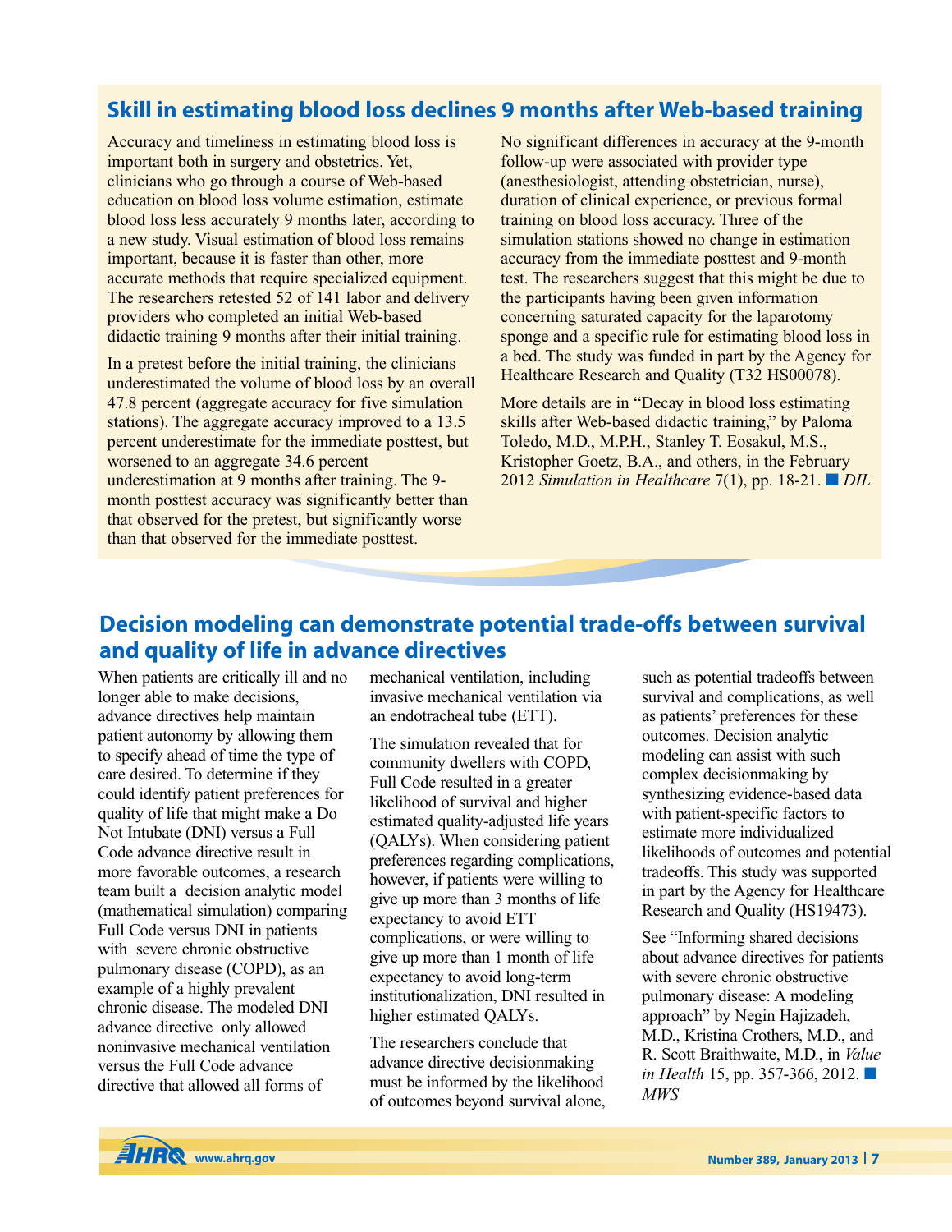## Skill in estimating blood loss declines 9 months after Web-based training

Accuracy and timeliness in estimating blood loss is important both in surgery and obstetrics. Yet, clinicians who go through a course of Web-based education on blood loss volume estimation, estimate blood loss less accurately 9 months later, according to a new study. Visual estimation of blood loss remains important, because it is faster than other, more accurate methods that require specialized equipment. The researchers retested 52 of 141 labor and delivery providers who completed an initial Web-based didactic training 9 months after their initial training.

In a pretest before the initial training, the clinicians underestimated the volume of blood loss by an overall 47.8 percent (aggregate accuracy for five simulation stations). The aggregate accuracy improved to a 13.5 percent underestimate for the immediate posttest, but worsened to an aggregate 34.6 percent underestimation at 9 months after training. The 9-month posttest accuracy was significantly better than that observed for the pretest, but significantly worse than that observed for the immediate posttest.

No significant differences in accuracy at the 9-month follow-up were associated with provider type (anesthesiologist, attending obstetrician, nurse), duration of clinical experience, or previous formal training on blood loss accuracy. Three of the simulation stations showed no change in estimation accuracy from the immediate posttest and 9-month test. The researchers suggest that this might be due to the participants having been given information concerning saturated capacity for the laparotomy sponge and a specific rule for estimating blood loss in a bed. The study was funded in part by the Agency for Healthcare Research and Quality (T32 HS00078).

More details are in "Decay in blood loss estimating skills after Web-based didactic training," by Paloma Toledo, M.D., M.P.H., Stanley T. Eosakul, M.S., Kristopher Goetz, B.A., and others, in the February 2012 *Simulation in Healthcare* 7(1), pp. 18-21. ■ *DIL*

## Decision modeling can demonstrate potential trade-offs between survival and quality of life in advance directives

When patients are critically ill and no longer able to make decisions, advance directives help maintain patient autonomy by allowing them to specify ahead of time the type of care desired. To determine if they could identify patient preferences for quality of life that might make a Do Not Intubate (DNI) versus a Full Code advance directive result in more favorable outcomes, a research team built a decision analytic model (mathematical simulation) comparing Full Code versus DNI in patients with severe chronic obstructive pulmonary disease (COPD), as an example of a highly prevalent chronic disease. The modeled DNI advance directive only allowed noninvasive mechanical ventilation versus the Full Code advance directive that allowed all forms of mechanical ventilation, including invasive mechanical ventilation via an endotracheal tube (ETT).

The simulation revealed that for community dwellers with COPD, Full Code resulted in a greater likelihood of survival and higher estimated quality-adjusted life years (QALYs). When considering patient preferences regarding complications, however, if patients were willing to give up more than 3 months of life expectancy to avoid ETT complications, or were willing to give up more than 1 month of life expectancy to avoid long-term institutionalization, DNI resulted in higher estimated QALYs.

The researchers conclude that advance directive decisionmaking must be informed by the likelihood of outcomes beyond survival alone, such as potential tradeoffs between survival and complications, as well as patients' preferences for these outcomes. Decision analytic modeling can assist with such complex decisionmaking by synthesizing evidence-based data with patient-specific factors to estimate more individualized likelihoods of outcomes and potential tradeoffs. This study was supported in part by the Agency for Healthcare Research and Quality (HS19473).

See "Informing shared decisions about advance directives for patients with severe chronic obstructive pulmonary disease: A modeling approach" by Negin Hajizadeh, M.D., Kristina Crothers, M.D., and R. Scott Braithwaite, M.D., in *Value in Health* 15, pp. 357-366, 2012. ■ *MWS*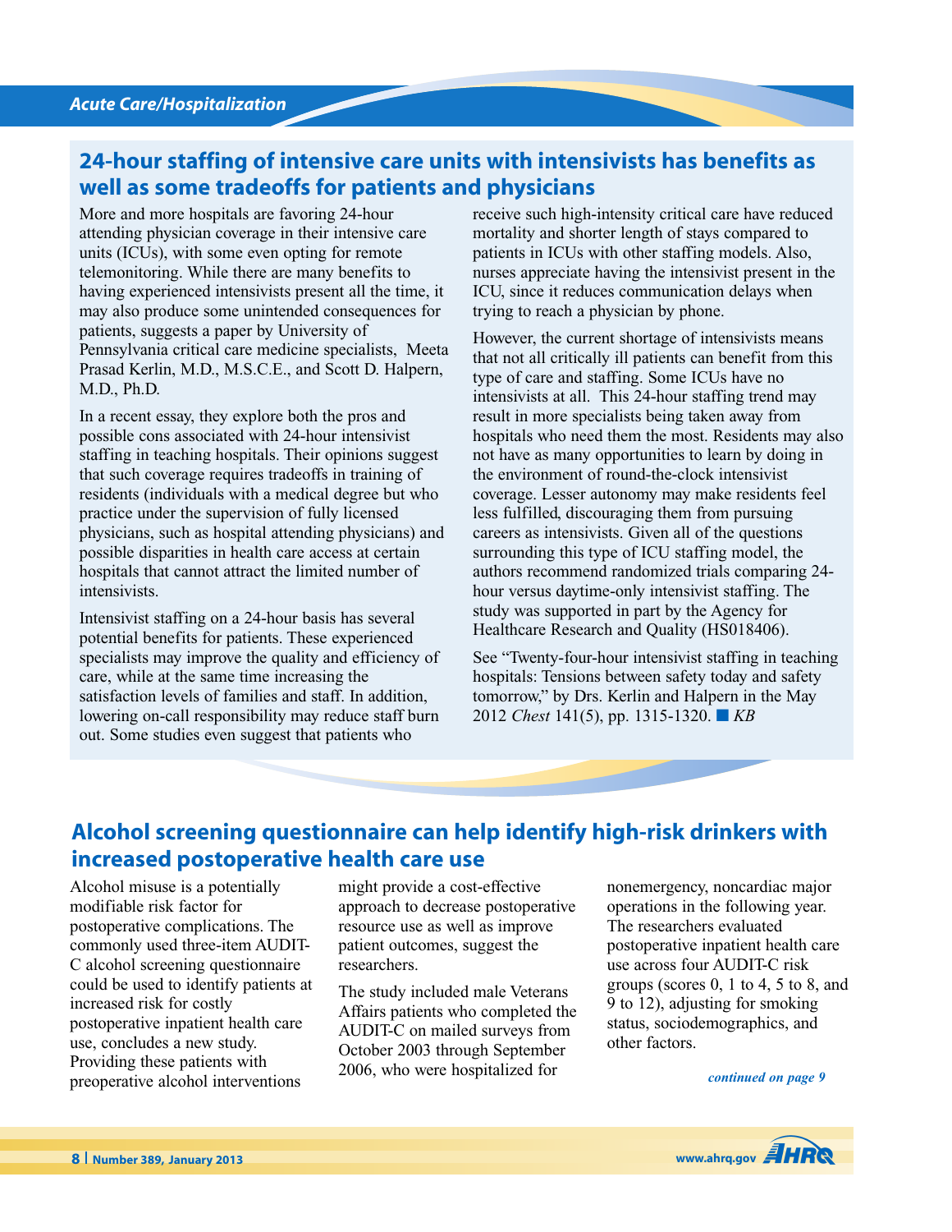## 24-hour staffing of intensive care units with intensivists has benefits as well as some tradeoffs for patients and physicians

More and more hospitals are favoring 24-hour attending physician coverage in their intensive care units (ICUs), with some even opting for remote telemonitoring. While there are many benefits to having experienced intensivists present all the time, it may also produce some unintended consequences for patients, suggests a paper by University of Pennsylvania critical care medicine specialists, Meeta Prasad Kerlin, M.D., M.S.C.E., and Scott D. Halpern, M.D., Ph.D.

In a recent essay, they explore both the pros and possible cons associated with 24-hour intensivist staffing in teaching hospitals. Their opinions suggest that such coverage requires tradeoffs in training of residents (individuals with a medical degree but who practice under the supervision of fully licensed physicians, such as hospital attending physicians) and possible disparities in health care access at certain hospitals that cannot attract the limited number of intensivists.

Intensivist staffing on a 24-hour basis has several potential benefits for patients. These experienced specialists may improve the quality and efficiency of care, while at the same time increasing the satisfaction levels of families and staff. In addition, lowering on-call responsibility may reduce staff burn out. Some studies even suggest that patients who receive such high-intensity critical care have reduced mortality and shorter length of stays compared to patients in ICUs with other staffing models. Also, nurses appreciate having the intensivist present in the ICU, since it reduces communication delays when trying to reach a physician by phone.

However, the current shortage of intensivists means that not all critically ill patients can benefit from this type of care and staffing. Some ICUs have no intensivists at all. This 24-hour staffing trend may result in more specialists being taken away from hospitals who need them the most. Residents may also not have as many opportunities to learn by doing in the environment of round-the-clock intensivist coverage. Lesser autonomy may make residents feel less fulfilled, discouraging them from pursuing careers as intensivists. Given all of the questions surrounding this type of ICU staffing model, the authors recommend randomized trials comparing 24-hour versus daytime-only intensivist staffing. The study was supported in part by the Agency for Healthcare Research and Quality (HS018406).

See "Twenty-four-hour intensivist staffing in teaching hospitals: Tensions between safety today and safety tomorrow," by Drs. Kerlin and Halpern in the May 2012 *Chest* 141(5), pp. 1315-1320. ■ *KB*

## Alcohol screening questionnaire can help identify high-risk drinkers with increased postoperative health care use

Alcohol misuse is a potentially modifiable risk factor for postoperative complications. The commonly used three-item AUDIT-C alcohol screening questionnaire could be used to identify patients at increased risk for costly postoperative inpatient health care use, concludes a new study. Providing these patients with preoperative alcohol interventions might provide a cost-effective approach to decrease postoperative resource use as well as improve patient outcomes, suggest the researchers.

The study included male Veterans Affairs patients who completed the AUDIT-C on mailed surveys from October 2003 through September 2006, who were hospitalized for nonemergency, noncardiac major operations in the following year. The researchers evaluated postoperative inpatient health care use across four AUDIT-C risk groups (scores 0, 1 to 4, 5 to 8, and 9 to 12), adjusting for smoking status, sociodemographics, and other factors.

*continued on page 9*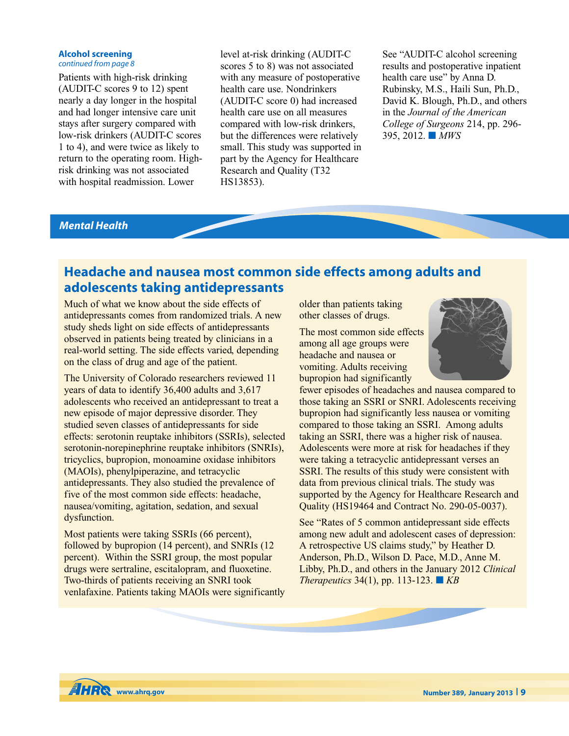### Alcohol screening

*continued from page 8*

Patients with high-risk drinking (AUDIT-C scores 9 to 12) spent nearly a day longer in the hospital and had longer intensive care unit stays after surgery compared with low-risk drinkers (AUDIT-C scores 1 to 4), and were twice as likely to return to the operating room. High-risk drinking was not associated with hospital readmission. Lower level at-risk drinking (AUDIT-C scores 5 to 8) was not associated with any measure of postoperative health care use. Nondrinkers (AUDIT-C score 0) had increased health care use on all measures compared with low-risk drinkers, but the differences were relatively small. This study was supported in part by the Agency for Healthcare Research and Quality (T32 HS13853).

See "AUDIT-C alcohol screening results and postoperative inpatient health care use" by Anna D. Rubinsky, M.S., Haili Sun, Ph.D., David K. Blough, Ph.D., and others in the *Journal of the American College of Surgeons* 214, pp. 296-395, 2012. ■ *MWS*

## Mental Health

### Headache and nausea most common side effects among adults and adolescents taking antidepressants

Much of what we know about the side effects of antidepressants comes from randomized trials. A new study sheds light on side effects of antidepressants observed in patients being treated by clinicians in a real-world setting. The side effects varied, depending on the class of drug and age of the patient.

The University of Colorado researchers reviewed 11 years of data to identify 36,400 adults and 3,617 adolescents who received an antidepressant to treat a new episode of major depressive disorder. They studied seven classes of antidepressants for side effects: serotonin reuptake inhibitors (SSRIs), selected serotonin-norepinephrine reuptake inhibitors (SNRIs), tricyclics, bupropion, monoamine oxidase inhibitors (MAOIs), phenylpiperazine, and tetracyclic antidepressants. They also studied the prevalence of five of the most common side effects: headache, nausea/vomiting, agitation, sedation, and sexual dysfunction.

Most patients were taking SSRIs (66 percent), followed by bupropion (14 percent), and SNRIs (12 percent). Within the SSRI group, the most popular drugs were sertraline, escitalopram, and fluoxetine. Two-thirds of patients receiving an SNRI took venlafaxine. Patients taking MAOIs were significantly older than patients taking other classes of drugs.

The most common side effects among all age groups were headache and nausea or vomiting. Adults receiving bupropion had significantly fewer episodes of headaches and nausea compared with those taking an SSRI or SNRI. Adolescents receiving bupropion had significantly less nausea or vomiting compared to those taking an SSRI. Among adults taking an SSRI, there was a higher risk of nausea. Adolescents were more at risk for headaches if they were taking a tetracyclic antidepressant verses an SSRI. The results of this study were consistent with data from previous clinical trials. The study was supported by the Agency for Healthcare Research and Quality (HS19464 and Contract No. 290-05-0037).

See "Rates of 5 common antidepressant side effects among new adult and adolescent cases of depression: A retrospective US claims study," by Heather D. Anderson, Ph.D., Wilson D. Pace, M.D., Anne M. Libby, Ph.D., and others in the January 2012 *Clinical Therapeutics* 34(1), pp. 113-123. ■ *KB*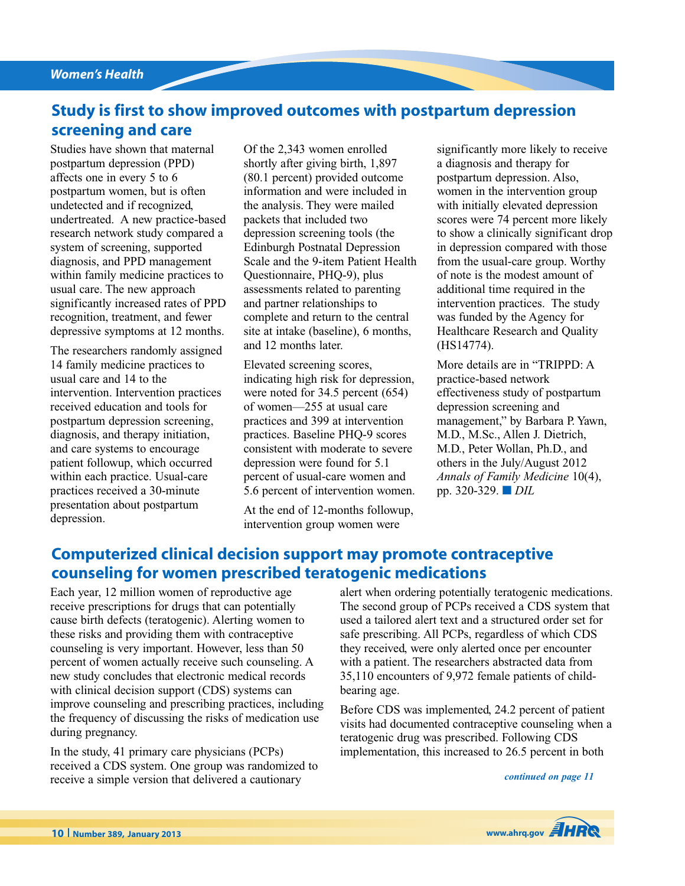## Study is first to show improved outcomes with postpartum depression screening and care

Studies have shown that maternal postpartum depression (PPD) affects one in every 5 to 6 postpartum women, but is often undetected and if recognized, undertreated. A new practice-based research network study compared a system of screening, supported diagnosis, and PPD management within family medicine practices to usual care. The new approach significantly increased rates of PPD recognition, treatment, and fewer depressive symptoms at 12 months.

The researchers randomly assigned 14 family medicine practices to usual care and 14 to the intervention. Intervention practices received education and tools for postpartum depression screening, diagnosis, and therapy initiation, and care systems to encourage patient followup, which occurred within each practice. Usual-care practices received a 30-minute presentation about postpartum depression.

Of the 2,343 women enrolled shortly after giving birth, 1,897 (80.1 percent) provided outcome information and were included in the analysis. They were mailed packets that included two depression screening tools (the Edinburgh Postnatal Depression Scale and the 9-item Patient Health Questionnaire, PHQ-9), plus assessments related to parenting and partner relationships to complete and return to the central site at intake (baseline), 6 months, and 12 months later.

Elevated screening scores, indicating high risk for depression, were noted for 34.5 percent (654) of women—255 at usual care practices and 399 at intervention practices. Baseline PHQ-9 scores consistent with moderate to severe depression were found for 5.1 percent of usual-care women and 5.6 percent of intervention women.

At the end of 12-months followup, intervention group women were significantly more likely to receive a diagnosis and therapy for postpartum depression. Also, women in the intervention group with initially elevated depression scores were 74 percent more likely to show a clinically significant drop in depression compared with those from the usual-care group. Worthy of note is the modest amount of additional time required in the intervention practices. The study was funded by the Agency for Healthcare Research and Quality (HS14774).

More details are in "TRIPPD: A practice-based network effectiveness study of postpartum depression screening and management," by Barbara P. Yawn, M.D., M.Sc., Allen J. Dietrich, M.D., Peter Wollan, Ph.D., and others in the July/August 2012 *Annals of Family Medicine* 10(4), pp. 320-329. ■ *DIL*

## Computerized clinical decision support may promote contraceptive counseling for women prescribed teratogenic medications

Each year, 12 million women of reproductive age receive prescriptions for drugs that can potentially cause birth defects (teratogenic). Alerting women to these risks and providing them with contraceptive counseling is very important. However, less than 50 percent of women actually receive such counseling. A new study concludes that electronic medical records with clinical decision support (CDS) systems can improve counseling and prescribing practices, including the frequency of discussing the risks of medication use during pregnancy.

In the study, 41 primary care physicians (PCPs) received a CDS system. One group was randomized to receive a simple version that delivered a cautionary alert when ordering potentially teratogenic medications. The second group of PCPs received a CDS system that used a tailored alert text and a structured order set for safe prescribing. All PCPs, regardless of which CDS they received, were only alerted once per encounter with a patient. The researchers abstracted data from 35,110 encounters of 9,972 female patients of child-bearing age.

Before CDS was implemented, 24.2 percent of patient visits had documented contraceptive counseling when a teratogenic drug was prescribed. Following CDS implementation, this increased to 26.5 percent in both

*continued on page 11*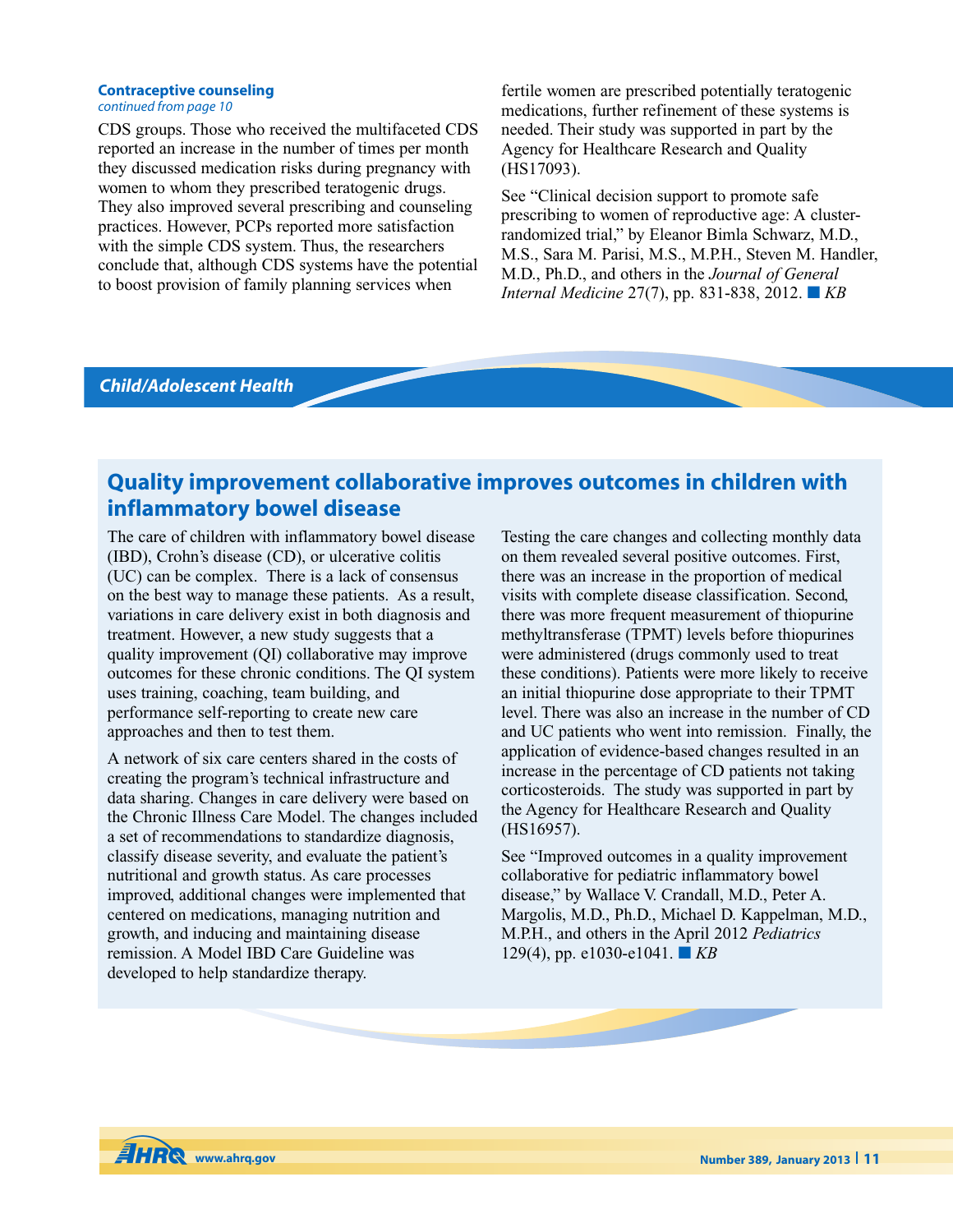**Contraceptive counseling**
*continued from page 10*

CDS groups. Those who received the multifaceted CDS reported an increase in the number of times per month they discussed medication risks during pregnancy with women to whom they prescribed teratogenic drugs. They also improved several prescribing and counseling practices. However, PCPs reported more satisfaction with the simple CDS system. Thus, the researchers conclude that, although CDS systems have the potential to boost provision of family planning services when fertile women are prescribed potentially teratogenic medications, further refinement of these systems is needed. Their study was supported in part by the Agency for Healthcare Research and Quality (HS17093).

See "Clinical decision support to promote safe prescribing to women of reproductive age: A cluster-randomized trial," by Eleanor Bimla Schwarz, M.D., M.S., Sara M. Parisi, M.S., M.P.H., Steven M. Handler, M.D., Ph.D., and others in the *Journal of General Internal Medicine* 27(7), pp. 831-838, 2012. ■ *KB*

## Child/Adolescent Health

### Quality improvement collaborative improves outcomes in children with inflammatory bowel disease

The care of children with inflammatory bowel disease (IBD), Crohn's disease (CD), or ulcerative colitis (UC) can be complex. There is a lack of consensus on the best way to manage these patients. As a result, variations in care delivery exist in both diagnosis and treatment. However, a new study suggests that a quality improvement (QI) collaborative may improve outcomes for these chronic conditions. The QI system uses training, coaching, team building, and performance self-reporting to create new care approaches and then to test them.

A network of six care centers shared in the costs of creating the program's technical infrastructure and data sharing. Changes in care delivery were based on the Chronic Illness Care Model. The changes included a set of recommendations to standardize diagnosis, classify disease severity, and evaluate the patient's nutritional and growth status. As care processes improved, additional changes were implemented that centered on medications, managing nutrition and growth, and inducing and maintaining disease remission. A Model IBD Care Guideline was developed to help standardize therapy.

Testing the care changes and collecting monthly data on them revealed several positive outcomes. First, there was an increase in the proportion of medical visits with complete disease classification. Second, there was more frequent measurement of thiopurine methyltransferase (TPMT) levels before thiopurines were administered (drugs commonly used to treat these conditions). Patients were more likely to receive an initial thiopurine dose appropriate to their TPMT level. There was also an increase in the number of CD and UC patients who went into remission. Finally, the application of evidence-based changes resulted in an increase in the percentage of CD patients not taking corticosteroids. The study was supported in part by the Agency for Healthcare Research and Quality (HS16957).

See "Improved outcomes in a quality improvement collaborative for pediatric inflammatory bowel disease," by Wallace V. Crandall, M.D., Peter A. Margolis, M.D., Ph.D., Michael D. Kappelman, M.D., M.P.H., and others in the April 2012 *Pediatrics* 129(4), pp. e1030-e1041. ■ *KB*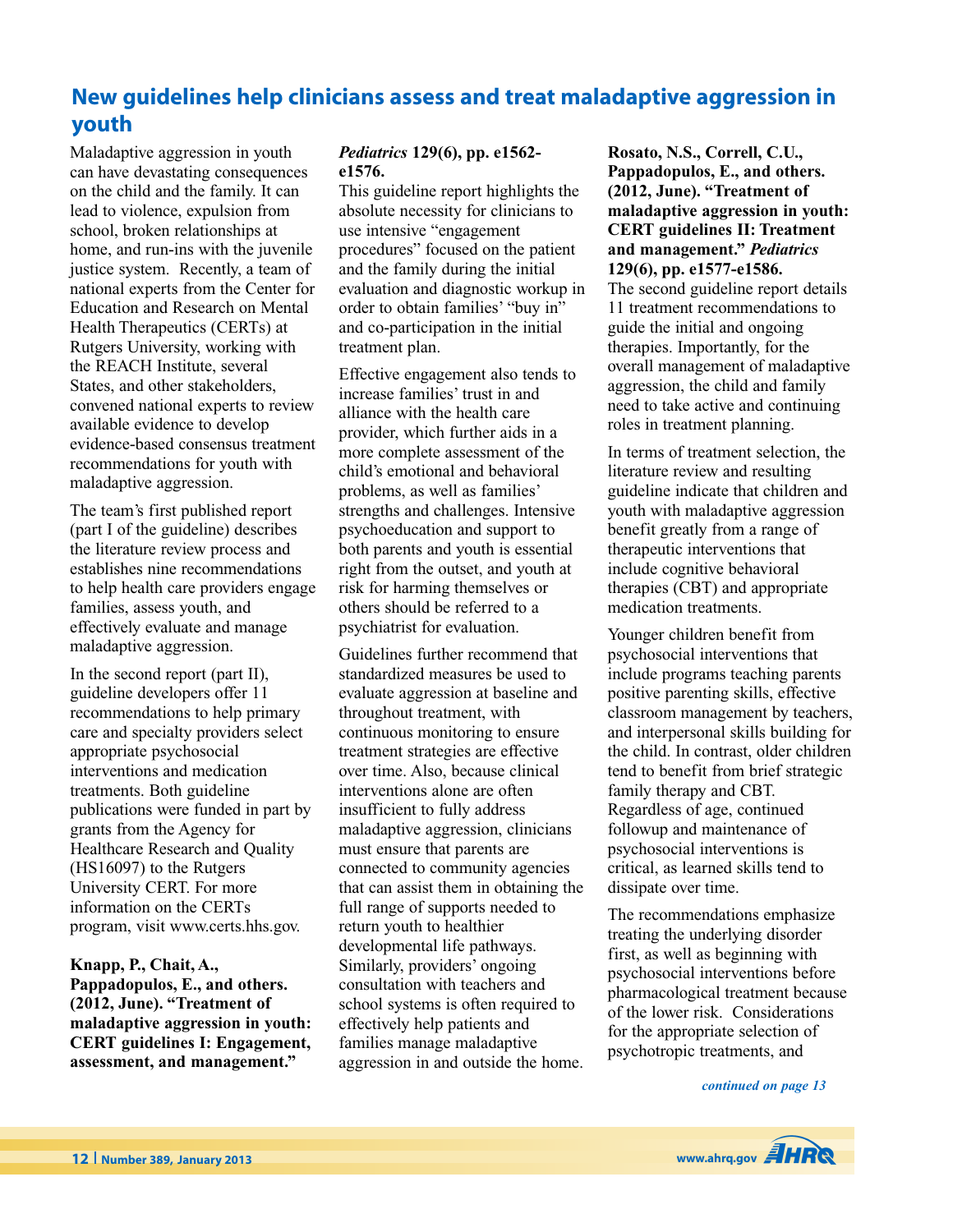## New guidelines help clinicians assess and treat maladaptive aggression in youth

Maladaptive aggression in youth can have devastating consequences on the child and the family. It can lead to violence, expulsion from school, broken relationships at home, and run-ins with the juvenile justice system. Recently, a team of national experts from the Center for Education and Research on Mental Health Therapeutics (CERTs) at Rutgers University, working with the REACH Institute, several States, and other stakeholders, convened national experts to review available evidence to develop evidence-based consensus treatment recommendations for youth with maladaptive aggression.

The team's first published report (part I of the guideline) describes the literature review process and establishes nine recommendations to help health care providers engage families, assess youth, and effectively evaluate and manage maladaptive aggression.

In the second report (part II), guideline developers offer 11 recommendations to help primary care and specialty providers select appropriate psychosocial interventions and medication treatments. Both guideline publications were funded in part by grants from the Agency for Healthcare Research and Quality (HS16097) to the Rutgers University CERT. For more information on the CERTs program, visit www.certs.hhs.gov.

**Knapp, P., Chait, A., Pappadopulos, E., and others. (2012, June). "Treatment of maladaptive aggression in youth: CERT guidelines I: Engagement, assessment, and management."** ***Pediatrics*** **129(6), pp. e1562-e1576.**

This guideline report highlights the absolute necessity for clinicians to use intensive "engagement procedures" focused on the patient and the family during the initial evaluation and diagnostic workup in order to obtain families' "buy in" and co-participation in the initial treatment plan.

Effective engagement also tends to increase families' trust in and alliance with the health care provider, which further aids in a more complete assessment of the child's emotional and behavioral problems, as well as families' strengths and challenges. Intensive psychoeducation and support to both parents and youth is essential right from the outset, and youth at risk for harming themselves or others should be referred to a psychiatrist for evaluation.

Guidelines further recommend that standardized measures be used to evaluate aggression at baseline and throughout treatment, with continuous monitoring to ensure treatment strategies are effective over time. Also, because clinical interventions alone are often insufficient to fully address maladaptive aggression, clinicians must ensure that parents are connected to community agencies that can assist them in obtaining the full range of supports needed to return youth to healthier developmental life pathways. Similarly, providers' ongoing consultation with teachers and school systems is often required to effectively help patients and families manage maladaptive aggression in and outside the home.

**Rosato, N.S., Correll, C.U., Pappadopulos, E., and others. (2012, June). "Treatment of maladaptive aggression in youth: CERT guidelines II: Treatment and management."** ***Pediatrics*** **129(6), pp. e1577-e1586.**

The second guideline report details 11 treatment recommendations to guide the initial and ongoing therapies. Importantly, for the overall management of maladaptive aggression, the child and family need to take active and continuing roles in treatment planning.

In terms of treatment selection, the literature review and resulting guideline indicate that children and youth with maladaptive aggression benefit greatly from a range of therapeutic interventions that include cognitive behavioral therapies (CBT) and appropriate medication treatments.

Younger children benefit from psychosocial interventions that include programs teaching parents positive parenting skills, effective classroom management by teachers, and interpersonal skills building for the child. In contrast, older children tend to benefit from brief strategic family therapy and CBT. Regardless of age, continued followup and maintenance of psychosocial interventions is critical, as learned skills tend to dissipate over time.

The recommendations emphasize treating the underlying disorder first, as well as beginning with psychosocial interventions before pharmacological treatment because of the lower risk. Considerations for the appropriate selection of psychotropic treatments, and

*continued on page 13*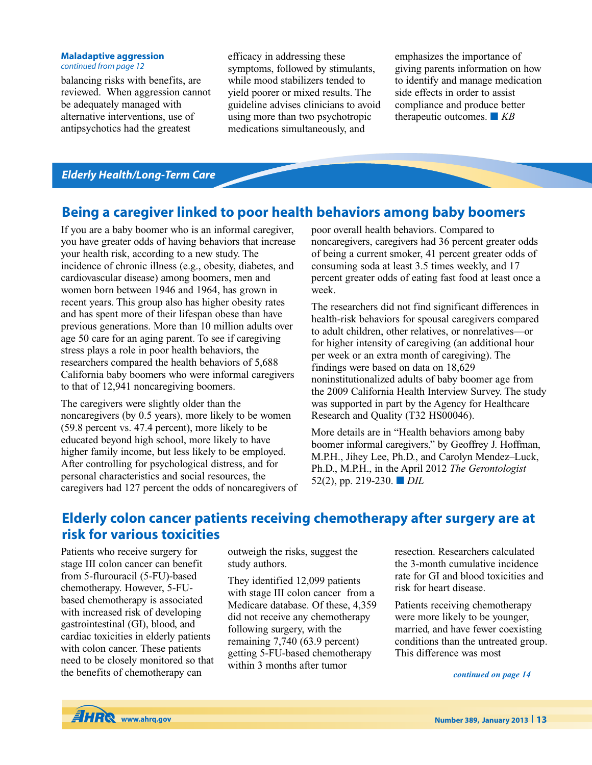**Maladaptive aggression**
*continued from page 12*

balancing risks with benefits, are reviewed. When aggression cannot be adequately managed with alternative interventions, use of antipsychotics had the greatest efficacy in addressing these symptoms, followed by stimulants, while mood stabilizers tended to yield poorer or mixed results. The guideline advises clinicians to avoid using more than two psychotropic medications simultaneously, and emphasizes the importance of giving parents information on how to identify and manage medication side effects in order to assist compliance and produce better therapeutic outcomes. ■ *KB*

***Elderly Health/Long-Term Care***

## Being a caregiver linked to poor health behaviors among baby boomers

If you are a baby boomer who is an informal caregiver, you have greater odds of having behaviors that increase your health risk, according to a new study. The incidence of chronic illness (e.g., obesity, diabetes, and cardiovascular disease) among boomers, men and women born between 1946 and 1964, has grown in recent years. This group also has higher obesity rates and has spent more of their lifespan obese than have previous generations. More than 10 million adults over age 50 care for an aging parent. To see if caregiving stress plays a role in poor health behaviors, the researchers compared the health behaviors of 5,688 California baby boomers who were informal caregivers to that of 12,941 noncaregiving boomers.

The caregivers were slightly older than the noncaregivers (by 0.5 years), more likely to be women (59.8 percent vs. 47.4 percent), more likely to be educated beyond high school, more likely to have higher family income, but less likely to be employed. After controlling for psychological distress, and for personal characteristics and social resources, the caregivers had 127 percent the odds of noncaregivers of poor overall health behaviors. Compared to noncaregivers, caregivers had 36 percent greater odds of being a current smoker, 41 percent greater odds of consuming soda at least 3.5 times weekly, and 17 percent greater odds of eating fast food at least once a week.

The researchers did not find significant differences in health-risk behaviors for spousal caregivers compared to adult children, other relatives, or nonrelatives—or for higher intensity of caregiving (an additional hour per week or an extra month of caregiving). The findings were based on data on 18,629 noninstitutionalized adults of baby boomer age from the 2009 California Health Interview Survey. The study was supported in part by the Agency for Healthcare Research and Quality (T32 HS00046).

More details are in "Health behaviors among baby boomer informal caregivers," by Geoffrey J. Hoffman, M.P.H., Jihey Lee, Ph.D., and Carolyn Mendez–Luck, Ph.D., M.P.H., in the April 2012 *The Gerontologist* 52(2), pp. 219-230. ■ *DIL*

## Elderly colon cancer patients receiving chemotherapy after surgery are at risk for various toxicities

Patients who receive surgery for stage III colon cancer can benefit from 5-flurouracil (5-FU)-based chemotherapy. However, 5-FU-based chemotherapy is associated with increased risk of developing gastrointestinal (GI), blood, and cardiac toxicities in elderly patients with colon cancer. These patients need to be closely monitored so that the benefits of chemotherapy can outweigh the risks, suggest the study authors.

They identified 12,099 patients with stage III colon cancer from a Medicare database. Of these, 4,359 did not receive any chemotherapy following surgery, with the remaining 7,740 (63.9 percent) getting 5-FU-based chemotherapy within 3 months after tumor resection. Researchers calculated the 3-month cumulative incidence rate for GI and blood toxicities and risk for heart disease.

Patients receiving chemotherapy were more likely to be younger, married, and have fewer coexisting conditions than the untreated group. This difference was most

*continued on page 14*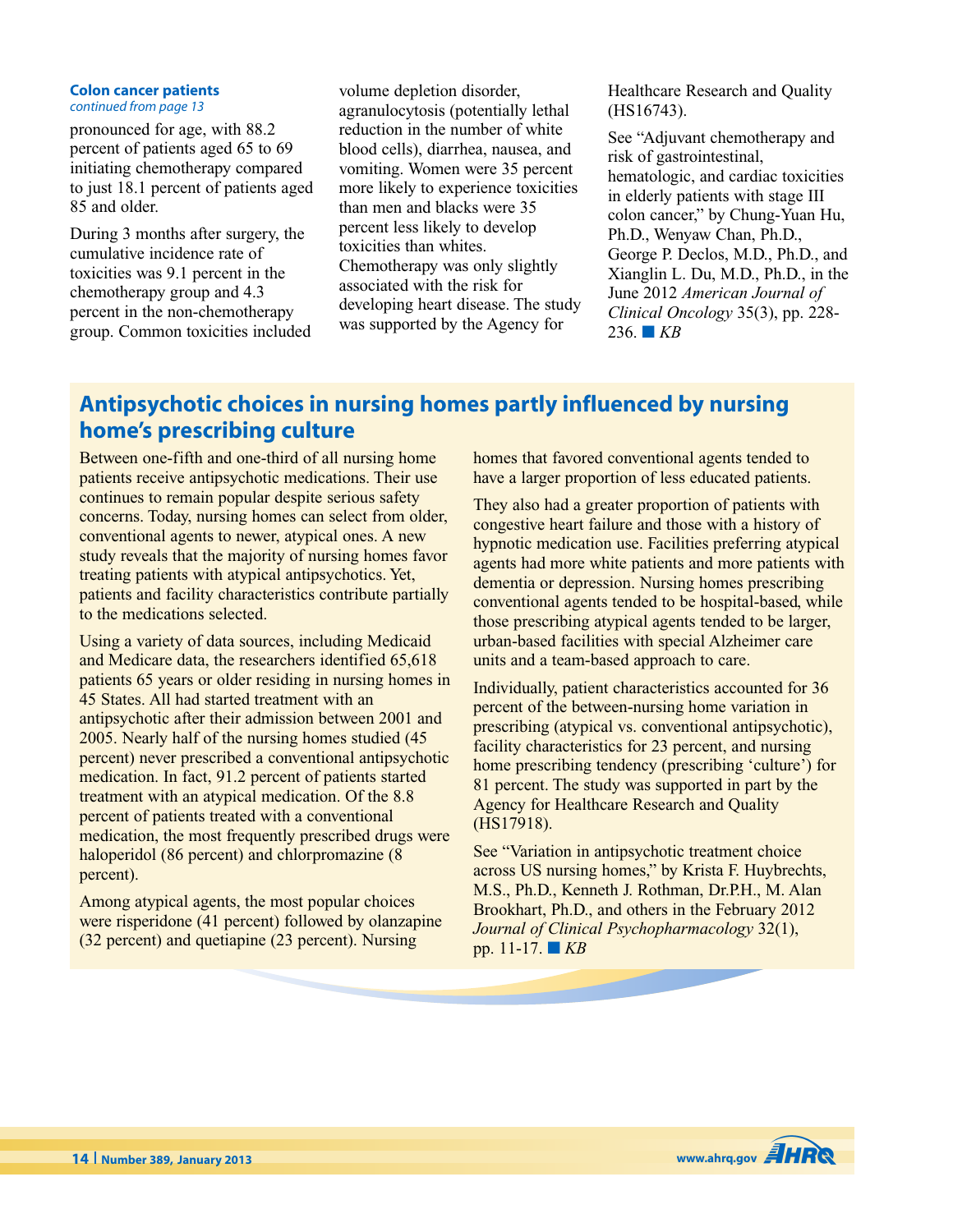**Colon cancer patients**
*continued from page 13*

pronounced for age, with 88.2 percent of patients aged 65 to 69 initiating chemotherapy compared to just 18.1 percent of patients aged 85 and older.

During 3 months after surgery, the cumulative incidence rate of toxicities was 9.1 percent in the chemotherapy group and 4.3 percent in the non-chemotherapy group. Common toxicities included volume depletion disorder, agranulocytosis (potentially lethal reduction in the number of white blood cells), diarrhea, nausea, and vomiting. Women were 35 percent more likely to experience toxicities than men and blacks were 35 percent less likely to develop toxicities than whites. Chemotherapy was only slightly associated with the risk for developing heart disease. The study was supported by the Agency for Healthcare Research and Quality (HS16743).

See "Adjuvant chemotherapy and risk of gastrointestinal, hematologic, and cardiac toxicities in elderly patients with stage III colon cancer," by Chung-Yuan Hu, Ph.D., Wenyaw Chan, Ph.D., George P. Declos, M.D., Ph.D., and Xianglin L. Du, M.D., Ph.D., in the June 2012 *American Journal of Clinical Oncology* 35(3), pp. 228-236. ■ *KB*

## Antipsychotic choices in nursing homes partly influenced by nursing home's prescribing culture

Between one-fifth and one-third of all nursing home patients receive antipsychotic medications. Their use continues to remain popular despite serious safety concerns. Today, nursing homes can select from older, conventional agents to newer, atypical ones. A new study reveals that the majority of nursing homes favor treating patients with atypical antipsychotics. Yet, patients and facility characteristics contribute partially to the medications selected.

Using a variety of data sources, including Medicaid and Medicare data, the researchers identified 65,618 patients 65 years or older residing in nursing homes in 45 States. All had started treatment with an antipsychotic after their admission between 2001 and 2005. Nearly half of the nursing homes studied (45 percent) never prescribed a conventional antipsychotic medication. In fact, 91.2 percent of patients started treatment with an atypical medication. Of the 8.8 percent of patients treated with a conventional medication, the most frequently prescribed drugs were haloperidol (86 percent) and chlorpromazine (8 percent).

Among atypical agents, the most popular choices were risperidone (41 percent) followed by olanzapine (32 percent) and quetiapine (23 percent). Nursing homes that favored conventional agents tended to have a larger proportion of less educated patients.

They also had a greater proportion of patients with congestive heart failure and those with a history of hypnotic medication use. Facilities preferring atypical agents had more white patients and more patients with dementia or depression. Nursing homes prescribing conventional agents tended to be hospital-based, while those prescribing atypical agents tended to be larger, urban-based facilities with special Alzheimer care units and a team-based approach to care.

Individually, patient characteristics accounted for 36 percent of the between-nursing home variation in prescribing (atypical vs. conventional antipsychotic), facility characteristics for 23 percent, and nursing home prescribing tendency (prescribing 'culture') for 81 percent. The study was supported in part by the Agency for Healthcare Research and Quality (HS17918).

See "Variation in antipsychotic treatment choice across US nursing homes," by Krista F. Huybrechts, M.S., Ph.D., Kenneth J. Rothman, Dr.P.H., M. Alan Brookhart, Ph.D., and others in the February 2012 *Journal of Clinical Psychopharmacology* 32(1), pp. 11-17. ■ *KB*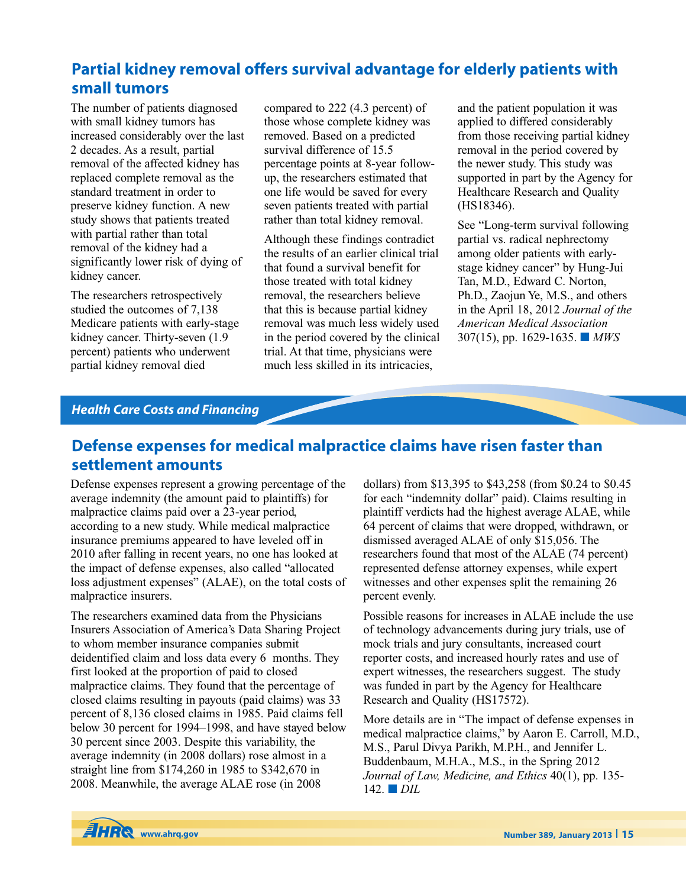## Partial kidney removal offers survival advantage for elderly patients with small tumors

The number of patients diagnosed with small kidney tumors has increased considerably over the last 2 decades. As a result, partial removal of the affected kidney has replaced complete removal as the standard treatment in order to preserve kidney function. A new study shows that patients treated with partial rather than total removal of the kidney had a significantly lower risk of dying of kidney cancer.

The researchers retrospectively studied the outcomes of 7,138 Medicare patients with early-stage kidney cancer. Thirty-seven (1.9 percent) patients who underwent partial kidney removal died compared to 222 (4.3 percent) of those whose complete kidney was removed. Based on a predicted survival difference of 15.5 percentage points at 8-year follow-up, the researchers estimated that one life would be saved for every seven patients treated with partial rather than total kidney removal.

Although these findings contradict the results of an earlier clinical trial that found a survival benefit for those treated with total kidney removal, the researchers believe that this is because partial kidney removal was much less widely used in the period covered by the clinical trial. At that time, physicians were much less skilled in its intricacies, and the patient population it was applied to differed considerably from those receiving partial kidney removal in the period covered by the newer study. This study was supported in part by the Agency for Healthcare Research and Quality (HS18346).

See "Long-term survival following partial vs. radical nephrectomy among older patients with early-stage kidney cancer" by Hung-Jui Tan, M.D., Edward C. Norton, Ph.D., Zaojun Ye, M.S., and others in the April 18, 2012 *Journal of the American Medical Association* 307(15), pp. 1629-1635. ■ *MWS*

# Health Care Costs and Financing

## Defense expenses for medical malpractice claims have risen faster than settlement amounts

Defense expenses represent a growing percentage of the average indemnity (the amount paid to plaintiffs) for malpractice claims paid over a 23-year period, according to a new study. While medical malpractice insurance premiums appeared to have leveled off in 2010 after falling in recent years, no one has looked at the impact of defense expenses, also called "allocated loss adjustment expenses" (ALAE), on the total costs of malpractice insurers.

The researchers examined data from the Physicians Insurers Association of America's Data Sharing Project to whom member insurance companies submit deidentified claim and loss data every 6 months. They first looked at the proportion of paid to closed malpractice claims. They found that the percentage of closed claims resulting in payouts (paid claims) was 33 percent of 8,136 closed claims in 1985. Paid claims fell below 30 percent for 1994–1998, and have stayed below 30 percent since 2003. Despite this variability, the average indemnity (in 2008 dollars) rose almost in a straight line from $174,260 in 1985 to $342,670 in 2008. Meanwhile, the average ALAE rose (in 2008 dollars) from $13,395 to $43,258 (from $0.24 to $0.45 for each "indemnity dollar" paid). Claims resulting in plaintiff verdicts had the highest average ALAE, while 64 percent of claims that were dropped, withdrawn, or dismissed averaged ALAE of only $15,056. The researchers found that most of the ALAE (74 percent) represented defense attorney expenses, while expert witnesses and other expenses split the remaining 26 percent evenly.

Possible reasons for increases in ALAE include the use of technology advancements during jury trials, use of mock trials and jury consultants, increased court reporter costs, and increased hourly rates and use of expert witnesses, the researchers suggest. The study was funded in part by the Agency for Healthcare Research and Quality (HS17572).

More details are in "The impact of defense expenses in medical malpractice claims," by Aaron E. Carroll, M.D., M.S., Parul Divya Parikh, M.P.H., and Jennifer L. Buddenbaum, M.H.A., M.S., in the Spring 2012 *Journal of Law, Medicine, and Ethics* 40(1), pp. 135-142. ■ *DIL*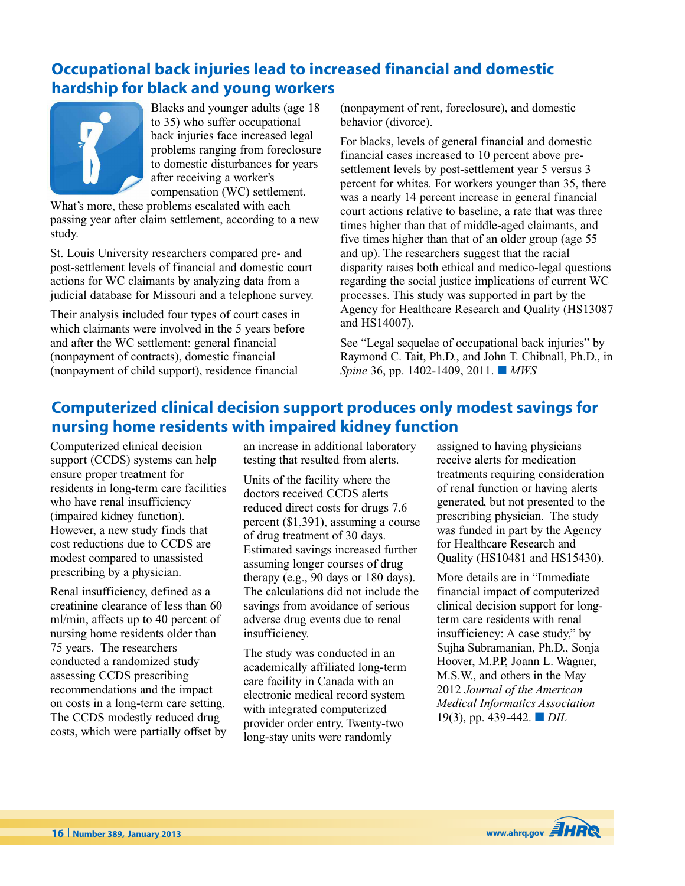## Occupational back injuries lead to increased financial and domestic hardship for black and young workers

Blacks and younger adults (age 18 to 35) who suffer occupational back injuries face increased legal problems ranging from foreclosure to domestic disturbances for years after receiving a worker's compensation (WC) settlement. What's more, these problems escalated with each passing year after claim settlement, according to a new study.

St. Louis University researchers compared pre- and post-settlement levels of financial and domestic court actions for WC claimants by analyzing data from a judicial database for Missouri and a telephone survey.

Their analysis included four types of court cases in which claimants were involved in the 5 years before and after the WC settlement: general financial (nonpayment of contracts), domestic financial (nonpayment of child support), residence financial (nonpayment of rent, foreclosure), and domestic behavior (divorce).

For blacks, levels of general financial and domestic financial cases increased to 10 percent above pre-settlement levels by post-settlement year 5 versus 3 percent for whites. For workers younger than 35, there was a nearly 14 percent increase in general financial court actions relative to baseline, a rate that was three times higher than that of middle-aged claimants, and five times higher than that of an older group (age 55 and up). The researchers suggest that the racial disparity raises both ethical and medico-legal questions regarding the social justice implications of current WC processes. This study was supported in part by the Agency for Healthcare Research and Quality (HS13087 and HS14007).

See "Legal sequelae of occupational back injuries" by Raymond C. Tait, Ph.D., and John T. Chibnall, Ph.D., in *Spine* 36, pp. 1402-1409, 2011. ■ *MWS*

## Computerized clinical decision support produces only modest savings for nursing home residents with impaired kidney function

Computerized clinical decision support (CCDS) systems can help ensure proper treatment for residents in long-term care facilities who have renal insufficiency (impaired kidney function). However, a new study finds that cost reductions due to CCDS are modest compared to unassisted prescribing by a physician.

Renal insufficiency, defined as a creatinine clearance of less than 60 ml/min, affects up to 40 percent of nursing home residents older than 75 years. The researchers conducted a randomized study assessing CCDS prescribing recommendations and the impact on costs in a long-term care setting. The CCDS modestly reduced drug costs, which were partially offset by an increase in additional laboratory testing that resulted from alerts.

Units of the facility where the doctors received CCDS alerts reduced direct costs for drugs 7.6 percent ($1,391), assuming a course of drug treatment of 30 days. Estimated savings increased further assuming longer courses of drug therapy (e.g., 90 days or 180 days). The calculations did not include the savings from avoidance of serious adverse drug events due to renal insufficiency.

The study was conducted in an academically affiliated long-term care facility in Canada with an electronic medical record system with integrated computerized provider order entry. Twenty-two long-stay units were randomly assigned to having physicians receive alerts for medication treatments requiring consideration of renal function or having alerts generated, but not presented to the prescribing physician. The study was funded in part by the Agency for Healthcare Research and Quality (HS10481 and HS15430).

More details are in "Immediate financial impact of computerized clinical decision support for long-term care residents with renal insufficiency: A case study," by Sujha Subramanian, Ph.D., Sonja Hoover, M.P.P, Joann L. Wagner, M.S.W., and others in the May 2012 *Journal of the American Medical Informatics Association* 19(3), pp. 439-442. ■ *DIL*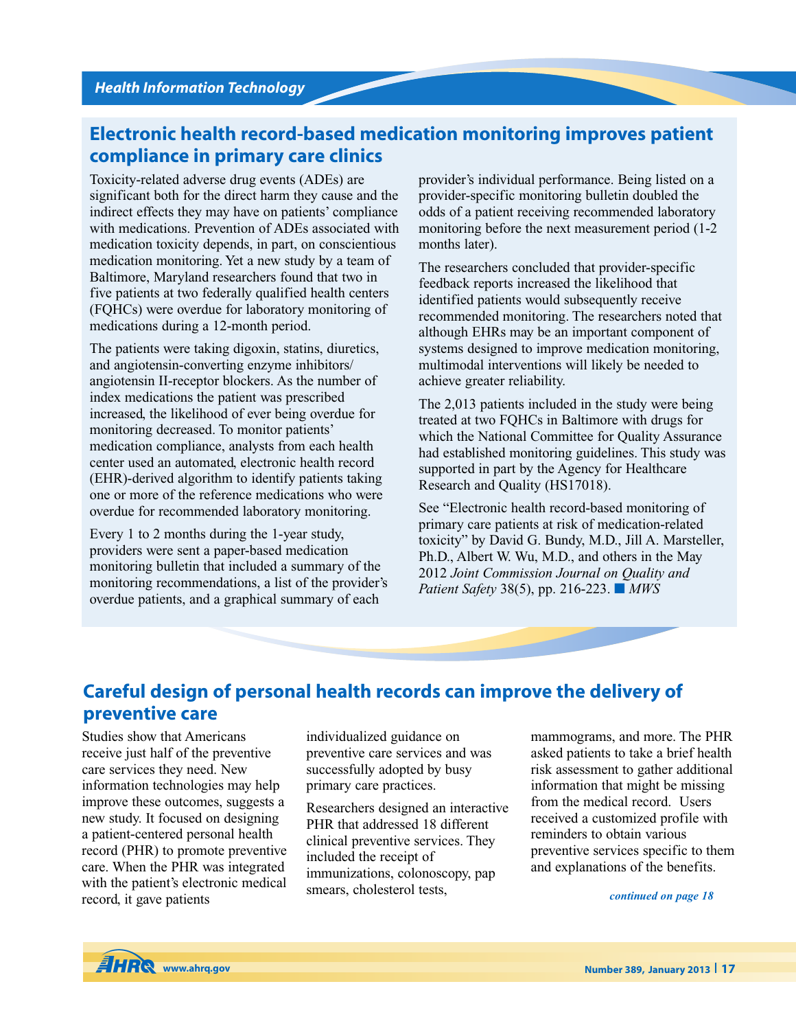## Electronic health record-based medication monitoring improves patient compliance in primary care clinics

Toxicity-related adverse drug events (ADEs) are significant both for the direct harm they cause and the indirect effects they may have on patients' compliance with medications. Prevention of ADEs associated with medication toxicity depends, in part, on conscientious medication monitoring. Yet a new study by a team of Baltimore, Maryland researchers found that two in five patients at two federally qualified health centers (FQHCs) were overdue for laboratory monitoring of medications during a 12-month period.

The patients were taking digoxin, statins, diuretics, and angiotensin-converting enzyme inhibitors/ angiotensin II-receptor blockers. As the number of index medications the patient was prescribed increased, the likelihood of ever being overdue for monitoring decreased. To monitor patients' medication compliance, analysts from each health center used an automated, electronic health record (EHR)-derived algorithm to identify patients taking one or more of the reference medications who were overdue for recommended laboratory monitoring.

Every 1 to 2 months during the 1-year study, providers were sent a paper-based medication monitoring bulletin that included a summary of the monitoring recommendations, a list of the provider's overdue patients, and a graphical summary of each provider's individual performance. Being listed on a provider-specific monitoring bulletin doubled the odds of a patient receiving recommended laboratory monitoring before the next measurement period (1-2 months later).

The researchers concluded that provider-specific feedback reports increased the likelihood that identified patients would subsequently receive recommended monitoring. The researchers noted that although EHRs may be an important component of systems designed to improve medication monitoring, multimodal interventions will likely be needed to achieve greater reliability.

The 2,013 patients included in the study were being treated at two FQHCs in Baltimore with drugs for which the National Committee for Quality Assurance had established monitoring guidelines. This study was supported in part by the Agency for Healthcare Research and Quality (HS17018).

See "Electronic health record-based monitoring of primary care patients at risk of medication-related toxicity" by David G. Bundy, M.D., Jill A. Marsteller, Ph.D., Albert W. Wu, M.D., and others in the May 2012 *Joint Commission Journal on Quality and Patient Safety* 38(5), pp. 216-223. ■ *MWS*

## Careful design of personal health records can improve the delivery of preventive care

Studies show that Americans receive just half of the preventive care services they need. New information technologies may help improve these outcomes, suggests a new study. It focused on designing a patient-centered personal health record (PHR) to promote preventive care. When the PHR was integrated with the patient's electronic medical record, it gave patients individualized guidance on preventive care services and was successfully adopted by busy primary care practices.

Researchers designed an interactive PHR that addressed 18 different clinical preventive services. They included the receipt of immunizations, colonoscopy, pap smears, cholesterol tests, mammograms, and more. The PHR asked patients to take a brief health risk assessment to gather additional information that might be missing from the medical record. Users received a customized profile with reminders to obtain various preventive services specific to them and explanations of the benefits.

*continued on page 18*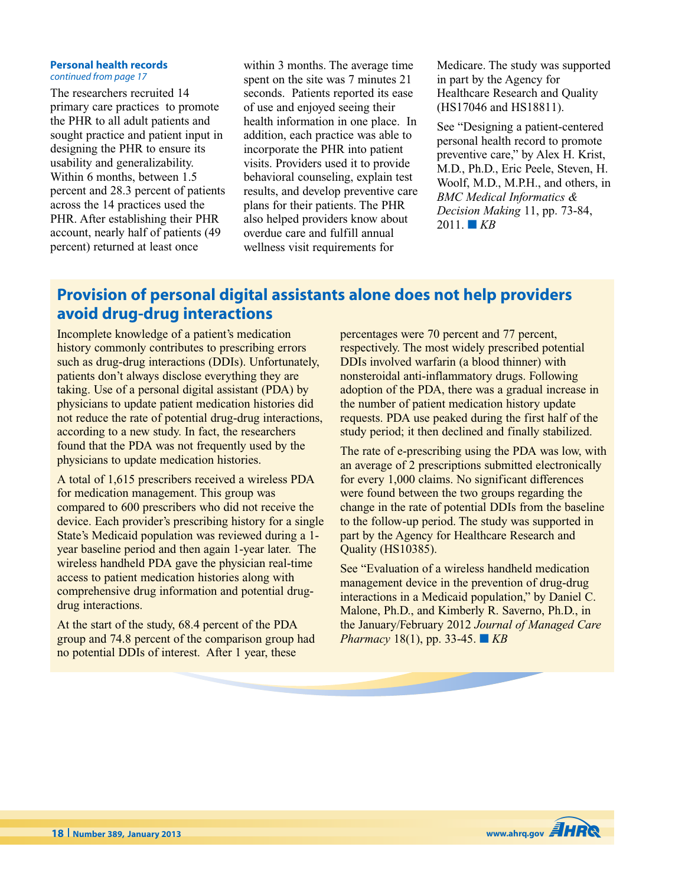**Personal health records**
*continued from page 17*

The researchers recruited 14 primary care practices to promote the PHR to all adult patients and sought practice and patient input in designing the PHR to ensure its usability and generalizability. Within 6 months, between 1.5 percent and 28.3 percent of patients across the 14 practices used the PHR. After establishing their PHR account, nearly half of patients (49 percent) returned at least once within 3 months. The average time spent on the site was 7 minutes 21 seconds. Patients reported its ease of use and enjoyed seeing their health information in one place. In addition, each practice was able to incorporate the PHR into patient visits. Providers used it to provide behavioral counseling, explain test results, and develop preventive care plans for their patients. The PHR also helped providers know about overdue care and fulfill annual wellness visit requirements for Medicare. The study was supported in part by the Agency for Healthcare Research and Quality (HS17046 and HS18811).

See "Designing a patient-centered personal health record to promote preventive care," by Alex H. Krist, M.D., Ph.D., Eric Peele, Steven, H. Woolf, M.D., M.P.H., and others, in *BMC Medical Informatics & Decision Making* 11, pp. 73-84, 2011. ■ *KB*

## Provision of personal digital assistants alone does not help providers avoid drug-drug interactions

Incomplete knowledge of a patient's medication history commonly contributes to prescribing errors such as drug-drug interactions (DDIs). Unfortunately, patients don't always disclose everything they are taking. Use of a personal digital assistant (PDA) by physicians to update patient medication histories did not reduce the rate of potential drug-drug interactions, according to a new study. In fact, the researchers found that the PDA was not frequently used by the physicians to update medication histories.

A total of 1,615 prescribers received a wireless PDA for medication management. This group was compared to 600 prescribers who did not receive the device. Each provider's prescribing history for a single State's Medicaid population was reviewed during a 1-year baseline period and then again 1-year later. The wireless handheld PDA gave the physician real-time access to patient medication histories along with comprehensive drug information and potential drug-drug interactions.

At the start of the study, 68.4 percent of the PDA group and 74.8 percent of the comparison group had no potential DDIs of interest. After 1 year, these percentages were 70 percent and 77 percent, respectively. The most widely prescribed potential DDIs involved warfarin (a blood thinner) with nonsteroidal anti-inflammatory drugs. Following adoption of the PDA, there was a gradual increase in the number of patient medication history update requests. PDA use peaked during the first half of the study period; it then declined and finally stabilized.

The rate of e-prescribing using the PDA was low, with an average of 2 prescriptions submitted electronically for every 1,000 claims. No significant differences were found between the two groups regarding the change in the rate of potential DDIs from the baseline to the follow-up period. The study was supported in part by the Agency for Healthcare Research and Quality (HS10385).

See "Evaluation of a wireless handheld medication management device in the prevention of drug-drug interactions in a Medicaid population," by Daniel C. Malone, Ph.D., and Kimberly R. Saverno, Ph.D., in the January/February 2012 *Journal of Managed Care Pharmacy* 18(1), pp. 33-45. ■ *KB*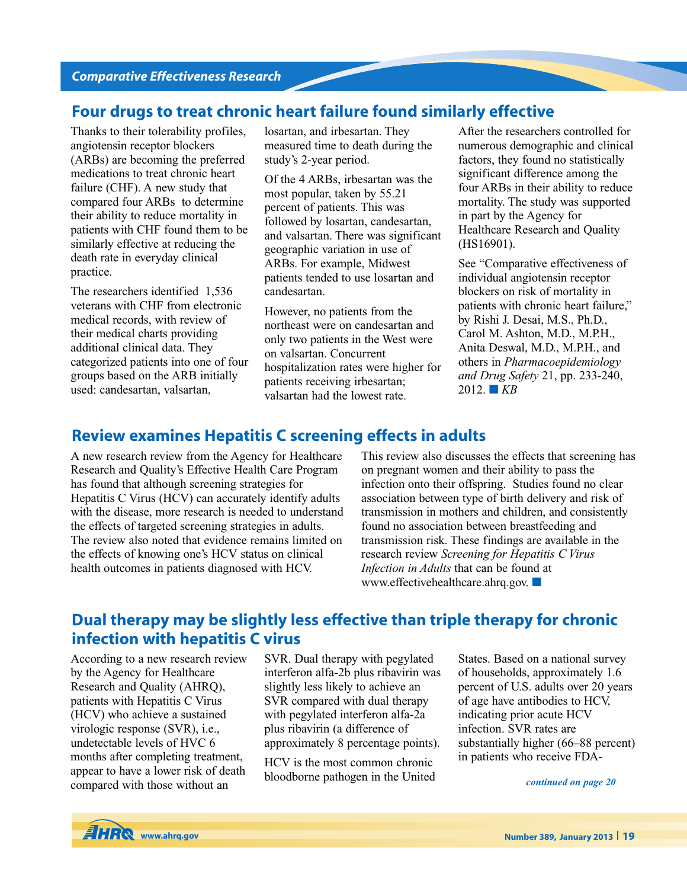## Four drugs to treat chronic heart failure found similarly effective

Thanks to their tolerability profiles, angiotensin receptor blockers (ARBs) are becoming the preferred medications to treat chronic heart failure (CHF). A new study that compared four ARBs to determine their ability to reduce mortality in patients with CHF found them to be similarly effective at reducing the death rate in everyday clinical practice.

The researchers identified 1,536 veterans with CHF from electronic medical records, with review of their medical charts providing additional clinical data. They categorized patients into one of four groups based on the ARB initially used: candesartan, valsartan, losartan, and irbesartan. They measured time to death during the study's 2-year period.

Of the 4 ARBs, irbesartan was the most popular, taken by 55.21 percent of patients. This was followed by losartan, candesartan, and valsartan. There was significant geographic variation in use of ARBs. For example, Midwest patients tended to use losartan and candesartan.

However, no patients from the northeast were on candesartan and only two patients in the West were on valsartan. Concurrent hospitalization rates were higher for patients receiving irbesartan; valsartan had the lowest rate.

After the researchers controlled for numerous demographic and clinical factors, they found no statistically significant difference among the four ARBs in their ability to reduce mortality. The study was supported in part by the Agency for Healthcare Research and Quality (HS16901).

See "Comparative effectiveness of individual angiotensin receptor blockers on risk of mortality in patients with chronic heart failure," by Rishi J. Desai, M.S., Ph.D., Carol M. Ashton, M.D., M.P.H., Anita Deswal, M.D., M.P.H., and others in *Pharmacoepidemiology and Drug Safety* 21, pp. 233-240, 2012. ■ *KB*

## Review examines Hepatitis C screening effects in adults

A new research review from the Agency for Healthcare Research and Quality's Effective Health Care Program has found that although screening strategies for Hepatitis C Virus (HCV) can accurately identify adults with the disease, more research is needed to understand the effects of targeted screening strategies in adults. The review also noted that evidence remains limited on the effects of knowing one's HCV status on clinical health outcomes in patients diagnosed with HCV.

This review also discusses the effects that screening has on pregnant women and their ability to pass the infection onto their offspring. Studies found no clear association between type of birth delivery and risk of transmission in mothers and children, and consistently found no association between breastfeeding and transmission risk. These findings are available in the research review *Screening for Hepatitis C Virus Infection in Adults* that can be found at www.effectivehealthcare.ahrq.gov. ■

## Dual therapy may be slightly less effective than triple therapy for chronic infection with hepatitis C virus

According to a new research review by the Agency for Healthcare Research and Quality (AHRQ), patients with Hepatitis C Virus (HCV) who achieve a sustained virologic response (SVR), i.e., undetectable levels of HVC 6 months after completing treatment, appear to have a lower risk of death compared with those without an SVR. Dual therapy with pegylated interferon alfa-2b plus ribavirin was slightly less likely to achieve an SVR compared with dual therapy with pegylated interferon alfa-2a plus ribavirin (a difference of approximately 8 percentage points).

HCV is the most common chronic bloodborne pathogen in the United States. Based on a national survey of households, approximately 1.6 percent of U.S. adults over 20 years of age have antibodies to HCV, indicating prior acute HCV infection. SVR rates are substantially higher (66–88 percent) in patients who receive FDA-

*continued on page 20*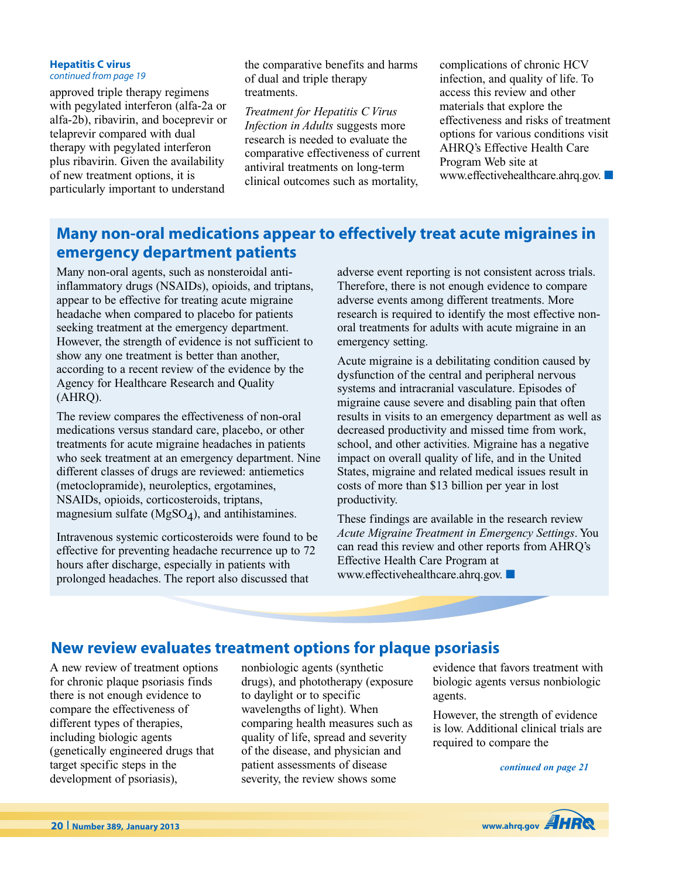**Hepatitis C virus**
*continued from page 19*

approved triple therapy regimens with pegylated interferon (alfa-2a or alfa-2b), ribavirin, and boceprevir or telaprevir compared with dual therapy with pegylated interferon plus ribavirin. Given the availability of new treatment options, it is particularly important to understand the comparative benefits and harms of dual and triple therapy treatments.

*Treatment for Hepatitis C Virus Infection in Adults* suggests more research is needed to evaluate the comparative effectiveness of current antiviral treatments on long-term clinical outcomes such as mortality, complications of chronic HCV infection, and quality of life. To access this review and other materials that explore the effectiveness and risks of treatment options for various conditions visit AHRQ's Effective Health Care Program Web site at www.effectivehealthcare.ahrq.gov. ■

## Many non-oral medications appear to effectively treat acute migraines in emergency department patients

Many non-oral agents, such as nonsteroidal anti-inflammatory drugs (NSAIDs), opioids, and triptans, appear to be effective for treating acute migraine headache when compared to placebo for patients seeking treatment at the emergency department. However, the strength of evidence is not sufficient to show any one treatment is better than another, according to a recent review of the evidence by the Agency for Healthcare Research and Quality (AHRQ).

The review compares the effectiveness of non-oral medications versus standard care, placebo, or other treatments for acute migraine headaches in patients who seek treatment at an emergency department. Nine different classes of drugs are reviewed: antiemetics (metoclopramide), neuroleptics, ergotamines, NSAIDs, opioids, corticosteroids, triptans, magnesium sulfate ($MgSO_4$), and antihistamines.

Intravenous systemic corticosteroids were found to be effective for preventing headache recurrence up to 72 hours after discharge, especially in patients with prolonged headaches. The report also discussed that adverse event reporting is not consistent across trials. Therefore, there is not enough evidence to compare adverse events among different treatments. More research is required to identify the most effective non-oral treatments for adults with acute migraine in an emergency setting.

Acute migraine is a debilitating condition caused by dysfunction of the central and peripheral nervous systems and intracranial vasculature. Episodes of migraine cause severe and disabling pain that often results in visits to an emergency department as well as decreased productivity and missed time from work, school, and other activities. Migraine has a negative impact on overall quality of life, and in the United States, migraine and related medical issues result in costs of more than $13 billion per year in lost productivity.

These findings are available in the research review *Acute Migraine Treatment in Emergency Settings*. You can read this review and other reports from AHRQ's Effective Health Care Program at www.effectivehealthcare.ahrq.gov. ■

## New review evaluates treatment options for plaque psoriasis

A new review of treatment options for chronic plaque psoriasis finds there is not enough evidence to compare the effectiveness of different types of therapies, including biologic agents (genetically engineered drugs that target specific steps in the development of psoriasis), nonbiologic agents (synthetic drugs), and phototherapy (exposure to daylight or to specific wavelengths of light). When comparing health measures such as quality of life, spread and severity of the disease, and physician and patient assessments of disease severity, the review shows some evidence that favors treatment with biologic agents versus nonbiologic agents.

However, the strength of evidence is low. Additional clinical trials are required to compare the

*continued on page 21*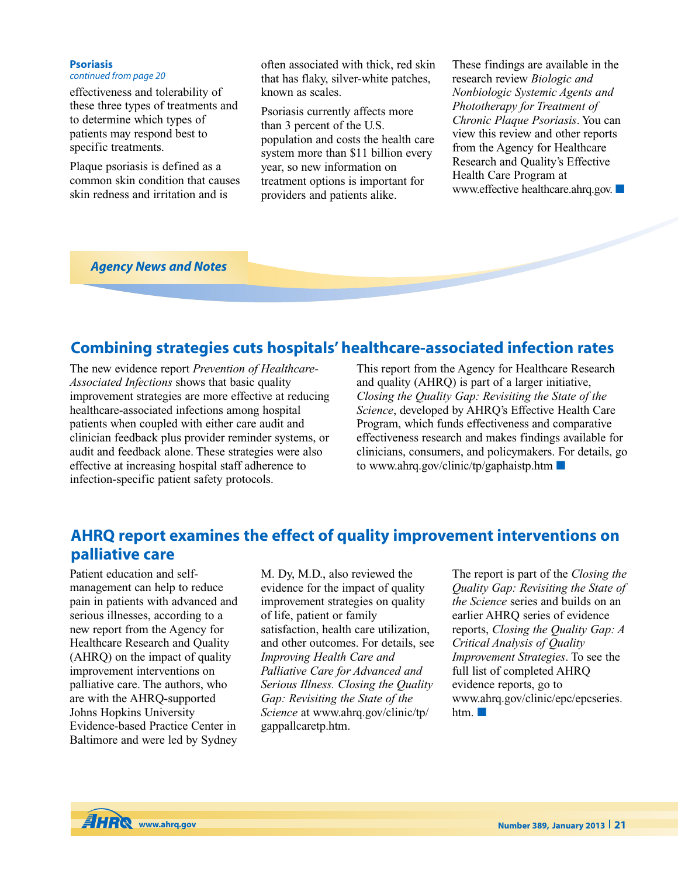**Psoriasis**
*continued from page 20*

effectiveness and tolerability of these three types of treatments and to determine which types of patients may respond best to specific treatments.

Plaque psoriasis is defined as a common skin condition that causes skin redness and irritation and is often associated with thick, red skin that has flaky, silver-white patches, known as scales.

Psoriasis currently affects more than 3 percent of the U.S. population and costs the health care system more than $11 billion every year, so new information on treatment options is important for providers and patients alike.

These findings are available in the research review *Biologic and Nonbiologic Systemic Agents and Phototherapy for Treatment of Chronic Plaque Psoriasis*. You can view this review and other reports from the Agency for Healthcare Research and Quality's Effective Health Care Program at www.effective healthcare.ahrq.gov. ■

## *Agency News and Notes*

## Combining strategies cuts hospitals' healthcare-associated infection rates

The new evidence report *Prevention of Healthcare-Associated Infections* shows that basic quality improvement strategies are more effective at reducing healthcare-associated infections among hospital patients when coupled with either care audit and clinician feedback plus provider reminder systems, or audit and feedback alone. These strategies were also effective at increasing hospital staff adherence to infection-specific patient safety protocols.

This report from the Agency for Healthcare Research and quality (AHRQ) is part of a larger initiative, *Closing the Quality Gap: Revisiting the State of the Science*, developed by AHRQ's Effective Health Care Program, which funds effectiveness and comparative effectiveness research and makes findings available for clinicians, consumers, and policymakers. For details, go to www.ahrq.gov/clinic/tp/gaphaistp.htm ■

## AHRQ report examines the effect of quality improvement interventions on palliative care

Patient education and self-management can help to reduce pain in patients with advanced and serious illnesses, according to a new report from the Agency for Healthcare Research and Quality (AHRQ) on the impact of quality improvement interventions on palliative care. The authors, who are with the AHRQ-supported Johns Hopkins University Evidence-based Practice Center in Baltimore and were led by Sydney M. Dy, M.D., also reviewed the evidence for the impact of quality improvement strategies on quality of life, patient or family satisfaction, health care utilization, and other outcomes. For details, see *Improving Health Care and Palliative Care for Advanced and Serious Illness. Closing the Quality Gap: Revisiting the State of the Science* at www.ahrq.gov/clinic/tp/gappallcaretp.htm.

The report is part of the *Closing the Quality Gap: Revisiting the State of the Science* series and builds on an earlier AHRQ series of evidence reports, *Closing the Quality Gap: A Critical Analysis of Quality Improvement Strategies*. To see the full list of completed AHRQ evidence reports, go to www.ahrq.gov/clinic/epc/epcseries.htm. ■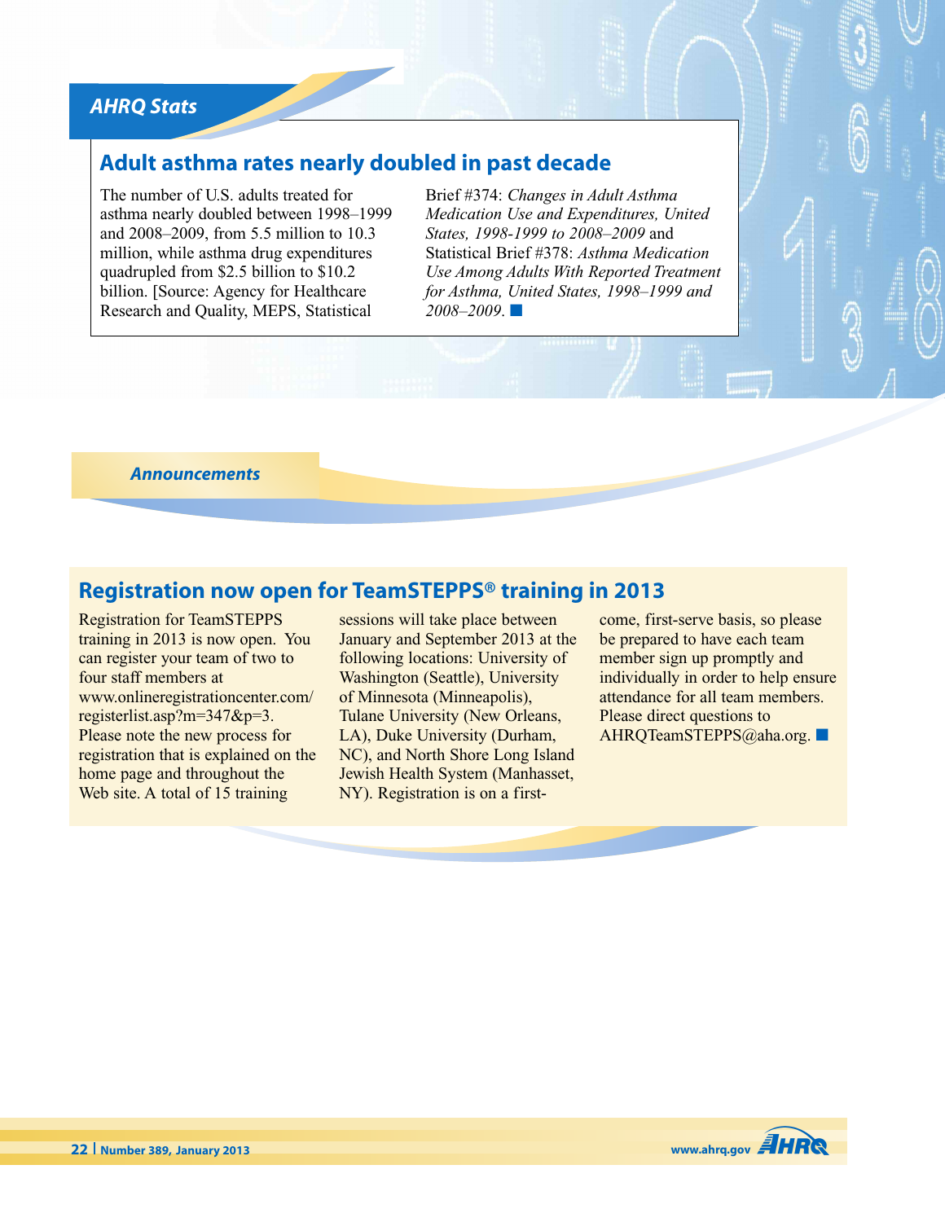## AHRQ Stats

### Adult asthma rates nearly doubled in past decade

The number of U.S. adults treated for asthma nearly doubled between 1998–1999 and 2008–2009, from 5.5 million to 10.3 million, while asthma drug expenditures quadrupled from $2.5 billion to $10.2 billion. [Source: Agency for Healthcare Research and Quality, MEPS, Statistical Brief #374: *Changes in Adult Asthma Medication Use and Expenditures, United States, 1998-1999 to 2008–2009* and Statistical Brief #378: *Asthma Medication Use Among Adults With Reported Treatment for Asthma, United States, 1998–1999 and 2008–2009*. ■

## Announcements

### Registration now open for TeamSTEPPS® training in 2013

Registration for TeamSTEPPS training in 2013 is now open. You can register your team of two to four staff members at www.onlineregistrationcenter.com/registerlist.asp?m=347&p=3. Please note the new process for registration that is explained on the home page and throughout the Web site. A total of 15 training sessions will take place between January and September 2013 at the following locations: University of Washington (Seattle), University of Minnesota (Minneapolis), Tulane University (New Orleans, LA), Duke University (Durham, NC), and North Shore Long Island Jewish Health System (Manhasset, NY). Registration is on a first-come, first-serve basis, so please be prepared to have each team member sign up promptly and individually in order to help ensure attendance for all team members. Please direct questions to AHRQTeamSTEPPS@aha.org. ■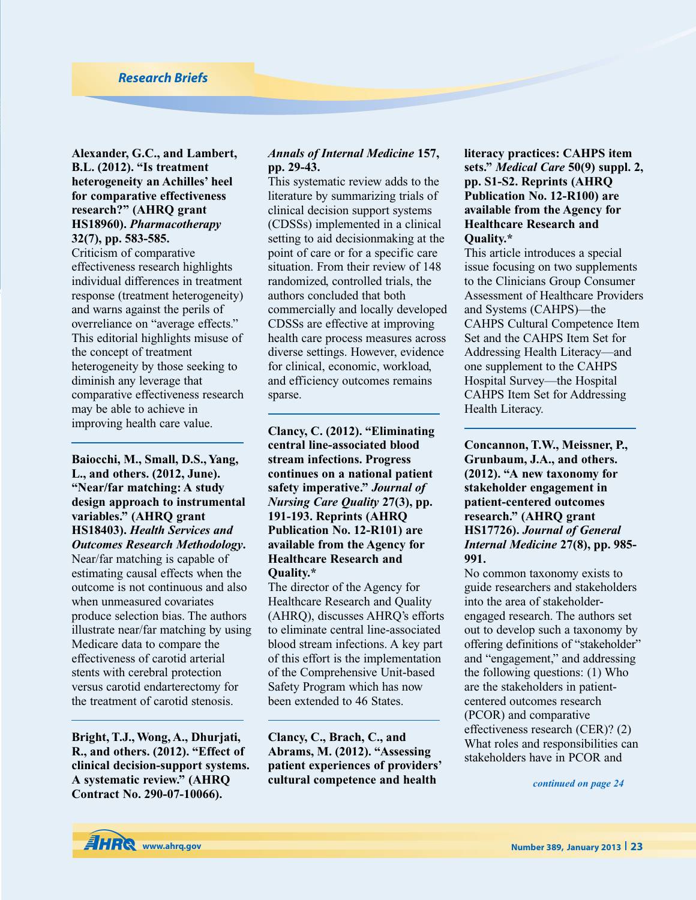## Research Briefs

**Alexander, G.C., and Lambert, B.L. (2012). "Is treatment heterogeneity an Achilles' heel for comparative effectiveness research?" (AHRQ grant HS18960). *Pharmacotherapy* 32(7), pp. 583-585.**

Criticism of comparative effectiveness research highlights individual differences in treatment response (treatment heterogeneity) and warns against the perils of overreliance on "average effects." This editorial highlights misuse of the concept of treatment heterogeneity by those seeking to diminish any leverage that comparative effectiveness research may be able to achieve in improving health care value.

---

**Baiocchi, M., Small, D.S., Yang, L., and others. (2012, June). "Near/far matching: A study design approach to instrumental variables." (AHRQ grant HS18403). *Health Services and Outcomes Research Methodology*.**

Near/far matching is capable of estimating causal effects when the outcome is not continuous and also when unmeasured covariates produce selection bias. The authors illustrate near/far matching by using Medicare data to compare the effectiveness of carotid arterial stents with cerebral protection versus carotid endarterectomy for the treatment of carotid stenosis.

---

**Bright, T.J., Wong, A., Dhurjati, R., and others. (2012). "Effect of clinical decision-support systems. A systematic review." (AHRQ Contract No. 290-07-10066). *Annals of Internal Medicine* 157, pp. 29-43.**

This systematic review adds to the literature by summarizing trials of clinical decision support systems (CDSSs) implemented in a clinical setting to aid decisionmaking at the point of care or for a specific care situation. From their review of 148 randomized, controlled trials, the authors concluded that both commercially and locally developed CDSSs are effective at improving health care process measures across diverse settings. However, evidence for clinical, economic, workload, and efficiency outcomes remains sparse.

---

**Clancy, C. (2012). "Eliminating central line-associated blood stream infections. Progress continues on a national patient safety imperative." *Journal of Nursing Care Quality* 27(3), pp. 191-193. Reprints (AHRQ Publication No. 12-R101) are available from the Agency for Healthcare Research and Quality.***

The director of the Agency for Healthcare Research and Quality (AHRQ), discusses AHRQ's efforts to eliminate central line-associated blood stream infections. A key part of this effort is the implementation of the Comprehensive Unit-based Safety Program which has now been extended to 46 States.

---

**Clancy, C., Brach, C., and Abrams, M. (2012). "Assessing patient experiences of providers' cultural competence and health literacy practices: CAHPS item sets." *Medical Care* 50(9) suppl. 2, pp. S1-S2. Reprints (AHRQ Publication No. 12-R100) are available from the Agency for Healthcare Research and Quality.***

This article introduces a special issue focusing on two supplements to the Clinicians Group Consumer Assessment of Healthcare Providers and Systems (CAHPS)—the CAHPS Cultural Competence Item Set and the CAHPS Item Set for Addressing Health Literacy—and one supplement to the CAHPS Hospital Survey—the Hospital CAHPS Item Set for Addressing Health Literacy.

---

**Concannon, T.W., Meissner, P., Grunbaum, J.A., and others. (2012). "A new taxonomy for stakeholder engagement in patient-centered outcomes research." (AHRQ grant HS17726). *Journal of General Internal Medicine* 27(8), pp. 985-991.**

No common taxonomy exists to guide researchers and stakeholders into the area of stakeholder-engaged research. The authors set out to develop such a taxonomy by offering definitions of "stakeholder" and "engagement," and addressing the following questions: (1) Who are the stakeholders in patient-centered outcomes research (PCOR) and comparative effectiveness research (CER)? (2) What roles and responsibilities can stakeholders have in PCOR and

*continued on page 24*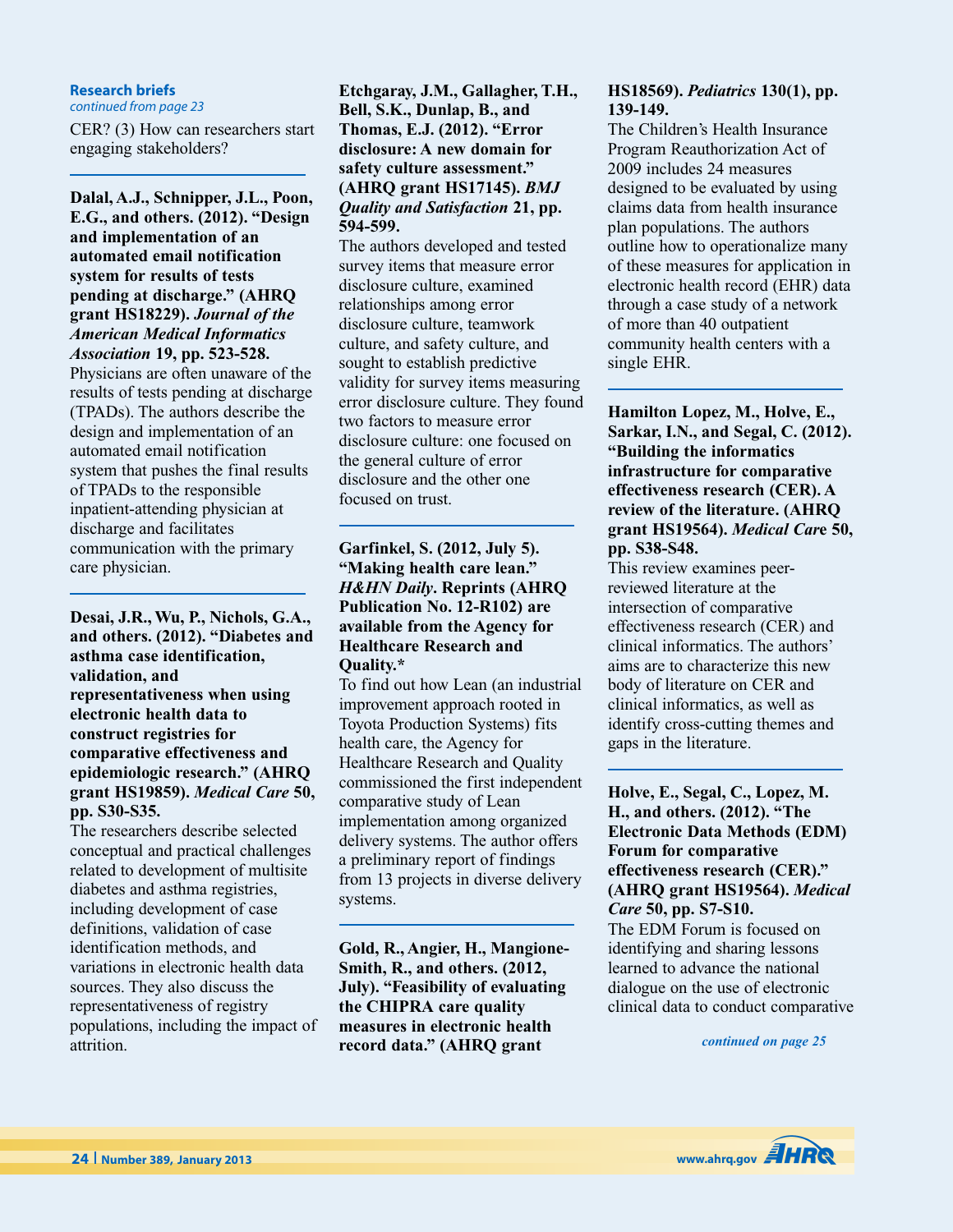**Research briefs**
*continued from page 23*

CER? (3) How can researchers start engaging stakeholders?

---

**Dalal, A.J., Schnipper, J.L., Poon, E.G., and others. (2012). "Design and implementation of an automated email notification system for results of tests pending at discharge." (AHRQ grant HS18229). *Journal of the American Medical Informatics Association* 19, pp. 523-528.**

Physicians are often unaware of the results of tests pending at discharge (TPADs). The authors describe the design and implementation of an automated email notification system that pushes the final results of TPADs to the responsible inpatient-attending physician at discharge and facilitates communication with the primary care physician.

---

**Desai, J.R., Wu, P., Nichols, G.A., and others. (2012). "Diabetes and asthma case identification, validation, and representativeness when using electronic health data to construct registries for comparative effectiveness and epidemiologic research." (AHRQ grant HS19859). *Medical Care* 50, pp. S30-S35.**

The researchers describe selected conceptual and practical challenges related to development of multisite diabetes and asthma registries, including development of case definitions, validation of case identification methods, and variations in electronic health data sources. They also discuss the representativeness of registry populations, including the impact of attrition.

---

**Etchgaray, J.M., Gallagher, T.H., Bell, S.K., Dunlap, B., and Thomas, E.J. (2012). "Error disclosure: A new domain for safety culture assessment." (AHRQ grant HS17145). *BMJ Quality and Satisfaction* 21, pp. 594-599.**

The authors developed and tested survey items that measure error disclosure culture, examined relationships among error disclosure culture, teamwork culture, and safety culture, and sought to establish predictive validity for survey items measuring error disclosure culture. They found two factors to measure error disclosure culture: one focused on the general culture of error disclosure and the other one focused on trust.

---

**Garfinkel, S. (2012, July 5). "Making health care lean." *H&HN Daily*. Reprints (AHRQ Publication No. 12-R102) are available from the Agency for Healthcare Research and Quality.***

To find out how Lean (an industrial improvement approach rooted in Toyota Production Systems) fits health care, the Agency for Healthcare Research and Quality commissioned the first independent comparative study of Lean implementation among organized delivery systems. The author offers a preliminary report of findings from 13 projects in diverse delivery systems.

---

**Gold, R., Angier, H., Mangione-Smith, R., and others. (2012, July). "Feasibility of evaluating the CHIPRA care quality measures in electronic health record data." (AHRQ grant HS18569). *Pediatrics* 130(1), pp. 139-149.**

The Children's Health Insurance Program Reauthorization Act of 2009 includes 24 measures designed to be evaluated by using claims data from health insurance plan populations. The authors outline how to operationalize many of these measures for application in electronic health record (EHR) data through a case study of a network of more than 40 outpatient community health centers with a single EHR.

---

**Hamilton Lopez, M., Holve, E., Sarkar, I.N., and Segal, C. (2012). "Building the informatics infrastructure for comparative effectiveness research (CER). A review of the literature. (AHRQ grant HS19564). *Medical Care* 50, pp. S38-S48.**

This review examines peer-reviewed literature at the intersection of comparative effectiveness research (CER) and clinical informatics. The authors' aims are to characterize this new body of literature on CER and clinical informatics, as well as identify cross-cutting themes and gaps in the literature.

---

**Holve, E., Segal, C., Lopez, M. H., and others. (2012). "The Electronic Data Methods (EDM) Forum for comparative effectiveness research (CER)." (AHRQ grant HS19564). *Medical Care* 50, pp. S7-S10.**

The EDM Forum is focused on identifying and sharing lessons learned to advance the national dialogue on the use of electronic clinical data to conduct comparative

*continued on page 25*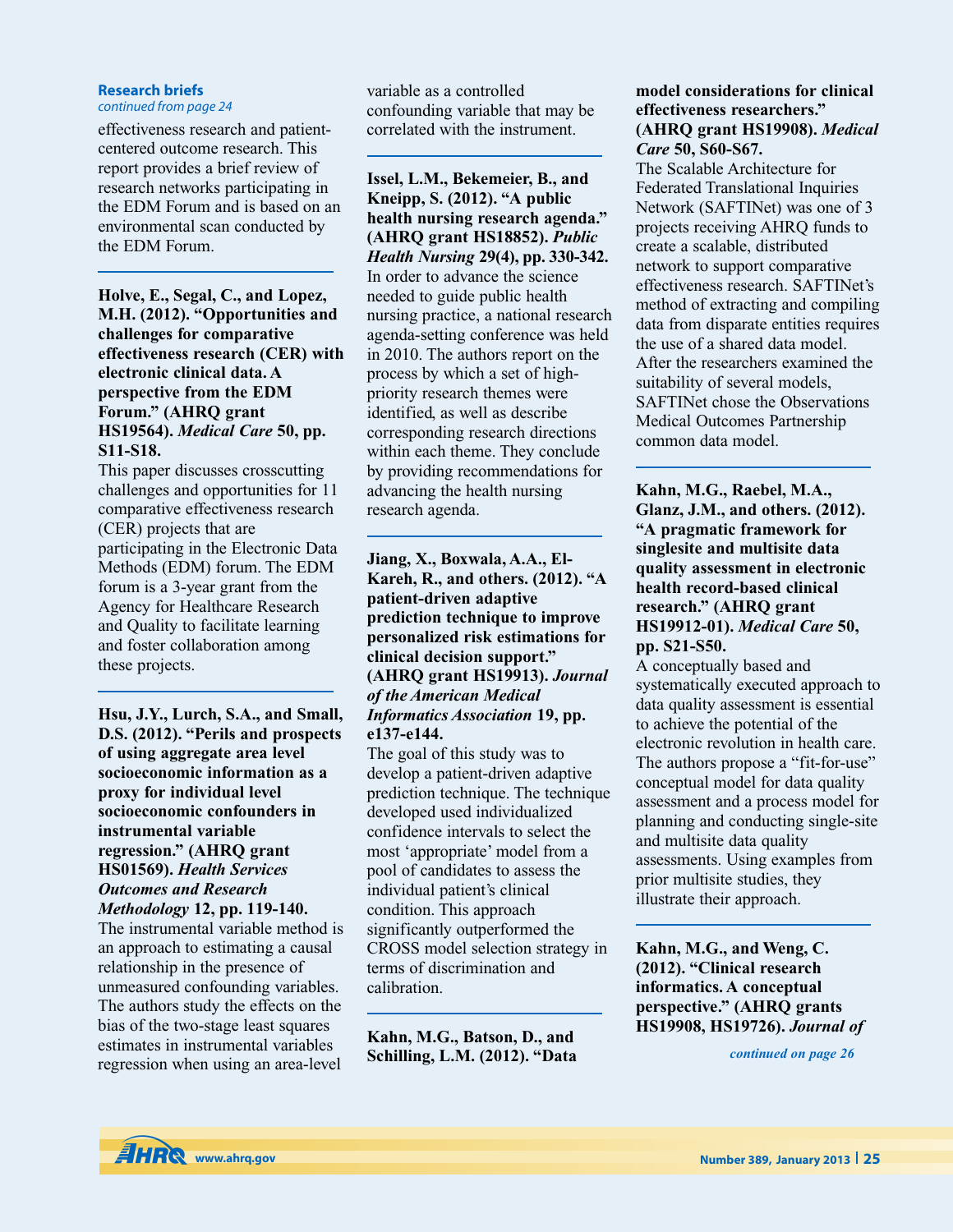**Research briefs**
*continued from page 24*

effectiveness research and patient-centered outcome research. This report provides a brief review of research networks participating in the EDM Forum and is based on an environmental scan conducted by the EDM Forum.

---

**Holve, E., Segal, C., and Lopez, M.H. (2012). "Opportunities and challenges for comparative effectiveness research (CER) with electronic clinical data. A perspective from the EDM Forum." (AHRQ grant HS19564).** ***Medical Care*** **50, pp. S11-S18.**

This paper discusses crosscutting challenges and opportunities for 11 comparative effectiveness research (CER) projects that are participating in the Electronic Data Methods (EDM) forum. The EDM forum is a 3-year grant from the Agency for Healthcare Research and Quality to facilitate learning and foster collaboration among these projects.

---

**Hsu, J.Y., Lurch, S.A., and Small, D.S. (2012). "Perils and prospects of using aggregate area level socioeconomic information as a proxy for individual level socioeconomic confounders in instrumental variable regression." (AHRQ grant HS01569).** ***Health Services Outcomes and Research Methodology*** **12, pp. 119-140.**

The instrumental variable method is an approach to estimating a causal relationship in the presence of unmeasured confounding variables. The authors study the effects on the bias of the two-stage least squares estimates in instrumental variables regression when using an area-level variable as a controlled confounding variable that may be correlated with the instrument.

---

**Issel, L.M., Bekemeier, B., and Kneipp, S. (2012). "A public health nursing research agenda." (AHRQ grant HS18852).** ***Public Health Nursing*** **29(4), pp. 330-342.**

In order to advance the science needed to guide public health nursing practice, a national research agenda-setting conference was held in 2010. The authors report on the process by which a set of high-priority research themes were identified, as well as describe corresponding research directions within each theme. They conclude by providing recommendations for advancing the health nursing research agenda.

---

**Jiang, X., Boxwala, A.A., El-Kareh, R., and others. (2012). "A patient-driven adaptive prediction technique to improve personalized risk estimations for clinical decision support." (AHRQ grant HS19913).** ***Journal of the American Medical Informatics Association*** **19, pp. e137-e144.**

The goal of this study was to develop a patient-driven adaptive prediction technique. The technique developed used individualized confidence intervals to select the most 'appropriate' model from a pool of candidates to assess the individual patient's clinical condition. This approach significantly outperformed the CROSS model selection strategy in terms of discrimination and calibration.

---

**Kahn, M.G., Batson, D., and Schilling, L.M. (2012). "Data model considerations for clinical effectiveness researchers." (AHRQ grant HS19908).** ***Medical Care*** **50, S60-S67.**

The Scalable Architecture for Federated Translational Inquiries Network (SAFTINet) was one of 3 projects receiving AHRQ funds to create a scalable, distributed network to support comparative effectiveness research. SAFTINet's method of extracting and compiling data from disparate entities requires the use of a shared data model. After the researchers examined the suitability of several models, SAFTINet chose the Observations Medical Outcomes Partnership common data model.

---

**Kahn, M.G., Raebel, M.A., Glanz, J.M., and others. (2012). "A pragmatic framework for singlesite and multisite data quality assessment in electronic health record-based clinical research." (AHRQ grant HS19912-01).** ***Medical Care*** **50, pp. S21-S50.**

A conceptually based and systematically executed approach to data quality assessment is essential to achieve the potential of the electronic revolution in health care. The authors propose a "fit-for-use" conceptual model for data quality assessment and a process model for planning and conducting single-site and multisite data quality assessments. Using examples from prior multisite studies, they illustrate their approach.

---

**Kahn, M.G., and Weng, C. (2012). "Clinical research informatics. A conceptual perspective." (AHRQ grants HS19908, HS19726).** ***Journal of***

*continued on page 26*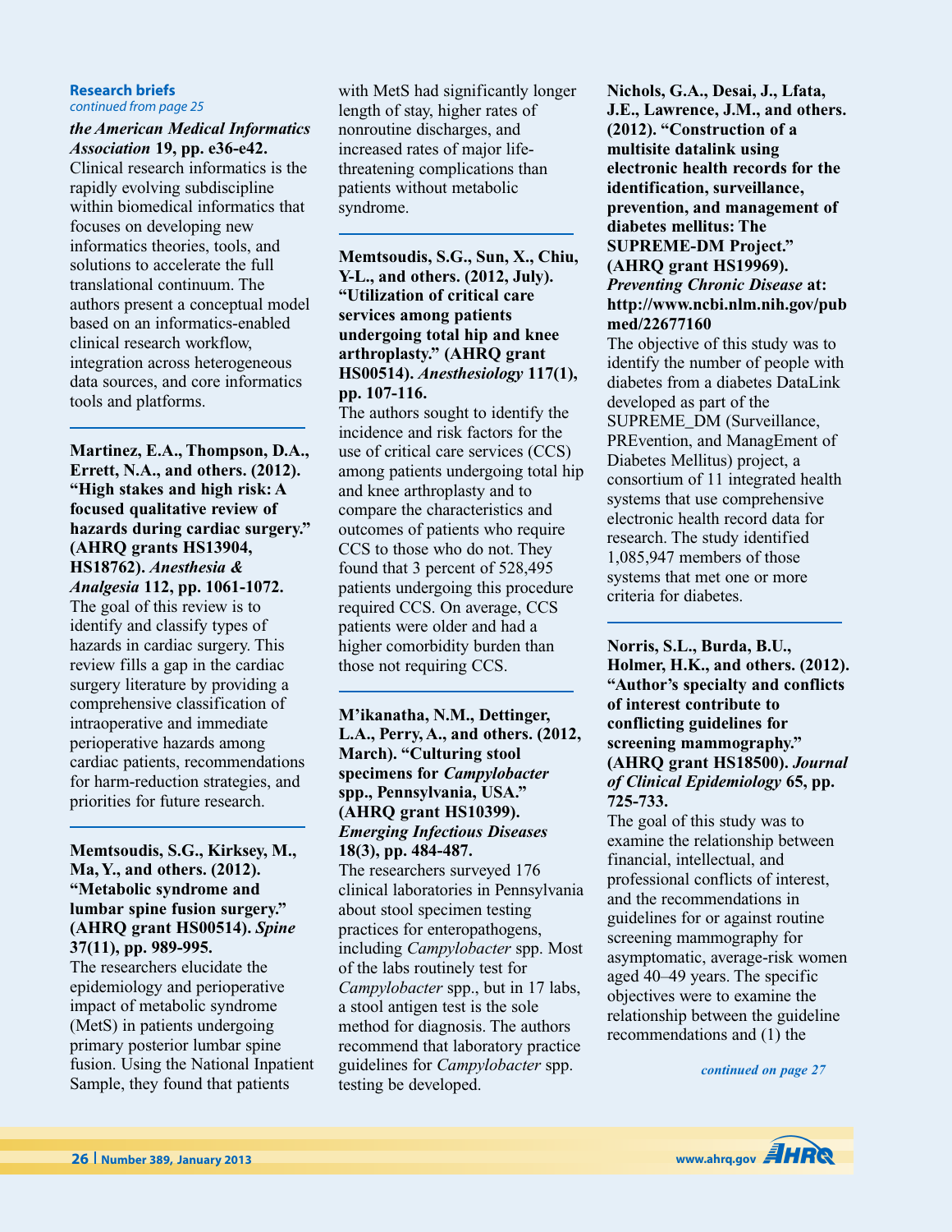**Research briefs**
*continued from page 25*

***the American Medical Informatics Association* 19, pp. e36-e42.**

Clinical research informatics is the rapidly evolving subdiscipline within biomedical informatics that focuses on developing new informatics theories, tools, and solutions to accelerate the full translational continuum. The authors present a conceptual model based on an informatics-enabled clinical research workflow, integration across heterogeneous data sources, and core informatics tools and platforms.

**Martinez, E.A., Thompson, D.A., Errett, N.A., and others. (2012). "High stakes and high risk: A focused qualitative review of hazards during cardiac surgery." (AHRQ grants HS13904, HS18762). *Anesthesia & Analgesia* 112, pp. 1061-1072.**

The goal of this review is to identify and classify types of hazards in cardiac surgery. This review fills a gap in the cardiac surgery literature by providing a comprehensive classification of intraoperative and immediate perioperative hazards among cardiac patients, recommendations for harm-reduction strategies, and priorities for future research.

**Memtsoudis, S.G., Kirksey, M., Ma, Y., and others. (2012). "Metabolic syndrome and lumbar spine fusion surgery." (AHRQ grant HS00514). *Spine* 37(11), pp. 989-995.**

The researchers elucidate the epidemiology and perioperative impact of metabolic syndrome (MetS) in patients undergoing primary posterior lumbar spine fusion. Using the National Inpatient Sample, they found that patients with MetS had significantly longer length of stay, higher rates of nonroutine discharges, and increased rates of major life-threatening complications than patients without metabolic syndrome.

**Memtsoudis, S.G., Sun, X., Chiu, Y-L., and others. (2012, July). "Utilization of critical care services among patients undergoing total hip and knee arthroplasty." (AHRQ grant HS00514). *Anesthesiology* 117(1), pp. 107-116.**

The authors sought to identify the incidence and risk factors for the use of critical care services (CCS) among patients undergoing total hip and knee arthroplasty and to compare the characteristics and outcomes of patients who require CCS to those who do not. They found that 3 percent of 528,495 patients undergoing this procedure required CCS. On average, CCS patients were older and had a higher comorbidity burden than those not requiring CCS.

**M'ikanatha, N.M., Dettinger, L.A., Perry, A., and others. (2012, March). "Culturing stool specimens for *Campylobacter* spp., Pennsylvania, USA." (AHRQ grant HS10399). *Emerging Infectious Diseases* 18(3), pp. 484-487.**

The researchers surveyed 176 clinical laboratories in Pennsylvania about stool specimen testing practices for enteropathogens, including *Campylobacter* spp. Most of the labs routinely test for *Campylobacter* spp., but in 17 labs, a stool antigen test is the sole method for diagnosis. The authors recommend that laboratory practice guidelines for *Campylobacter* spp. testing be developed.

**Nichols, G.A., Desai, J., Lfata, J.E., Lawrence, J.M., and others. (2012). "Construction of a multisite datalink using electronic health records for the identification, surveillance, prevention, and management of diabetes mellitus: The SUPREME-DM Project." (AHRQ grant HS19969). *Preventing Chronic Disease* at: http://www.ncbi.nlm.nih.gov/pubmed/22677160**

The objective of this study was to identify the number of people with diabetes from a diabetes DataLink developed as part of the SUPREME_DM (Surveillance, PREvention, and ManagEment of Diabetes Mellitus) project, a consortium of 11 integrated health systems that use comprehensive electronic health record data for research. The study identified 1,085,947 members of those systems that met one or more criteria for diabetes.

**Norris, S.L., Burda, B.U., Holmer, H.K., and others. (2012). "Author's specialty and conflicts of interest contribute to conflicting guidelines for screening mammography." (AHRQ grant HS18500). *Journal of Clinical Epidemiology* 65, pp. 725-733.**

The goal of this study was to examine the relationship between financial, intellectual, and professional conflicts of interest, and the recommendations in guidelines for or against routine screening mammography for asymptomatic, average-risk women aged 40–49 years. The specific objectives were to examine the relationship between the guideline recommendations and (1) the

*continued on page 27*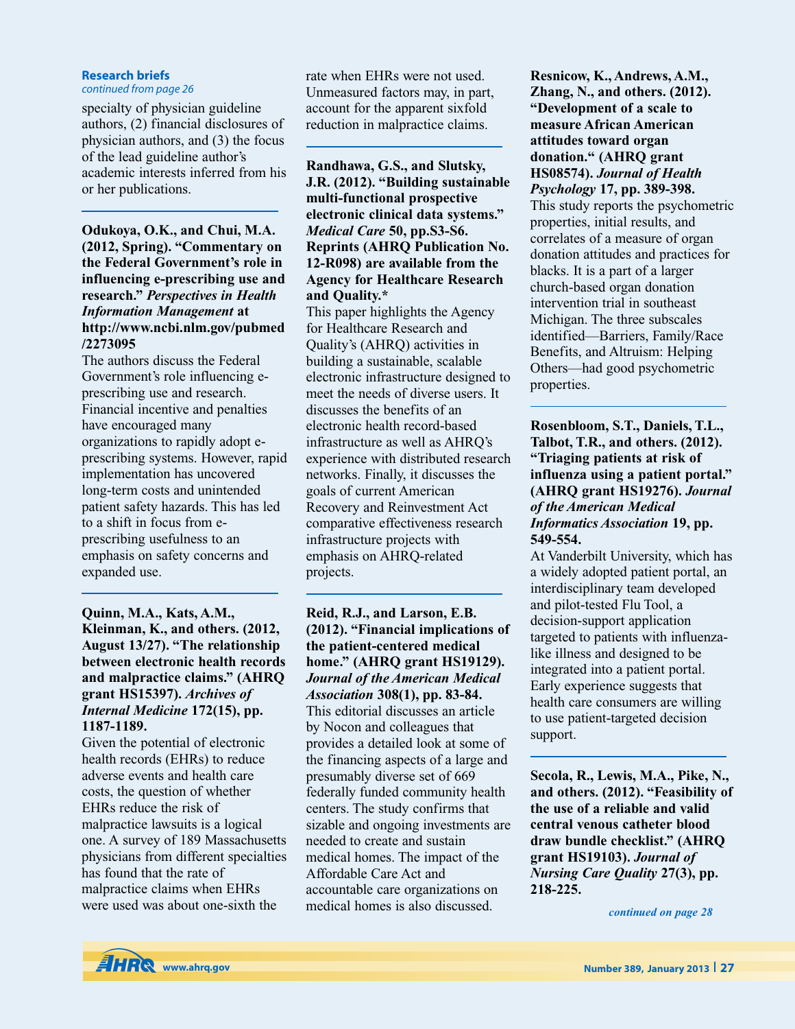**Research briefs**
*continued from page 26*

specialty of physician guideline authors, (2) financial disclosures of physician authors, and (3) the focus of the lead guideline author's academic interests inferred from his or her publications.

---

**Odukoya, O.K., and Chui, M.A. (2012, Spring). "Commentary on the Federal Government's role in influencing e-prescribing use and research."** ***Perspectives in Health Information Management*** **at http://www.ncbi.nlm.gov/pubmed /2273095**

The authors discuss the Federal Government's role influencing e-prescribing use and research. Financial incentive and penalties have encouraged many organizations to rapidly adopt e-prescribing systems. However, rapid implementation has uncovered long-term costs and unintended patient safety hazards. This has led to a shift in focus from e-prescribing usefulness to an emphasis on safety concerns and expanded use.

---

**Quinn, M.A., Kats, A.M., Kleinman, K., and others. (2012, August 13/27). "The relationship between electronic health records and malpractice claims." (AHRQ grant HS15397).** ***Archives of Internal Medicine*** **172(15), pp. 1187-1189.**

Given the potential of electronic health records (EHRs) to reduce adverse events and health care costs, the question of whether EHRs reduce the risk of malpractice lawsuits is a logical one. A survey of 189 Massachusetts physicians from different specialties has found that the rate of malpractice claims when EHRs were used was about one-sixth the rate when EHRs were not used. Unmeasured factors may, in part, account for the apparent sixfold reduction in malpractice claims.

---

**Randhawa, G.S., and Slutsky, J.R. (2012). "Building sustainable multi-functional prospective electronic clinical data systems."** ***Medical Care*** **50, pp.S3-S6. Reprints (AHRQ Publication No. 12-R098) are available from the Agency for Healthcare Research and Quality.***

This paper highlights the Agency for Healthcare Research and Quality's (AHRQ) activities in building a sustainable, scalable electronic infrastructure designed to meet the needs of diverse users. It discusses the benefits of an electronic health record-based infrastructure as well as AHRQ's experience with distributed research networks. Finally, it discusses the goals of current American Recovery and Reinvestment Act comparative effectiveness research infrastructure projects with emphasis on AHRQ-related projects.

---

**Reid, R.J., and Larson, E.B. (2012). "Financial implications of the patient-centered medical home." (AHRQ grant HS19129).** ***Journal of the American Medical Association*** **308(1), pp. 83-84.**

This editorial discusses an article by Nocon and colleagues that provides a detailed look at some of the financing aspects of a large and presumably diverse set of 669 federally funded community health centers. The study confirms that sizable and ongoing investments are needed to create and sustain medical homes. The impact of the Affordable Care Act and accountable care organizations on medical homes is also discussed.

---

**Resnicow, K., Andrews, A.M., Zhang, N., and others. (2012). "Development of a scale to measure African American attitudes toward organ donation." (AHRQ grant HS08574).** ***Journal of Health Psychology*** **17, pp. 389-398.**

This study reports the psychometric properties, initial results, and correlates of a measure of organ donation attitudes and practices for blacks. It is a part of a larger church-based organ donation intervention trial in southeast Michigan. The three subscales identified—Barriers, Family/Race Benefits, and Altruism: Helping Others—had good psychometric properties.

---

**Rosenbloom, S.T., Daniels, T.L., Talbot, T.R., and others. (2012). "Triaging patients at risk of influenza using a patient portal." (AHRQ grant HS19276).** ***Journal of the American Medical Informatics Association*** **19, pp. 549-554.**

At Vanderbilt University, which has a widely adopted patient portal, an interdisciplinary team developed and pilot-tested Flu Tool, a decision-support application targeted to patients with influenza-like illness and designed to be integrated into a patient portal. Early experience suggests that health care consumers are willing to use patient-targeted decision support.

---

**Secola, R., Lewis, M.A., Pike, N., and others. (2012). "Feasibility of the use of a reliable and valid central venous catheter blood draw bundle checklist." (AHRQ grant HS19103).** ***Journal of Nursing Care Quality*** **27(3), pp. 218-225.**

*continued on page 28*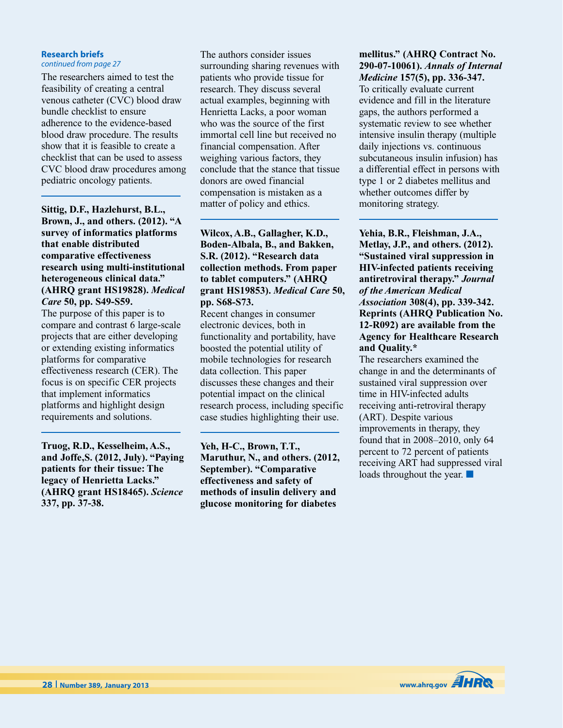**Research briefs**
*continued from page 27*

The researchers aimed to test the feasibility of creating a central venous catheter (CVC) blood draw bundle checklist to ensure adherence to the evidence-based blood draw procedure. The results show that it is feasible to create a checklist that can be used to assess CVC blood draw procedures among pediatric oncology patients.

---

**Sittig, D.F., Hazlehurst, B.L., Brown, J., and others. (2012). "A survey of informatics platforms that enable distributed comparative effectiveness research using multi-institutional heterogeneous clinical data." (AHRQ grant HS19828). *Medical Care* 50, pp. S49-S59.**

The purpose of this paper is to compare and contrast 6 large-scale projects that are either developing or extending existing informatics platforms for comparative effectiveness research (CER). The focus is on specific CER projects that implement informatics platforms and highlight design requirements and solutions.

---

**Truog, R.D., Kesselheim, A.S., and Joffe,S. (2012, July). "Paying patients for their tissue: The legacy of Henrietta Lacks." (AHRQ grant HS18465). *Science* 337, pp. 37-38.**

The authors consider issues surrounding sharing revenues with patients who provide tissue for research. They discuss several actual examples, beginning with Henrietta Lacks, a poor woman who was the source of the first immortal cell line but received no financial compensation. After weighing various factors, they conclude that the stance that tissue donors are owed financial compensation is mistaken as a matter of policy and ethics.

---

**Wilcox, A.B., Gallagher, K.D., Boden-Albala, B., and Bakken, S.R. (2012). "Research data collection methods. From paper to tablet computers." (AHRQ grant HS19853). *Medical Care* 50, pp. S68-S73.**

Recent changes in consumer electronic devices, both in functionality and portability, have boosted the potential utility of mobile technologies for research data collection. This paper discusses these changes and their potential impact on the clinical research process, including specific case studies highlighting their use.

---

**Yeh, H-C., Brown, T.T., Maruthur, N., and others. (2012, September). "Comparative effectiveness and safety of methods of insulin delivery and glucose monitoring for diabetes mellitus." (AHRQ Contract No. 290-07-10061). *Annals of Internal Medicine* 157(5), pp. 336-347.**

To critically evaluate current evidence and fill in the literature gaps, the authors performed a systematic review to see whether intensive insulin therapy (multiple daily injections vs. continuous subcutaneous insulin infusion) has a differential effect in persons with type 1 or 2 diabetes mellitus and whether outcomes differ by monitoring strategy.

---

**Yehia, B.R., Fleishman, J.A., Metlay, J.P., and others. (2012). "Sustained viral suppression in HIV-infected patients receiving antiretroviral therapy." *Journal of the American Medical Association* 308(4), pp. 339-342. Reprints (AHRQ Publication No. 12-R092) are available from the Agency for Healthcare Research and Quality.***

The researchers examined the change in and the determinants of sustained viral suppression over time in HIV-infected adults receiving anti-retroviral therapy (ART). Despite various improvements in therapy, they found that in 2008–2010, only 64 percent to 72 percent of patients receiving ART had suppressed viral loads throughout the year. ■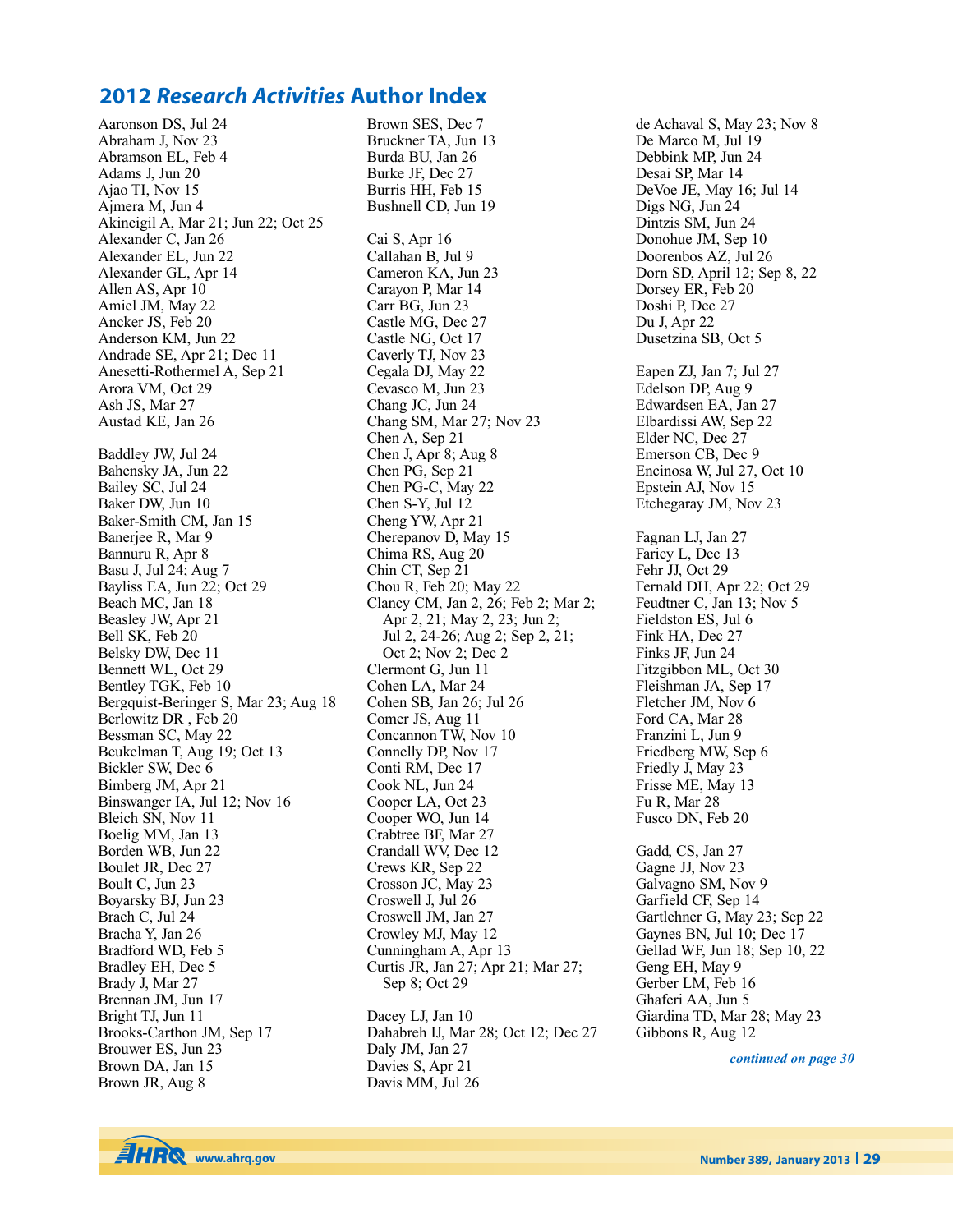## 2012 *Research Activities* Author Index

Aaronson DS, Jul 24
Abraham J, Nov 23
Abramson EL, Feb 4
Adams J, Jun 20
Ajao TI, Nov 15
Ajmera M, Jun 4
Akincigil A, Mar 21; Jun 22; Oct 25
Alexander C, Jan 26
Alexander EL, Jun 22
Alexander GL, Apr 14
Allen AS, Apr 10
Amiel JM, May 22
Ancker JS, Feb 20
Anderson KM, Jun 22
Andrade SE, Apr 21; Dec 11
Anesetti-Rothermel A, Sep 21
Arora VM, Oct 29
Ash JS, Mar 27
Austad KE, Jan 26

Baddley JW, Jul 24
Bahensky JA, Jun 22
Bailey SC, Jul 24
Baker DW, Jun 10
Baker-Smith CM, Jan 15
Banerjee R, Mar 9
Bannuru R, Apr 8
Basu J, Jul 24; Aug 7
Bayliss EA, Jun 22; Oct 29
Beach MC, Jan 18
Beasley JW, Apr 21
Bell SK, Feb 20
Belsky DW, Dec 11
Bennett WL, Oct 29
Bentley TGK, Feb 10
Bergquist-Beringer S, Mar 23; Aug 18
Berlowitz DR , Feb 20
Bessman SC, May 22
Beukelman T, Aug 19; Oct 13
Bickler SW, Dec 6
Bimberg JM, Apr 21
Binswanger IA, Jul 12; Nov 16
Bleich SN, Nov 11
Boelig MM, Jan 13
Borden WB, Jun 22
Boulet JR, Dec 27
Boult C, Jun 23
Boyarsky BJ, Jun 23
Brach C, Jul 24
Bracha Y, Jan 26
Bradford WD, Feb 5
Bradley EH, Dec 5
Brady J, Mar 27
Brennan JM, Jun 17
Bright TJ, Jun 11
Brooks-Carthon JM, Sep 17
Brouwer ES, Jun 23
Brown DA, Jan 15
Brown JR, Aug 8

Brown SES, Dec 7
Bruckner TA, Jun 13
Burda BU, Jan 26
Burke JF, Dec 27
Burris HH, Feb 15
Bushnell CD, Jun 19

Cai S, Apr 16
Callahan B, Jul 9
Cameron KA, Jun 23
Carayon P, Mar 14
Carr BG, Jun 23
Castle MG, Dec 27
Castle NG, Oct 17
Caverly TJ, Nov 23
Cegala DJ, May 22
Cevasco M, Jun 23
Chang JC, Jun 24
Chang SM, Mar 27; Nov 23
Chen A, Sep 21
Chen J, Apr 8; Aug 8
Chen PG, Sep 21
Chen PG-C, May 22
Chen S-Y, Jul 12
Cheng YW, Apr 21
Cherepanov D, May 15
Chima RS, Aug 20
Chin CT, Sep 21
Chou R, Feb 20; May 22
Clancy CM, Jan 2, 26; Feb 2; Mar 2; Apr 2, 21; May 2, 23; Jun 2; Jul 2, 24-26; Aug 2; Sep 2, 21; Oct 2; Nov 2; Dec 2
Clermont G, Jun 11
Cohen LA, Mar 24
Cohen SB, Jan 26; Jul 26
Comer JS, Aug 11
Concannon TW, Nov 10
Connelly DP, Nov 17
Conti RM, Dec 17
Cook NL, Jun 24
Cooper LA, Oct 23
Cooper WO, Jun 14
Crabtree BF, Mar 27
Crandall WV, Dec 12
Crews KR, Sep 22
Crosson JC, May 23
Croswell J, Jul 26
Croswell JM, Jan 27
Crowley MJ, May 12
Cunningham A, Apr 13
Curtis JR, Jan 27; Apr 21; Mar 27; Sep 8; Oct 29

Dacey LJ, Jan 10
Dahabreh IJ, Mar 28; Oct 12; Dec 27
Daly JM, Jan 27
Davies S, Apr 21
Davis MM, Jul 26

de Achaval S, May 23; Nov 8
De Marco M, Jul 19
Debbink MP, Jun 24
Desai SP, Mar 14
DeVoe JE, May 16; Jul 14
Digs NG, Jun 24
Dintzis SM, Jun 24
Donohue JM, Sep 10
Doorenbos AZ, Jul 26
Dorn SD, April 12; Sep 8, 22
Dorsey ER, Feb 20
Doshi P, Dec 27
Du J, Apr 22
Dusetzina SB, Oct 5

Eapen ZJ, Jan 7; Jul 27
Edelson DP, Aug 9
Edwardsen EA, Jan 27
Elbardissi AW, Sep 22
Elder NC, Dec 27
Emerson CB, Dec 9
Encinosa W, Jul 27, Oct 10
Epstein AJ, Nov 15
Etchegaray JM, Nov 23

Fagnan LJ, Jan 27
Faricy L, Dec 13
Fehr JJ, Oct 29
Fernald DH, Apr 22; Oct 29
Feudtner C, Jan 13; Nov 5
Fieldston ES, Jul 6
Fink HA, Dec 27
Finks JF, Jun 24
Fitzgibbon ML, Oct 30
Fleishman JA, Sep 17
Fletcher JM, Nov 6
Ford CA, Mar 28
Franzini L, Jun 9
Friedberg MW, Sep 6
Friedly J, May 23
Frisse ME, May 13
Fu R, Mar 28
Fusco DN, Feb 20

Gadd, CS, Jan 27
Gagne JJ, Nov 23
Galvagno SM, Nov 9
Garfield CF, Sep 14
Gartlehner G, May 23; Sep 22
Gaynes BN, Jul 10; Dec 17
Gellad WF, Jun 18; Sep 10, 22
Geng EH, May 9
Gerber LM, Feb 16
Ghaferi AA, Jun 5
Giardina TD, Mar 28; May 23
Gibbons R, Aug 12

*continued on page 30*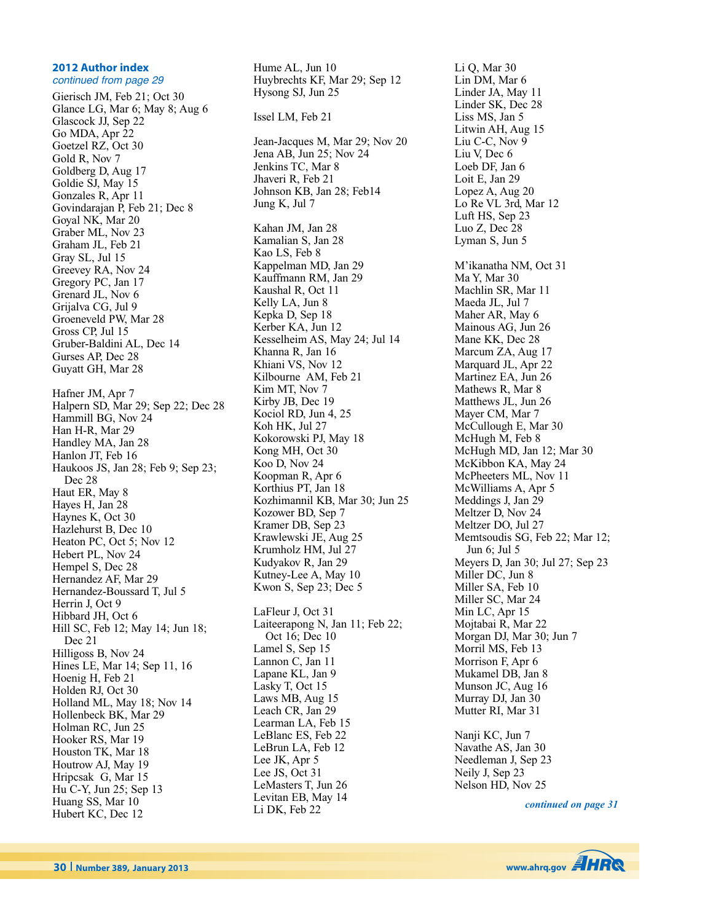## 2012 Author index

*continued from page 29*

Gierisch JM, Feb 21; Oct 30
Glance LG, Mar 6; May 8; Aug 6
Glascock JJ, Sep 22
Go MDA, Apr 22
Goetzel RZ, Oct 30
Gold R, Nov 7
Goldberg D, Aug 17
Goldie SJ, May 15
Gonzales R, Apr 11
Govindarajan P, Feb 21; Dec 8
Goyal NK, Mar 20
Graber ML, Nov 23
Graham JL, Feb 21
Gray SL, Jul 15
Greevey RA, Nov 24
Gregory PC, Jan 17
Grenard JL, Nov 6
Grijalva CG, Jul 9
Groeneveld PW, Mar 28
Gross CP, Jul 15
Gruber-Baldini AL, Dec 14
Gurses AP, Dec 28
Guyatt GH, Mar 28

Hafner JM, Apr 7
Halpern SD, Mar 29; Sep 22; Dec 28
Hammill BG, Nov 24
Han H-R, Mar 29
Handley MA, Jan 28
Hanlon JT, Feb 16
Haukoos JS, Jan 28; Feb 9; Sep 23; Dec 28
Haut ER, May 8
Hayes H, Jan 28
Haynes K, Oct 30
Hazlehurst B, Dec 10
Heaton PC, Oct 5; Nov 12
Hebert PL, Nov 24
Hempel S, Dec 28
Hernandez AF, Mar 29
Hernandez-Boussard T, Jul 5
Herrin J, Oct 9
Hibbard JH, Oct 6
Hill SC, Feb 12; May 14; Jun 18; Dec 21
Hilligoss B, Nov 24
Hines LE, Mar 14; Sep 11, 16
Hoenig H, Feb 21
Holden RJ, Oct 30
Holland ML, May 18; Nov 14
Hollenbeck BK, Mar 29
Holman RC, Jun 25
Hooker RS, Mar 19
Houston TK, Mar 18
Houtrow AJ, May 19
Hripcsak G, Mar 15
Hu C-Y, Jun 25; Sep 13
Huang SS, Mar 10
Hubert KC, Dec 12
Hume AL, Jun 10
Huybrechts KF, Mar 29; Sep 12
Hysong SJ, Jun 25

Issel LM, Feb 21

Jean-Jacques M, Mar 29; Nov 20
Jena AB, Jun 25; Nov 24
Jenkins TC, Mar 8
Jhaveri R, Feb 21
Johnson KB, Jan 28; Feb14
Jung K, Jul 7

Kahan JM, Jan 28
Kamalian S, Jan 28
Kao LS, Feb 8
Kappelman MD, Jan 29
Kauffmann RM, Jan 29
Kaushal R, Oct 11
Kelly LA, Jun 8
Kepka D, Sep 18
Kerber KA, Jun 12
Kesselheim AS, May 24; Jul 14
Khanna R, Jan 16
Khiani VS, Nov 12
Kilbourne AM, Feb 21
Kim MT, Nov 7
Kirby JB, Dec 19
Kociol RD, Jun 4, 25
Koh HK, Jul 27
Kokorowski PJ, May 18
Kong MH, Oct 30
Koo D, Nov 24
Koopman R, Apr 6
Korthius PT, Jan 18
Kozhimannil KB, Mar 30; Jun 25
Kozower BD, Sep 7
Kramer DB, Sep 23
Krawlewski JE, Aug 25
Krumholz HM, Jul 27
Kudyakov R, Jan 29
Kutney-Lee A, May 10
Kwon S, Sep 23; Dec 5

LaFleur J, Oct 31
Laiteerapong N, Jan 11; Feb 22; Oct 16; Dec 10
Lamel S, Sep 15
Lannon C, Jan 11
Lapane KL, Jan 9
Lasky T, Oct 15
Laws MB, Aug 15
Leach CR, Jan 29
Learman LA, Feb 15
LeBlanc ES, Feb 22
LeBrun LA, Feb 12
Lee JK, Apr 5
Lee JS, Oct 31
LeMasters T, Jun 26
Levitan EB, May 14
Li DK, Feb 22
Li Q, Mar 30
Lin DM, Mar 6
Linder JA, May 11
Linder SK, Dec 28
Liss MS, Jan 5
Litwin AH, Aug 15
Liu C-C, Nov 9
Liu V, Dec 6
Loeb DF, Jan 6
Loit E, Jan 29
Lopez A, Aug 20
Lo Re VL 3rd, Mar 12
Luft HS, Sep 23
Luo Z, Dec 28
Lyman S, Jun 5

M'ikanatha NM, Oct 31
Ma Y, Mar 30
Machlin SR, Mar 11
Maeda JL, Jul 7
Maher AR, May 6
Mainous AG, Jun 26
Mane KK, Dec 28
Marcum ZA, Aug 17
Marquard JL, Apr 22
Martinez EA, Jun 26
Mathews R, Mar 8
Matthews JL, Jun 26
Mayer CM, Mar 7
McCullough E, Mar 30
McHugh M, Feb 8
McHugh MD, Jan 12; Mar 30
McKibbon KA, May 24
McPheeters ML, Nov 11
McWilliams A, Apr 5
Meddings J, Jan 29
Meltzer D, Nov 24
Meltzer DO, Jul 27
Memtsoudis SG, Feb 22; Mar 12; Jun 6; Jul 5
Meyers D, Jan 30; Jul 27; Sep 23
Miller DC, Jun 8
Miller SA, Feb 10
Miller SC, Mar 24
Min LC, Apr 15
Mojtabai R, Mar 22
Morgan DJ, Mar 30; Jun 7
Morril MS, Feb 13
Morrison F, Apr 6
Mukamel DB, Jan 8
Munson JC, Aug 16
Murray DJ, Jan 30
Mutter RI, Mar 31

Nanji KC, Jun 7
Navathe AS, Jan 30
Needleman J, Sep 23
Neily J, Sep 23
Nelson HD, Nov 25

*continued on page 31*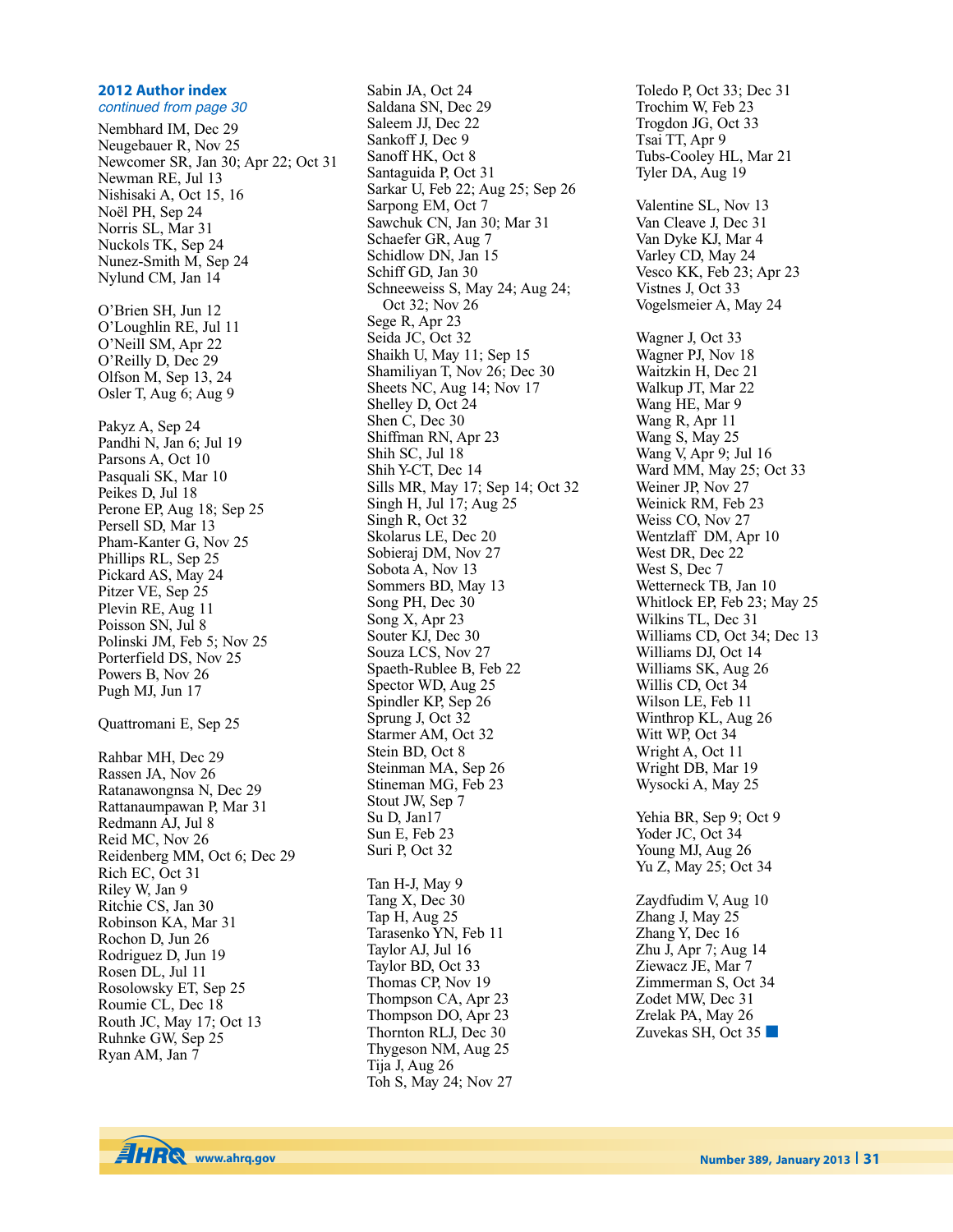### 2012 Author index

*continued from page 30*

Nembhard IM, Dec 29
Neugebauer R, Nov 25
Newcomer SR, Jan 30; Apr 22; Oct 31
Newman RE, Jul 13
Nishisaki A, Oct 15, 16
Noël PH, Sep 24
Norris SL, Mar 31
Nuckols TK, Sep 24
Nunez-Smith M, Sep 24
Nylund CM, Jan 14

O'Brien SH, Jun 12
O'Loughlin RE, Jul 11
O'Neill SM, Apr 22
O'Reilly D, Dec 29
Olfson M, Sep 13, 24
Osler T, Aug 6; Aug 9

Pakyz A, Sep 24
Pandhi N, Jan 6; Jul 19
Parsons A, Oct 10
Pasquali SK, Mar 10
Peikes D, Jul 18
Perone EP, Aug 18; Sep 25
Persell SD, Mar 13
Pham-Kanter G, Nov 25
Phillips RL, Sep 25
Pickard AS, May 24
Pitzer VE, Sep 25
Plevin RE, Aug 11
Poisson SN, Jul 8
Polinski JM, Feb 5; Nov 25
Porterfield DS, Nov 25
Powers B, Nov 26
Pugh MJ, Jun 17

Quattromani E, Sep 25

Rahbar MH, Dec 29
Rassen JA, Nov 26
Ratanawongsna N, Dec 29
Rattanaumpawan P, Mar 31
Redmann AJ, Jul 8
Reid MC, Nov 26
Reidenberg MM, Oct 6; Dec 29
Rich EC, Oct 31
Riley W, Jan 9
Ritchie CS, Jan 30
Robinson KA, Mar 31
Rochon D, Jun 26
Rodriguez D, Jun 19
Rosen DL, Jul 11
Rosolowsky ET, Sep 25
Roumie CL, Dec 18
Routh JC, May 17; Oct 13
Ruhnke GW, Sep 25
Ryan AM, Jan 7

Sabin JA, Oct 24
Saldana SN, Dec 29
Saleem JJ, Dec 22
Sankoff J, Dec 9
Sanoff HK, Oct 8
Santaguida P, Oct 31
Sarkar U, Feb 22; Aug 25; Sep 26
Sarpong EM, Oct 7
Sawchuk CN, Jan 30; Mar 31
Schaefer GR, Aug 7
Schidlow DN, Jan 15
Schiff GD, Jan 30
Schneeweiss S, May 24; Aug 24; Oct 32; Nov 26
Sege R, Apr 23
Seida JC, Oct 32
Shaikh U, May 11; Sep 15
Shamiliyan T, Nov 26; Dec 30
Sheets NC, Aug 14; Nov 17
Shelley D, Oct 24
Shen C, Dec 30
Shiffman RN, Apr 23
Shih SC, Jul 18
Shih Y-CT, Dec 14
Sills MR, May 17; Sep 14; Oct 32
Singh H, Jul 17; Aug 25
Singh R, Oct 32
Skolarus LE, Dec 20
Sobieraj DM, Nov 27
Sobota A, Nov 13
Sommers BD, May 13
Song PH, Dec 30
Song X, Apr 23
Souter KJ, Dec 30
Souza LCS, Nov 27
Spaeth-Rublee B, Feb 22
Spector WD, Aug 25
Spindler KP, Sep 26
Sprung J, Oct 32
Starmer AM, Oct 32
Stein BD, Oct 8
Steinman MA, Sep 26
Stineman MG, Feb 23
Stout JW, Sep 7
Su D, Jan17
Sun E, Feb 23
Suri P, Oct 32

Tan H-J, May 9
Tang X, Dec 30
Tap H, Aug 25
Tarasenko YN, Feb 11
Taylor AJ, Jul 16
Taylor BD, Oct 33
Thomas CP, Nov 19
Thompson CA, Apr 23
Thompson DO, Apr 23
Thornton RLJ, Dec 30
Thygeson NM, Aug 25
Tija J, Aug 26
Toh S, May 24; Nov 27
Toledo P, Oct 33; Dec 31
Trochim W, Feb 23
Trogdon JG, Oct 33
Tsai TT, Apr 9
Tubs-Cooley HL, Mar 21
Tyler DA, Aug 19

Valentine SL, Nov 13
Van Cleave J, Dec 31
Van Dyke KJ, Mar 4
Varley CD, May 24
Vesco KK, Feb 23; Apr 23
Vistnes J, Oct 33
Vogelsmeier A, May 24

Wagner J, Oct 33
Wagner PJ, Nov 18
Waitzkin H, Dec 21
Walkup JT, Mar 22
Wang HE, Mar 9
Wang R, Apr 11
Wang S, May 25
Wang V, Apr 9; Jul 16
Ward MM, May 25; Oct 33
Weiner JP, Nov 27
Weinick RM, Feb 23
Weiss CO, Nov 27
Wentzlaff DM, Apr 10
West DR, Dec 22
West S, Dec 7
Wetterneck TB, Jan 10
Whitlock EP, Feb 23; May 25
Wilkins TL, Dec 31
Williams CD, Oct 34; Dec 13
Williams DJ, Oct 14
Williams SK, Aug 26
Willis CD, Oct 34
Wilson LE, Feb 11
Winthrop KL, Aug 26
Witt WP, Oct 34
Wright A, Oct 11
Wright DB, Mar 19
Wysocki A, May 25

Yehia BR, Sep 9; Oct 9
Yoder JC, Oct 34
Young MJ, Aug 26
Yu Z, May 25; Oct 34

Zaydfudim V, Aug 10
Zhang J, May 25
Zhang Y, Dec 16
Zhu J, Apr 7; Aug 14
Ziewacz JE, Mar 7
Zimmerman S, Oct 34
Zodet MW, Dec 31
Zrelak PA, May 26
Zuvekas SH, Oct 35 ■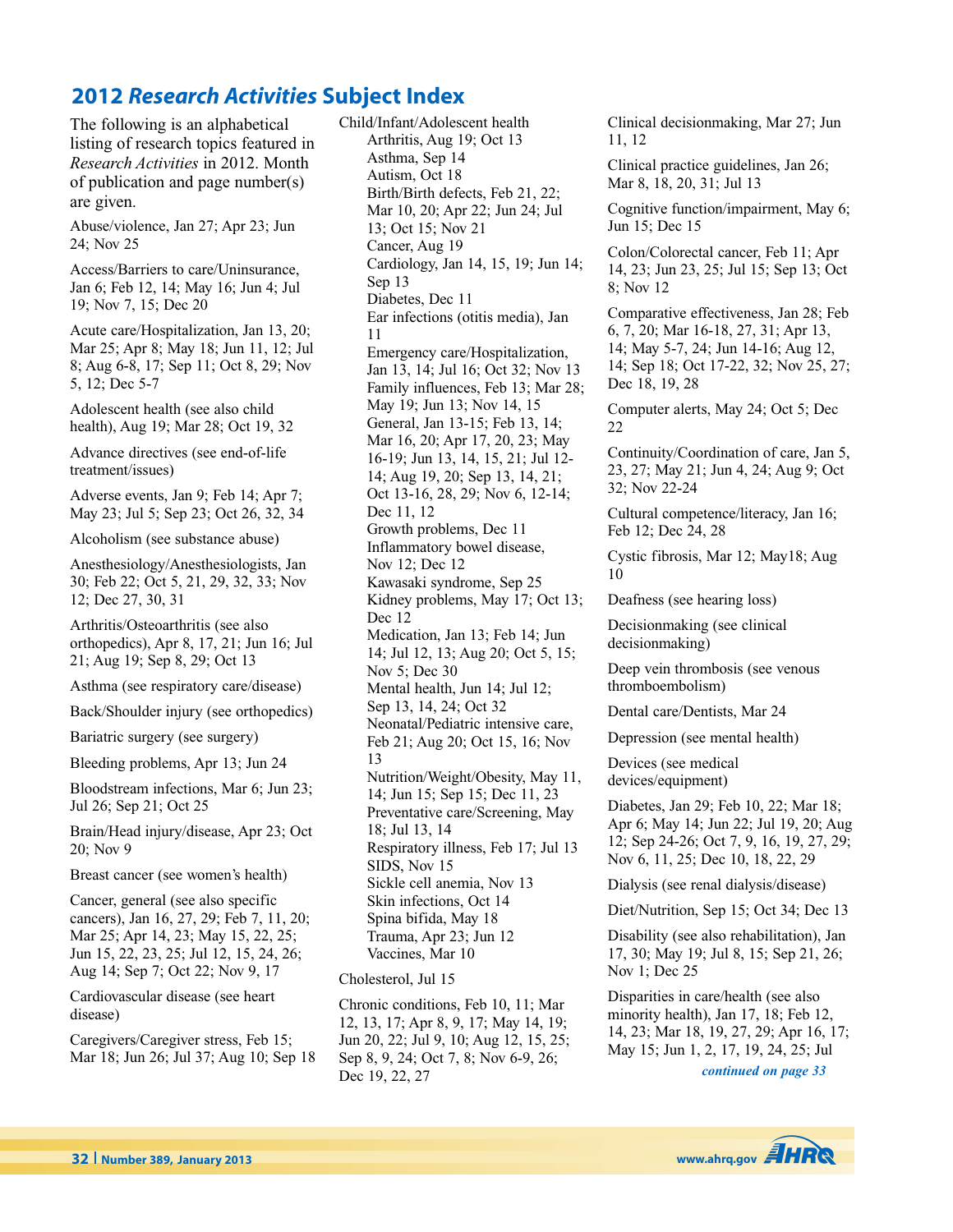## 2012 *Research Activities* Subject Index

The following is an alphabetical listing of research topics featured in *Research Activities* in 2012. Month of publication and page number(s) are given.

Abuse/violence, Jan 27; Apr 23; Jun 24; Nov 25

Access/Barriers to care/Uninsurance, Jan 6; Feb 12, 14; May 16; Jun 4; Jul 19; Nov 7, 15; Dec 20

Acute care/Hospitalization, Jan 13, 20; Mar 25; Apr 8; May 18; Jun 11, 12; Jul 8; Aug 6-8, 17; Sep 11; Oct 8, 29; Nov 5, 12; Dec 5-7

Adolescent health (see also child health), Aug 19; Mar 28; Oct 19, 32

Advance directives (see end-of-life treatment/issues)

Adverse events, Jan 9; Feb 14; Apr 7; May 23; Jul 5; Sep 23; Oct 26, 32, 34

Alcoholism (see substance abuse)

Anesthesiology/Anesthesiologists, Jan 30; Feb 22; Oct 5, 21, 29, 32, 33; Nov 12; Dec 27, 30, 31

Arthritis/Osteoarthritis (see also orthopedics), Apr 8, 17, 21; Jun 16; Jul 21; Aug 19; Sep 8, 29; Oct 13

Asthma (see respiratory care/disease)

Back/Shoulder injury (see orthopedics)

Bariatric surgery (see surgery)

Bleeding problems, Apr 13; Jun 24

Bloodstream infections, Mar 6; Jun 23; Jul 26; Sep 21; Oct 25

Brain/Head injury/disease, Apr 23; Oct 20; Nov 9

Breast cancer (see women's health)

Cancer, general (see also specific cancers), Jan 16, 27, 29; Feb 7, 11, 20; Mar 25; Apr 14, 23; May 15, 22, 25; Jun 15, 22, 23, 25; Jul 12, 15, 24, 26; Aug 14; Sep 7; Oct 22; Nov 9, 17

Cardiovascular disease (see heart disease)

Caregivers/Caregiver stress, Feb 15; Mar 18; Jun 26; Jul 37; Aug 10; Sep 18

Child/Infant/Adolescent health
- Arthritis, Aug 19; Oct 13
- Asthma, Sep 14
- Autism, Oct 18
- Birth/Birth defects, Feb 21, 22; Mar 10, 20; Apr 22; Jun 24; Jul 13; Oct 15; Nov 21
- Cancer, Aug 19
- Cardiology, Jan 14, 15, 19; Jun 14; Sep 13
- Diabetes, Dec 11
- Ear infections (otitis media), Jan 11
- Emergency care/Hospitalization, Jan 13, 14; Jul 16; Oct 32; Nov 13
- Family influences, Feb 13; Mar 28; May 19; Jun 13; Nov 14, 15
- General, Jan 13-15; Feb 13, 14; Mar 16, 20; Apr 17, 20, 23; May 16-19; Jun 13, 14, 15, 21; Jul 12-14; Aug 19, 20; Sep 13, 14, 21; Oct 13-16, 28, 29; Nov 6, 12-14; Dec 11, 12
- Growth problems, Dec 11
- Inflammatory bowel disease, Nov 12; Dec 12
- Kawasaki syndrome, Sep 25
- Kidney problems, May 17; Oct 13; Dec 12
- Medication, Jan 13; Feb 14; Jun 14; Jul 12, 13; Aug 20; Oct 5, 15; Nov 5; Dec 30
- Mental health, Jun 14; Jul 12; Sep 13, 14, 24; Oct 32
- Neonatal/Pediatric intensive care, Feb 21; Aug 20; Oct 15, 16; Nov 13
- Nutrition/Weight/Obesity, May 11, 14; Jun 15; Sep 15; Dec 11, 23
- Preventative care/Screening, May 18; Jul 13, 14
- Respiratory illness, Feb 17; Jul 13
- SIDS, Nov 15
- Sickle cell anemia, Nov 13
- Skin infections, Oct 14
- Spina bifida, May 18
- Trauma, Apr 23; Jun 12
- Vaccines, Mar 10

Cholesterol, Jul 15

Chronic conditions, Feb 10, 11; Mar 12, 13, 17; Apr 8, 9, 17; May 14, 19; Jun 20, 22; Jul 9, 10; Aug 12, 15, 25; Sep 8, 9, 24; Oct 7, 8; Nov 6-9, 26; Dec 19, 22, 27

Clinical decisionmaking, Mar 27; Jun 11, 12

Clinical practice guidelines, Jan 26; Mar 8, 18, 20, 31; Jul 13

Cognitive function/impairment, May 6; Jun 15; Dec 15

Colon/Colorectal cancer, Feb 11; Apr 14, 23; Jun 23, 25; Jul 15; Sep 13; Oct 8; Nov 12

Comparative effectiveness, Jan 28; Feb 6, 7, 20; Mar 16-18, 27, 31; Apr 13, 14; May 5-7, 24; Jun 14-16; Aug 12, 14; Sep 18; Oct 17-22, 32; Nov 25, 27; Dec 18, 19, 28

Computer alerts, May 24; Oct 5; Dec 22

Continuity/Coordination of care, Jan 5, 23, 27; May 21; Jun 4, 24; Aug 9; Oct 32; Nov 22-24

Cultural competence/literacy, Jan 16; Feb 12; Dec 24, 28

Cystic fibrosis, Mar 12; May18; Aug 10

Deafness (see hearing loss)

Decisionmaking (see clinical decisionmaking)

Deep vein thrombosis (see venous thromboembolism)

Dental care/Dentists, Mar 24

Depression (see mental health)

Devices (see medical devices/equipment)

Diabetes, Jan 29; Feb 10, 22; Mar 18; Apr 6; May 14; Jun 22; Jul 19, 20; Aug 12; Sep 24-26; Oct 7, 9, 16, 19, 27, 29; Nov 6, 11, 25; Dec 10, 18, 22, 29

Dialysis (see renal dialysis/disease)

Diet/Nutrition, Sep 15; Oct 34; Dec 13

Disability (see also rehabilitation), Jan 17, 30; May 19; Jul 8, 15; Sep 21, 26; Nov 1; Dec 25

Disparities in care/health (see also minority health), Jan 17, 18; Feb 12, 14, 23; Mar 18, 19, 27, 29; Apr 16, 17; May 15; Jun 1, 2, 17, 19, 24, 25; Jul

*continued on page 33*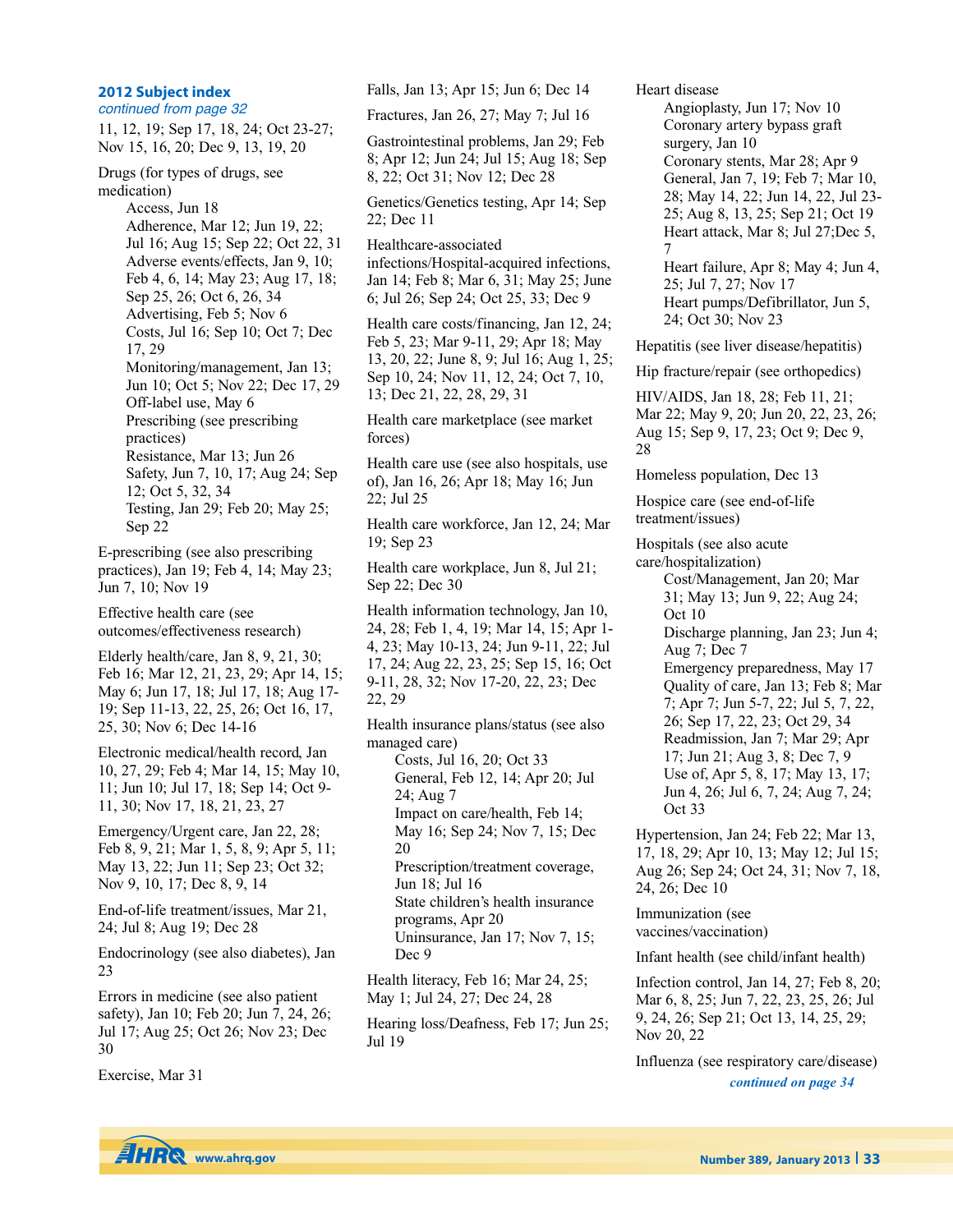## 2012 Subject index

*continued from page 32*

11, 12, 19; Sep 17, 18, 24; Oct 23-27; Nov 15, 16, 20; Dec 9, 13, 19, 20

Drugs (for types of drugs, see medication)

- Access, Jun 18
- Adherence, Mar 12; Jun 19, 22; Jul 16; Aug 15; Sep 22; Oct 22, 31
- Adverse events/effects, Jan 9, 10; Feb 4, 6, 14; May 23; Aug 17, 18; Sep 25, 26; Oct 6, 26, 34
- Advertising, Feb 5; Nov 6
- Costs, Jul 16; Sep 10; Oct 7; Dec 17, 29
- Monitoring/management, Jan 13; Jun 10; Oct 5; Nov 22; Dec 17, 29
- Off-label use, May 6
- Prescribing (see prescribing practices)
- Resistance, Mar 13; Jun 26
- Safety, Jun 7, 10, 17; Aug 24; Sep 12; Oct 5, 32, 34
- Testing, Jan 29; Feb 20; May 25; Sep 22

E-prescribing (see also prescribing practices), Jan 19; Feb 4, 14; May 23; Jun 7, 10; Nov 19

Effective health care (see outcomes/effectiveness research)

Elderly health/care, Jan 8, 9, 21, 30; Feb 16; Mar 12, 21, 23, 29; Apr 14, 15; May 6; Jun 17, 18; Jul 17, 18; Aug 17-19; Sep 11-13, 22, 25, 26; Oct 16, 17, 25, 30; Nov 6; Dec 14-16

Electronic medical/health record, Jan 10, 27, 29; Feb 4; Mar 14, 15; May 10, 11; Jun 10; Jul 17, 18; Sep 14; Oct 9-11, 30; Nov 17, 18, 21, 23, 27

Emergency/Urgent care, Jan 22, 28; Feb 8, 9, 21; Mar 1, 5, 8, 9; Apr 5, 11; May 13, 22; Jun 11; Sep 23; Oct 32; Nov 9, 10, 17; Dec 8, 9, 14

End-of-life treatment/issues, Mar 21, 24; Jul 8; Aug 19; Dec 28

Endocrinology (see also diabetes), Jan 23

Errors in medicine (see also patient safety), Jan 10; Feb 20; Jun 7, 24, 26; Jul 17; Aug 25; Oct 26; Nov 23; Dec 30

Exercise, Mar 31

Falls, Jan 13; Apr 15; Jun 6; Dec 14

Fractures, Jan 26, 27; May 7; Jul 16

Gastrointestinal problems, Jan 29; Feb 8; Apr 12; Jun 24; Jul 15; Aug 18; Sep 8, 22; Oct 31; Nov 12; Dec 28

Genetics/Genetics testing, Apr 14; Sep 22; Dec 11

Healthcare-associated infections/Hospital-acquired infections, Jan 14; Feb 8; Mar 6, 31; May 25; June 6; Jul 26; Sep 24; Oct 25, 33; Dec 9

Health care costs/financing, Jan 12, 24; Feb 5, 23; Mar 9-11, 29; Apr 18; May 13, 20, 22; June 8, 9; Jul 16; Aug 1, 25; Sep 10, 24; Nov 11, 12, 24; Oct 7, 10, 13; Dec 21, 22, 28, 29, 31

Health care marketplace (see market forces)

Health care use (see also hospitals, use of), Jan 16, 26; Apr 18; May 16; Jun 22; Jul 25

Health care workforce, Jan 12, 24; Mar 19; Sep 23

Health care workplace, Jun 8, Jul 21; Sep 22; Dec 30

Health information technology, Jan 10, 24, 28; Feb 1, 4, 19; Mar 14, 15; Apr 1-4, 23; May 10-13, 24; Jun 9-11, 22; Jul 17, 24; Aug 22, 23, 25; Sep 15, 16; Oct 9-11, 28, 32; Nov 17-20, 22, 23; Dec 22, 29

Health insurance plans/status (see also managed care)

- Costs, Jul 16, 20; Oct 33
- General, Feb 12, 14; Apr 20; Jul 24; Aug 7
- Impact on care/health, Feb 14; May 16; Sep 24; Nov 7, 15; Dec 20
- Prescription/treatment coverage, Jun 18; Jul 16
- State children's health insurance programs, Apr 20
- Uninsurance, Jan 17; Nov 7, 15; Dec 9

Health literacy, Feb 16; Mar 24, 25; May 1; Jul 24, 27; Dec 24, 28

Hearing loss/Deafness, Feb 17; Jun 25; Jul 19

Heart disease

- Angioplasty, Jun 17; Nov 10
- Coronary artery bypass graft surgery, Jan 10
- Coronary stents, Mar 28; Apr 9
- General, Jan 7, 19; Feb 7; Mar 10, 28; May 14, 22; Jun 14, 22, Jul 23-25; Aug 8, 13, 25; Sep 21; Oct 19
- Heart attack, Mar 8; Jul 27;Dec 5, 7
- Heart failure, Apr 8; May 4; Jun 4, 25; Jul 7, 27; Nov 17
- Heart pumps/Defibrillator, Jun 5, 24; Oct 30; Nov 23

Hepatitis (see liver disease/hepatitis)

Hip fracture/repair (see orthopedics)

HIV/AIDS, Jan 18, 28; Feb 11, 21; Mar 22; May 9, 20; Jun 20, 22, 23, 26; Aug 15; Sep 9, 17, 23; Oct 9; Dec 9, 28

Homeless population, Dec 13

Hospice care (see end-of-life treatment/issues)

Hospitals (see also acute care/hospitalization)

- Cost/Management, Jan 20; Mar 31; May 13; Jun 9, 22; Aug 24; Oct 10
- Discharge planning, Jan 23; Jun 4; Aug 7; Dec 7
- Emergency preparedness, May 17
- Quality of care, Jan 13; Feb 8; Mar 7; Apr 7; Jun 5-7, 22; Jul 5, 7, 22, 26; Sep 17, 22, 23; Oct 29, 34
- Readmission, Jan 7; Mar 29; Apr 17; Jun 21; Aug 3, 8; Dec 7, 9
- Use of, Apr 5, 8, 17; May 13, 17; Jun 4, 26; Jul 6, 7, 24; Aug 7, 24; Oct 33

Hypertension, Jan 24; Feb 22; Mar 13, 17, 18, 29; Apr 10, 13; May 12; Jul 15; Aug 26; Sep 24; Oct 24, 31; Nov 7, 18, 24, 26; Dec 10

Immunization (see vaccines/vaccination)

Infant health (see child/infant health)

Infection control, Jan 14, 27; Feb 8, 20; Mar 6, 8, 25; Jun 7, 22, 23, 25, 26; Jul 9, 24, 26; Sep 21; Oct 13, 14, 25, 29; Nov 20, 22

Influenza (see respiratory care/disease)

*continued on page 34*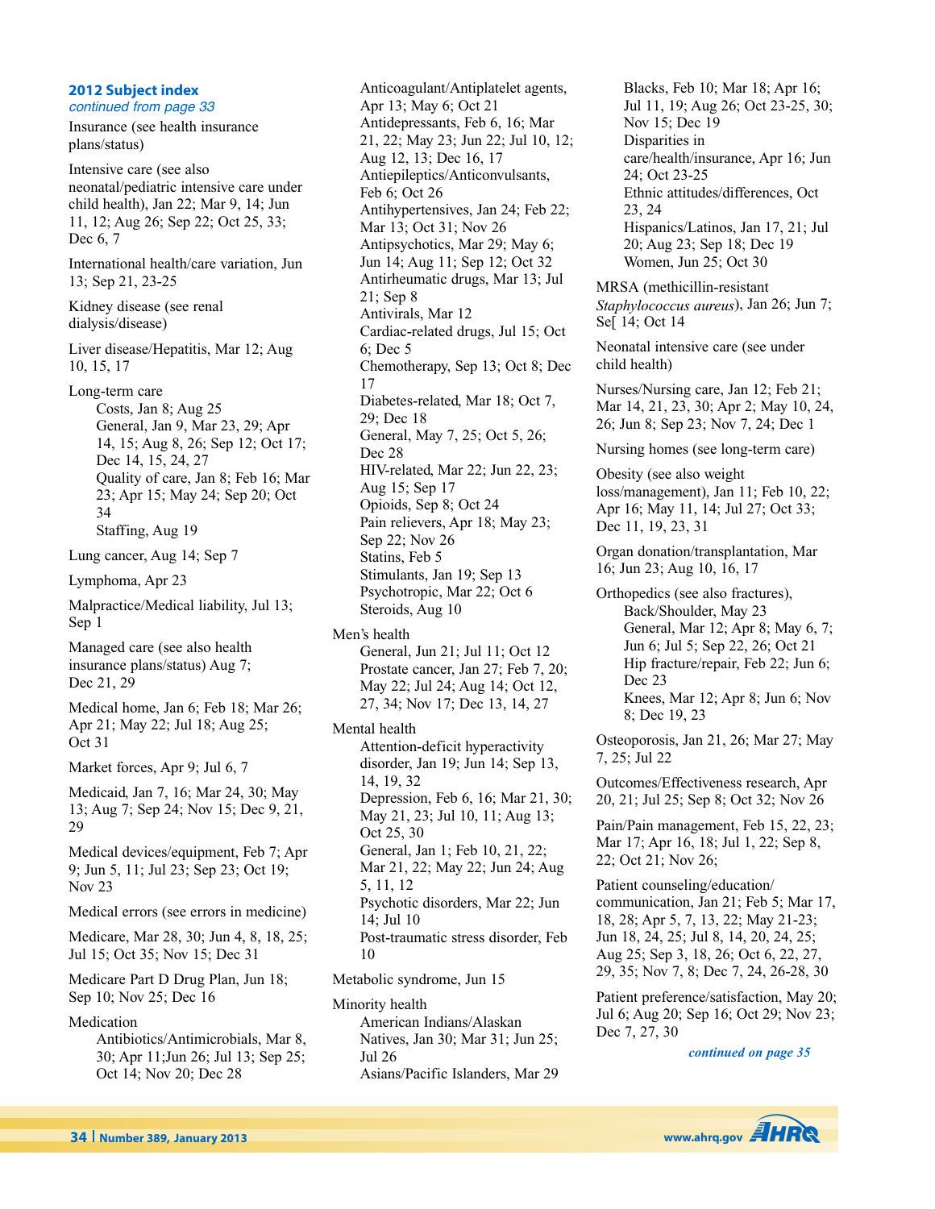## 2012 Subject index

*continued from page 33*

Insurance (see health insurance plans/status)

Intensive care (see also neonatal/pediatric intensive care under child health), Jan 22; Mar 9, 14; Jun 11, 12; Aug 26; Sep 22; Oct 25, 33; Dec 6, 7

International health/care variation, Jun 13; Sep 21, 23-25

Kidney disease (see renal dialysis/disease)

Liver disease/Hepatitis, Mar 12; Aug 10, 15, 17

Long-term care
- Costs, Jan 8; Aug 25
- General, Jan 9, Mar 23, 29; Apr 14, 15; Aug 8, 26; Sep 12; Oct 17; Dec 14, 15, 24, 27
- Quality of care, Jan 8; Feb 16; Mar 23; Apr 15; May 24; Sep 20; Oct 34
- Staffing, Aug 19

Lung cancer, Aug 14; Sep 7

Lymphoma, Apr 23

Malpractice/Medical liability, Jul 13; Sep 1

Managed care (see also health insurance plans/status) Aug 7; Dec 21, 29

Medical home, Jan 6; Feb 18; Mar 26; Apr 21; May 22; Jul 18; Aug 25; Oct 31

Market forces, Apr 9; Jul 6, 7

Medicaid, Jan 7, 16; Mar 24, 30; May 13; Aug 7; Sep 24; Nov 15; Dec 9, 21, 29

Medical devices/equipment, Feb 7; Apr 9; Jun 5, 11; Jul 23; Sep 23; Oct 19; Nov 23

Medical errors (see errors in medicine)

Medicare, Mar 28, 30; Jun 4, 8, 18, 25; Jul 15; Oct 35; Nov 15; Dec 31

Medicare Part D Drug Plan, Jun 18; Sep 10; Nov 25; Dec 16

Medication
- Antibiotics/Antimicrobials, Mar 8, 30; Apr 11;Jun 26; Jul 13; Sep 25; Oct 14; Nov 20; Dec 28
- Anticoagulant/Antiplatelet agents, Apr 13; May 6; Oct 21
- Antidepressants, Feb 6, 16; Mar 21, 22; May 23; Jun 22; Jul 10, 12; Aug 12, 13; Dec 16, 17
- Antiepileptics/Anticonvulsants, Feb 6; Oct 26
- Antihypertensives, Jan 24; Feb 22; Mar 13; Oct 31; Nov 26
- Antipsychotics, Mar 29; May 6; Jun 14; Aug 11; Sep 12; Oct 32
- Antirheumatic drugs, Mar 13; Jul 21; Sep 8
- Antivirals, Mar 12
- Cardiac-related drugs, Jul 15; Oct 6; Dec 5
- Chemotherapy, Sep 13; Oct 8; Dec 17
- Diabetes-related, Mar 18; Oct 7, 29; Dec 18
- General, May 7, 25; Oct 5, 26; Dec 28
- HIV-related, Mar 22; Jun 22, 23; Aug 15; Sep 17
- Opioids, Sep 8; Oct 24
- Pain relievers, Apr 18; May 23; Sep 22; Nov 26
- Statins, Feb 5
- Stimulants, Jan 19; Sep 13
- Psychotropic, Mar 22; Oct 6
- Steroids, Aug 10

Men's health
- General, Jun 21; Jul 11; Oct 12
- Prostate cancer, Jan 27; Feb 7, 20; May 22; Jul 24; Aug 14; Oct 12, 27, 34; Nov 17; Dec 13, 14, 27

Mental health
- Attention-deficit hyperactivity disorder, Jan 19; Jun 14; Sep 13, 14, 19, 32
- Depression, Feb 6, 16; Mar 21, 30; May 21, 23; Jul 10, 11; Aug 13; Oct 25, 30
- General, Jan 1; Feb 10, 21, 22; Mar 21, 22; May 22; Jun 24; Aug 5, 11, 12
- Psychotic disorders, Mar 22; Jun 14; Jul 10
- Post-traumatic stress disorder, Feb 10

Metabolic syndrome, Jun 15

Minority health
- American Indians/Alaskan Natives, Jan 30; Mar 31; Jun 25; Jul 26
- Asians/Pacific Islanders, Mar 29
- Blacks, Feb 10; Mar 18; Apr 16; Jul 11, 19; Aug 26; Oct 23-25, 30; Nov 15; Dec 19
- Disparities in care/health/insurance, Apr 16; Jun 24; Oct 23-25
- Ethnic attitudes/differences, Oct 23, 24
- Hispanics/Latinos, Jan 17, 21; Jul 20; Aug 23; Sep 18; Dec 19
- Women, Jun 25; Oct 30

MRSA (methicillin-resistant *Staphylococcus aureus*), Jan 26; Jun 7; Se[ 14; Oct 14

Neonatal intensive care (see under child health)

Nurses/Nursing care, Jan 12; Feb 21; Mar 14, 21, 23, 30; Apr 2; May 10, 24, 26; Jun 8; Sep 23; Nov 7, 24; Dec 1

Nursing homes (see long-term care)

Obesity (see also weight loss/management), Jan 11; Feb 10, 22; Apr 16; May 11, 14; Jul 27; Oct 33; Dec 11, 19, 23, 31

Organ donation/transplantation, Mar 16; Jun 23; Aug 10, 16, 17

Orthopedics (see also fractures),
- Back/Shoulder, May 23
- General, Mar 12; Apr 8; May 6, 7; Jun 6; Jul 5; Sep 22, 26; Oct 21
- Hip fracture/repair, Feb 22; Jun 6; Dec 23
- Knees, Mar 12; Apr 8; Jun 6; Nov 8; Dec 19, 23

Osteoporosis, Jan 21, 26; Mar 27; May 7, 25; Jul 22

Outcomes/Effectiveness research, Apr 20, 21; Jul 25; Sep 8; Oct 32; Nov 26

Pain/Pain management, Feb 15, 22, 23; Mar 17; Apr 16, 18; Jul 1, 22; Sep 8, 22; Oct 21; Nov 26;

Patient counseling/education/ communication, Jan 21; Feb 5; Mar 17, 18, 28; Apr 5, 7, 13, 22; May 21-23; Jun 18, 24, 25; Jul 8, 14, 20, 24, 25; Aug 25; Sep 3, 18, 26; Oct 6, 22, 27, 29, 35; Nov 7, 8; Dec 7, 24, 26-28, 30

Patient preference/satisfaction, May 20; Jul 6; Aug 20; Sep 16; Oct 29; Nov 23; Dec 7, 27, 30

*continued on page 35*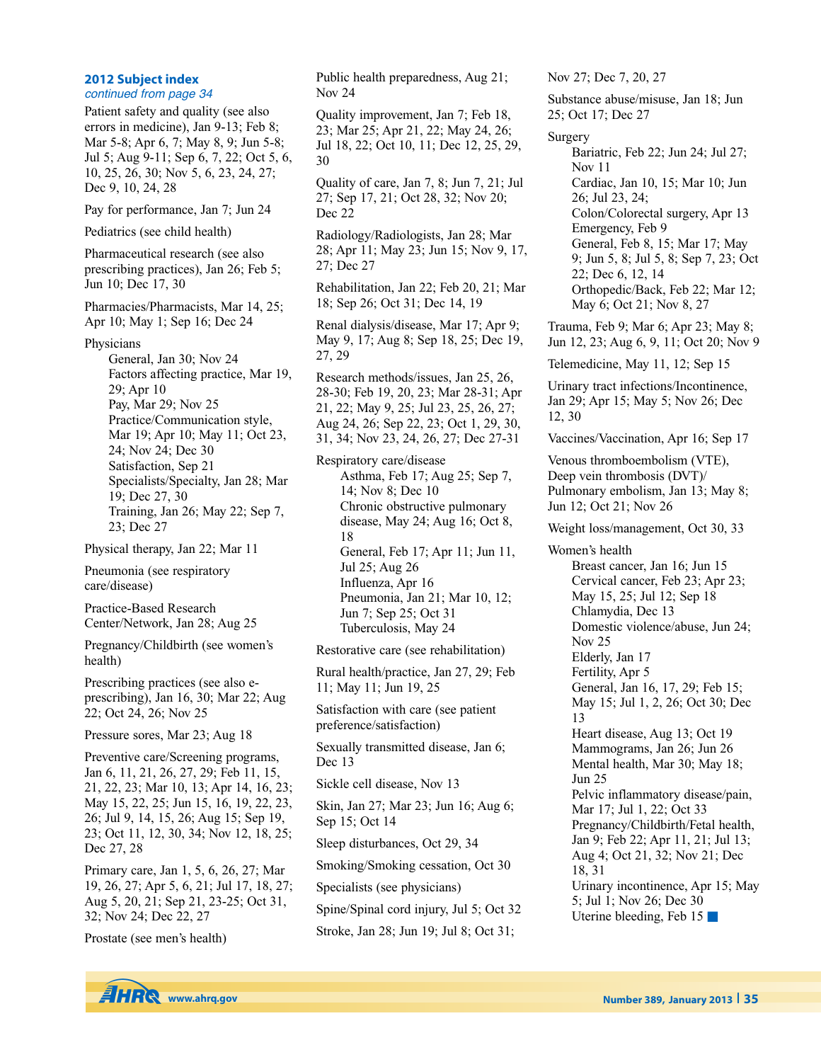## 2012 Subject index

*continued from page 34*

Patient safety and quality (see also errors in medicine), Jan 9-13; Feb 8; Mar 5-8; Apr 6, 7; May 8, 9; Jun 5-8; Jul 5; Aug 9-11; Sep 6, 7, 22; Oct 5, 6, 10, 25, 26, 30; Nov 5, 6, 23, 24, 27; Dec 9, 10, 24, 28

Pay for performance, Jan 7; Jun 24

Pediatrics (see child health)

Pharmaceutical research (see also prescribing practices), Jan 26; Feb 5; Jun 10; Dec 17, 30

Pharmacies/Pharmacists, Mar 14, 25; Apr 10; May 1; Sep 16; Dec 24

Physicians

- General, Jan 30; Nov 24
- Factors affecting practice, Mar 19, 29; Apr 10
- Pay, Mar 29; Nov 25
- Practice/Communication style, Mar 19; Apr 10; May 11; Oct 23, 24; Nov 24; Dec 30
- Satisfaction, Sep 21
- Specialists/Specialty, Jan 28; Mar 19; Dec 27, 30
- Training, Jan 26; May 22; Sep 7, 23; Dec 27

Physical therapy, Jan 22; Mar 11

Pneumonia (see respiratory care/disease)

Practice-Based Research Center/Network, Jan 28; Aug 25

Pregnancy/Childbirth (see women's health)

Prescribing practices (see also e-prescribing), Jan 16, 30; Mar 22; Aug 22; Oct 24, 26; Nov 25

Pressure sores, Mar 23; Aug 18

Preventive care/Screening programs, Jan 6, 11, 21, 26, 27, 29; Feb 11, 15, 21, 22, 23; Mar 10, 13; Apr 14, 16, 23; May 15, 22, 25; Jun 15, 16, 19, 22, 23, 26; Jul 9, 14, 15, 26; Aug 15; Sep 19, 23; Oct 11, 12, 30, 34; Nov 12, 18, 25; Dec 27, 28

Primary care, Jan 1, 5, 6, 26, 27; Mar 19, 26, 27; Apr 5, 6, 21; Jul 17, 18, 27; Aug 5, 20, 21; Sep 21, 23-25; Oct 31, 32; Nov 24; Dec 22, 27

Prostate (see men's health)

Public health preparedness, Aug 21; Nov 24

Quality improvement, Jan 7; Feb 18, 23; Mar 25; Apr 21, 22; May 24, 26; Jul 18, 22; Oct 10, 11; Dec 12, 25, 29, 30

Quality of care, Jan 7, 8; Jun 7, 21; Jul 27; Sep 17, 21; Oct 28, 32; Nov 20; Dec 22

Radiology/Radiologists, Jan 28; Mar 28; Apr 11; May 23; Jun 15; Nov 9, 17, 27; Dec 27

Rehabilitation, Jan 22; Feb 20, 21; Mar 18; Sep 26; Oct 31; Dec 14, 19

Renal dialysis/disease, Mar 17; Apr 9; May 9, 17; Aug 8; Sep 18, 25; Dec 19, 27, 29

Research methods/issues, Jan 25, 26, 28-30; Feb 19, 20, 23; Mar 28-31; Apr 21, 22; May 9, 25; Jul 23, 25, 26, 27; Aug 24, 26; Sep 22, 23; Oct 1, 29, 30, 31, 34; Nov 23, 24, 26, 27; Dec 27-31

Respiratory care/disease

- Asthma, Feb 17; Aug 25; Sep 7, 14; Nov 8; Dec 10
- Chronic obstructive pulmonary disease, May 24; Aug 16; Oct 8, 18
- General, Feb 17; Apr 11; Jun 11, Jul 25; Aug 26
- Influenza, Apr 16
- Pneumonia, Jan 21; Mar 10, 12; Jun 7; Sep 25; Oct 31
- Tuberculosis, May 24

Restorative care (see rehabilitation)

Rural health/practice, Jan 27, 29; Feb 11; May 11; Jun 19, 25

Satisfaction with care (see patient preference/satisfaction)

Sexually transmitted disease, Jan 6; Dec 13

Sickle cell disease, Nov 13

Skin, Jan 27; Mar 23; Jun 16; Aug 6; Sep 15; Oct 14

Sleep disturbances, Oct 29, 34

Smoking/Smoking cessation, Oct 30

Specialists (see physicians)

Spine/Spinal cord injury, Jul 5; Oct 32

Stroke, Jan 28; Jun 19; Jul 8; Oct 31; Nov 27; Dec 7, 20, 27

Substance abuse/misuse, Jan 18; Jun 25; Oct 17; Dec 27

Surgery

- Bariatric, Feb 22; Jun 24; Jul 27; Nov 11
- Cardiac, Jan 10, 15; Mar 10; Jun 26; Jul 23, 24;
- Colon/Colorectal surgery, Apr 13
- Emergency, Feb 9
- General, Feb 8, 15; Mar 17; May 9; Jun 5, 8; Jul 5, 8; Sep 7, 23; Oct 22; Dec 6, 12, 14
- Orthopedic/Back, Feb 22; Mar 12; May 6; Oct 21; Nov 8, 27

Trauma, Feb 9; Mar 6; Apr 23; May 8; Jun 12, 23; Aug 6, 9, 11; Oct 20; Nov 9

Telemedicine, May 11, 12; Sep 15

Urinary tract infections/Incontinence, Jan 29; Apr 15; May 5; Nov 26; Dec 12, 30

Vaccines/Vaccination, Apr 16; Sep 17

Venous thromboembolism (VTE), Deep vein thrombosis (DVT)/ Pulmonary embolism, Jan 13; May 8; Jun 12; Oct 21; Nov 26

Weight loss/management, Oct 30, 33

Women's health

- Breast cancer, Jan 16; Jun 15
- Cervical cancer, Feb 23; Apr 23; May 15, 25; Jul 12; Sep 18
- Chlamydia, Dec 13
- Domestic violence/abuse, Jun 24; Nov 25
- Elderly, Jan 17
- Fertility, Apr 5
- General, Jan 16, 17, 29; Feb 15; May 15; Jul 1, 2, 26; Oct 30; Dec 13
- Heart disease, Aug 13; Oct 19
- Mammograms, Jan 26; Jun 26
- Mental health, Mar 30; May 18; Jun 25
- Pelvic inflammatory disease/pain, Mar 17; Jul 1, 22; Oct 33
- Pregnancy/Childbirth/Fetal health, Jan 9; Feb 22; Apr 11, 21; Jul 13; Aug 4; Oct 21, 32; Nov 21; Dec 18, 31
- Urinary incontinence, Apr 15; May 5; Jul 1; Nov 26; Dec 30
- Uterine bleeding, Feb 15 ■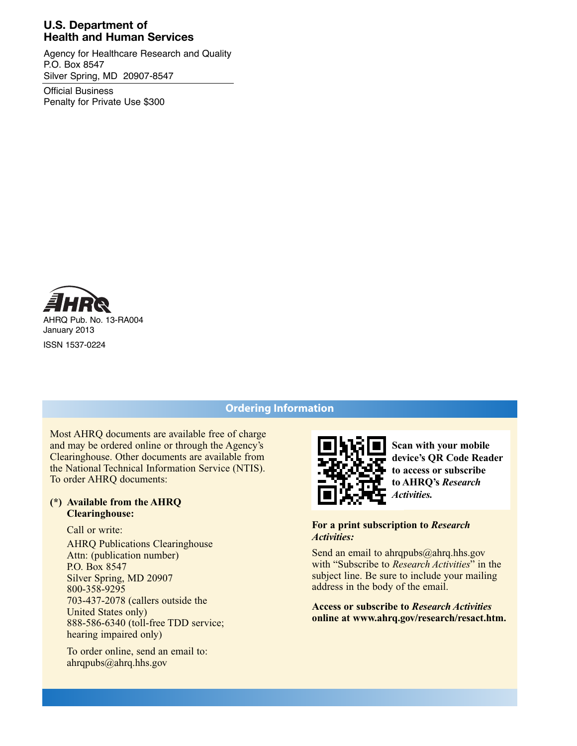**U.S. Department of Health and Human Services**

Agency for Healthcare Research and Quality
P.O. Box 8547
Silver Spring, MD 20907-8547

Official Business
Penalty for Private Use $300

AHRQ Pub. No. 13-RA004
January 2013

ISSN 1537-0224

## Ordering Information

Most AHRQ documents are available free of charge and may be ordered online or through the Agency's Clearinghouse. Other documents are available from the National Technical Information Service (NTIS). To order AHRQ documents:

**(*) Available from the AHRQ Clearinghouse:**

Call or write:

AHRQ Publications Clearinghouse
Attn: (publication number)
P.O. Box 8547
Silver Spring, MD 20907
800-358-9295
703-437-2078 (callers outside the United States only)
888-586-6340 (toll-free TDD service; hearing impaired only)

To order online, send an email to: ahrqpubs@ahrq.hhs.gov

**Scan with your mobile device's QR Code Reader to access or subscribe to AHRQ's *Research Activities.***

**For a print subscription to *Research Activities:***

Send an email to ahrqpubs@ahrq.hhs.gov with "Subscribe to *Research Activities*" in the subject line. Be sure to include your mailing address in the body of the email.

**Access or subscribe to *Research Activities* online at www.ahrq.gov/research/resact.htm.**